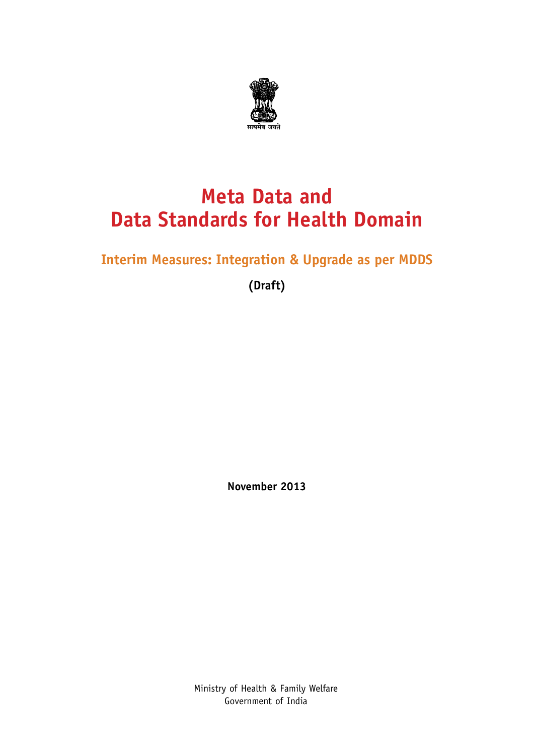सत्यमेव जयते

# Meta Data and Data Standards for Health Domain

## Interim Measures: Integration & Upgrade as per MDDS

**(Draft)**

**November 2013**

Ministry of Health & Family Welfare
Government of India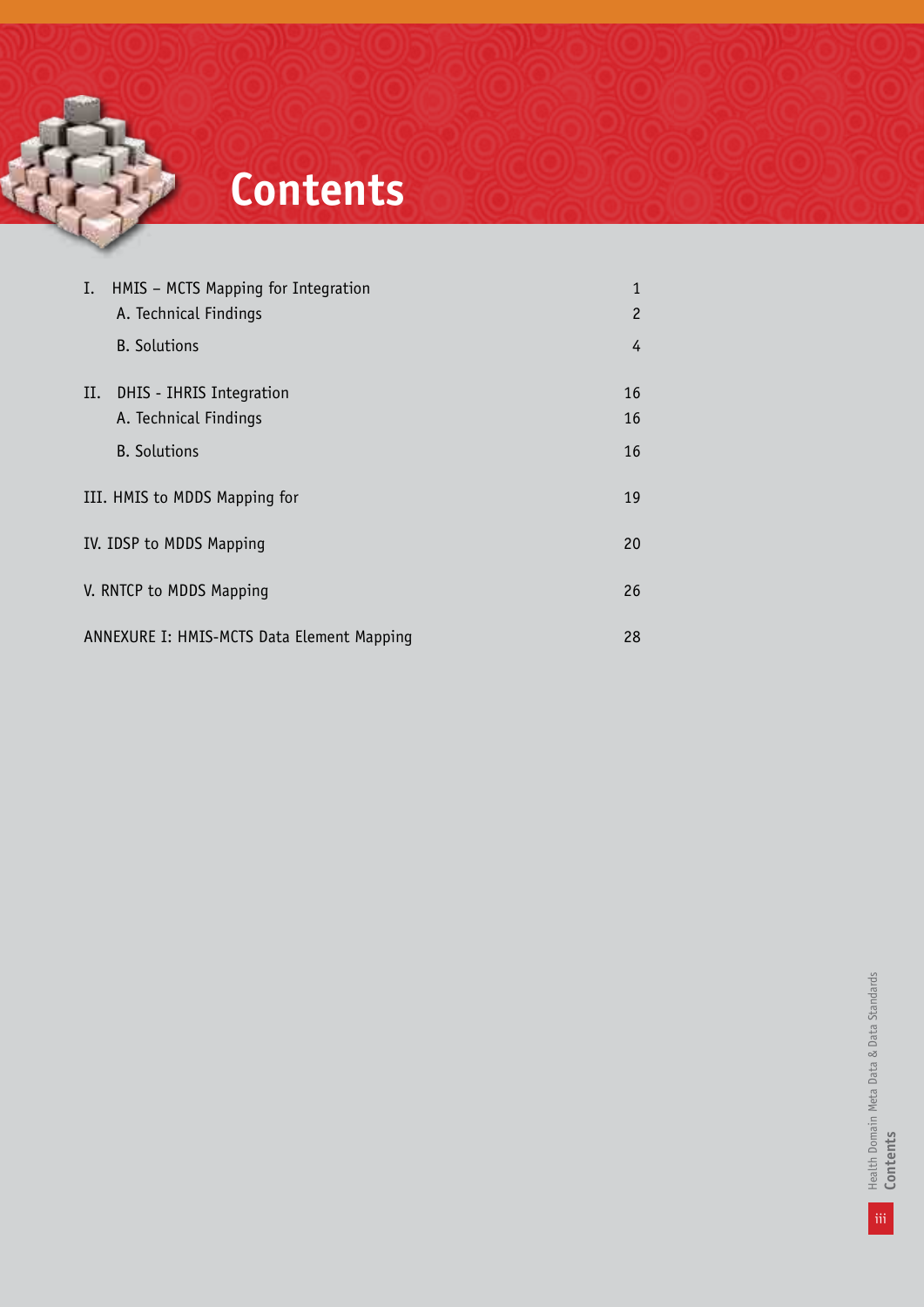# Contents

| | |
|---|---|
| I. HMIS – MCTS Mapping for Integration | 1 |
| A. Technical Findings | 2 |
| B. Solutions | 4 |
| II. DHIS - IHRIS Integration | 16 |
| A. Technical Findings | 16 |
| B. Solutions | 16 |
| III. HMIS to MDDS Mapping for | 19 |
| IV. IDSP to MDDS Mapping | 20 |
| V. RNTCP to MDDS Mapping | 26 |
| ANNEXURE I: HMIS-MCTS Data Element Mapping | 28 |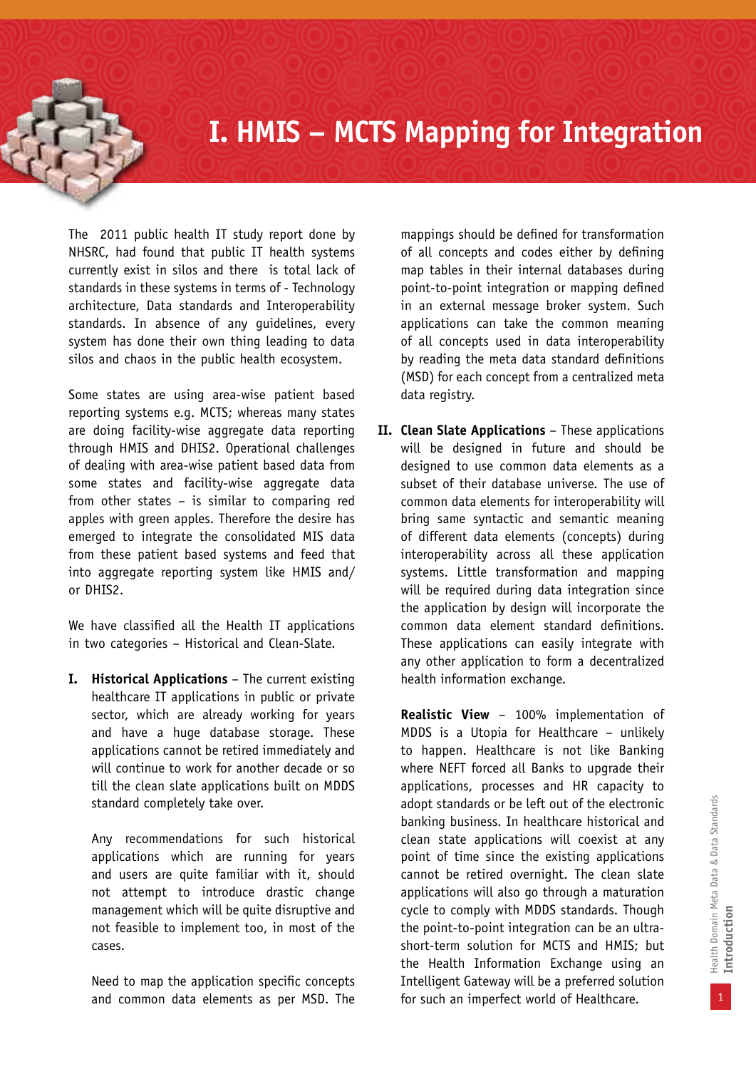# I. HMIS – MCTS Mapping for Integration

The 2011 public health IT study report done by NHSRC, had found that public IT health systems currently exist in silos and there is total lack of standards in these systems in terms of - Technology architecture, Data standards and Interoperability standards. In absence of any guidelines, every system has done their own thing leading to data silos and chaos in the public health ecosystem.

Some states are using area-wise patient based reporting systems e.g. MCTS; whereas many states are doing facility-wise aggregate data reporting through HMIS and DHIS2. Operational challenges of dealing with area-wise patient based data from some states and facility-wise aggregate data from other states – is similar to comparing red apples with green apples. Therefore the desire has emerged to integrate the consolidated MIS data from these patient based systems and feed that into aggregate reporting system like HMIS and/ or DHIS2.

We have classified all the Health IT applications in two categories – Historical and Clean-Slate.

**I. Historical Applications** – The current existing healthcare IT applications in public or private sector, which are already working for years and have a huge database storage. These applications cannot be retired immediately and will continue to work for another decade or so till the clean slate applications built on MDDS standard completely take over.

Any recommendations for such historical applications which are running for years and users are quite familiar with it, should not attempt to introduce drastic change management which will be quite disruptive and not feasible to implement too, in most of the cases.

Need to map the application specific concepts and common data elements as per MSD. The mappings should be defined for transformation of all concepts and codes either by defining map tables in their internal databases during point-to-point integration or mapping defined in an external message broker system. Such applications can take the common meaning of all concepts used in data interoperability by reading the meta data standard definitions (MSD) for each concept from a centralized meta data registry.

**II. Clean Slate Applications** – These applications will be designed in future and should be designed to use common data elements as a subset of their database universe. The use of common data elements for interoperability will bring same syntactic and semantic meaning of different data elements (concepts) during interoperability across all these application systems. Little transformation and mapping will be required during data integration since the application by design will incorporate the common data element standard definitions. These applications can easily integrate with any other application to form a decentralized health information exchange.

**Realistic View** – 100% implementation of MDDS is a Utopia for Healthcare – unlikely to happen. Healthcare is not like Banking where NEFT forced all Banks to upgrade their applications, processes and HR capacity to adopt standards or be left out of the electronic banking business. In healthcare historical and clean state applications will coexist at any point of time since the existing applications cannot be retired overnight. The clean slate applications will also go through a maturation cycle to comply with MDDS standards. Though the point-to-point integration can be an ultra-short-term solution for MCTS and HMIS; but the Health Information Exchange using an Intelligent Gateway will be a preferred solution for such an imperfect world of Healthcare.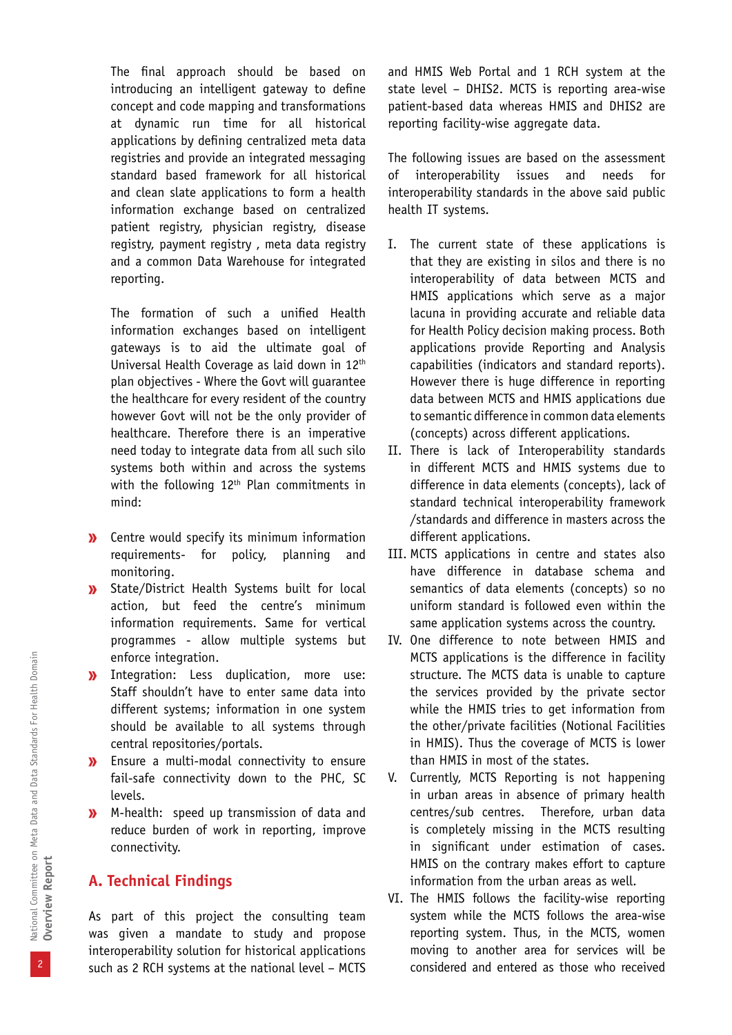The final approach should be based on introducing an intelligent gateway to define concept and code mapping and transformations at dynamic run time for all historical applications by defining centralized meta data registries and provide an integrated messaging standard based framework for all historical and clean slate applications to form a health information exchange based on centralized patient registry, physician registry, disease registry, payment registry , meta data registry and a common Data Warehouse for integrated reporting.

The formation of such a unified Health information exchanges based on intelligent gateways is to aid the ultimate goal of Universal Health Coverage as laid down in 12th plan objectives - Where the Govt will guarantee the healthcare for every resident of the country however Govt will not be the only provider of healthcare. Therefore there is an imperative need today to integrate data from all such silo systems both within and across the systems with the following 12th Plan commitments in mind:

- Centre would specify its minimum information requirements- for policy, planning and monitoring.
- State/District Health Systems built for local action, but feed the centre's minimum information requirements. Same for vertical programmes - allow multiple systems but enforce integration.
- Integration: Less duplication, more use: Staff shouldn't have to enter same data into different systems; information in one system should be available to all systems through central repositories/portals.
- Ensure a multi-modal connectivity to ensure fail-safe connectivity down to the PHC, SC levels.
- M-health: speed up transmission of data and reduce burden of work in reporting, improve connectivity.

## A. Technical Findings

As part of this project the consulting team was given a mandate to study and propose interoperability solution for historical applications such as 2 RCH systems at the national level – MCTS and HMIS Web Portal and 1 RCH system at the state level – DHIS2. MCTS is reporting area-wise patient-based data whereas HMIS and DHIS2 are reporting facility-wise aggregate data.

The following issues are based on the assessment of interoperability issues and needs for interoperability standards in the above said public health IT systems.

I. The current state of these applications is that they are existing in silos and there is no interoperability of data between MCTS and HMIS applications which serve as a major lacuna in providing accurate and reliable data for Health Policy decision making process. Both applications provide Reporting and Analysis capabilities (indicators and standard reports). However there is huge difference in reporting data between MCTS and HMIS applications due to semantic difference in common data elements (concepts) across different applications.

II. There is lack of Interoperability standards in different MCTS and HMIS systems due to difference in data elements (concepts), lack of standard technical interoperability framework /standards and difference in masters across the different applications.

III. MCTS applications in centre and states also have difference in database schema and semantics of data elements (concepts) so no uniform standard is followed even within the same application systems across the country.

IV. One difference to note between HMIS and MCTS applications is the difference in facility structure. The MCTS data is unable to capture the services provided by the private sector while the HMIS tries to get information from the other/private facilities (Notional Facilities in HMIS). Thus the coverage of MCTS is lower than HMIS in most of the states.

V. Currently, MCTS Reporting is not happening in urban areas in absence of primary health centres/sub centres. Therefore, urban data is completely missing in the MCTS resulting in significant under estimation of cases. HMIS on the contrary makes effort to capture information from the urban areas as well.

VI. The HMIS follows the facility-wise reporting system while the MCTS follows the area-wise reporting system. Thus, in the MCTS, women moving to another area for services will be considered and entered as those who received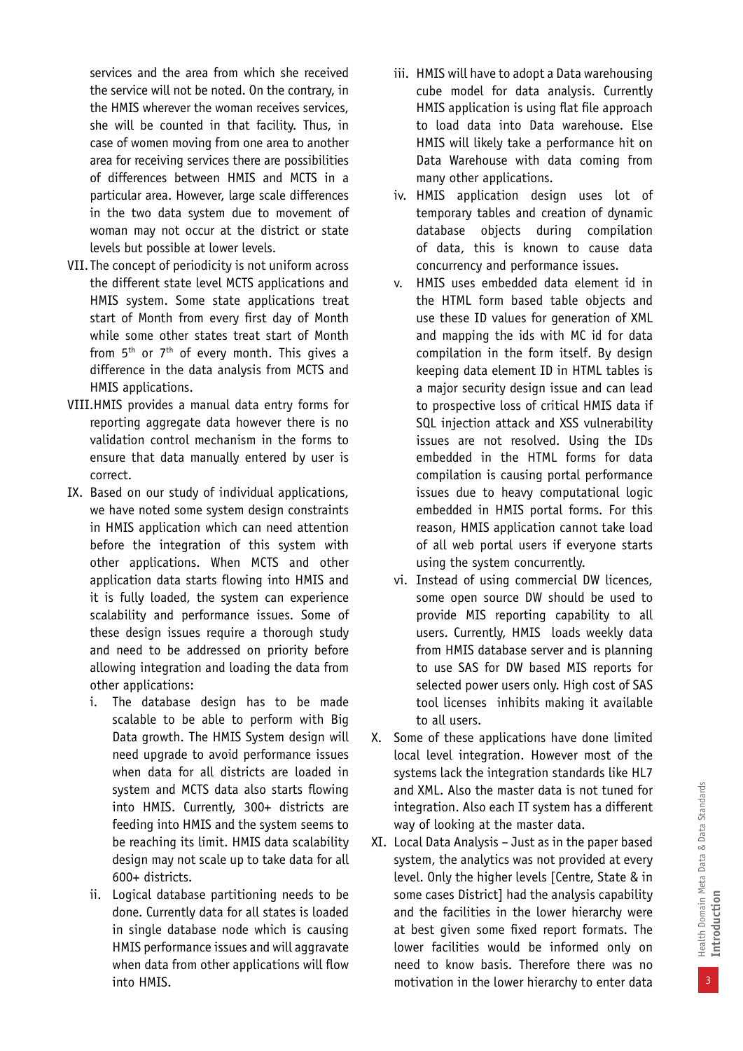services and the area from which she received the service will not be noted. On the contrary, in the HMIS wherever the woman receives services, she will be counted in that facility. Thus, in case of women moving from one area to another area for receiving services there are possibilities of differences between HMIS and MCTS in a particular area. However, large scale differences in the two data system due to movement of woman may not occur at the district or state levels but possible at lower levels.

VII. The concept of periodicity is not uniform across the different state level MCTS applications and HMIS system. Some state applications treat start of Month from every first day of Month while some other states treat start of Month from 5th or 7th of every month. This gives a difference in the data analysis from MCTS and HMIS applications.

VIII. HMIS provides a manual data entry forms for reporting aggregate data however there is no validation control mechanism in the forms to ensure that data manually entered by user is correct.

IX. Based on our study of individual applications, we have noted some system design constraints in HMIS application which can need attention before the integration of this system with other applications. When MCTS and other application data starts flowing into HMIS and it is fully loaded, the system can experience scalability and performance issues. Some of these design issues require a thorough study and need to be addressed on priority before allowing integration and loading the data from other applications:

   i. The database design has to be made scalable to be able to perform with Big Data growth. The HMIS System design will need upgrade to avoid performance issues when data for all districts are loaded in system and MCTS data also starts flowing into HMIS. Currently, 300+ districts are feeding into HMIS and the system seems to be reaching its limit. HMIS data scalability design may not scale up to take data for all 600+ districts.

   ii. Logical database partitioning needs to be done. Currently data for all states is loaded in single database node which is causing HMIS performance issues and will aggravate when data from other applications will flow into HMIS.

   iii. HMIS will have to adopt a Data warehousing cube model for data analysis. Currently HMIS application is using flat file approach to load data into Data warehouse. Else HMIS will likely take a performance hit on Data Warehouse with data coming from many other applications.

   iv. HMIS application design uses lot of temporary tables and creation of dynamic database objects during compilation of data, this is known to cause data concurrency and performance issues.

   v. HMIS uses embedded data element id in the HTML form based table objects and use these ID values for generation of XML and mapping the ids with MC id for data compilation in the form itself. By design keeping data element ID in HTML tables is a major security design issue and can lead to prospective loss of critical HMIS data if SQL injection attack and XSS vulnerability issues are not resolved. Using the IDs embedded in the HTML forms for data compilation is causing portal performance issues due to heavy computational logic embedded in HMIS portal forms. For this reason, HMIS application cannot take load of all web portal users if everyone starts using the system concurrently.

   vi. Instead of using commercial DW licences, some open source DW should be used to provide MIS reporting capability to all users. Currently, HMIS loads weekly data from HMIS database server and is planning to use SAS for DW based MIS reports for selected power users only. High cost of SAS tool licenses inhibits making it available to all users.

X. Some of these applications have done limited local level integration. However most of the systems lack the integration standards like HL7 and XML. Also the master data is not tuned for integration. Also each IT system has a different way of looking at the master data.

XI. Local Data Analysis – Just as in the paper based system, the analytics was not provided at every level. Only the higher levels [Centre, State & in some cases District] had the analysis capability and the facilities in the lower hierarchy were at best given some fixed report formats. The lower facilities would be informed only on need to know basis. Therefore there was no motivation in the lower hierarchy to enter data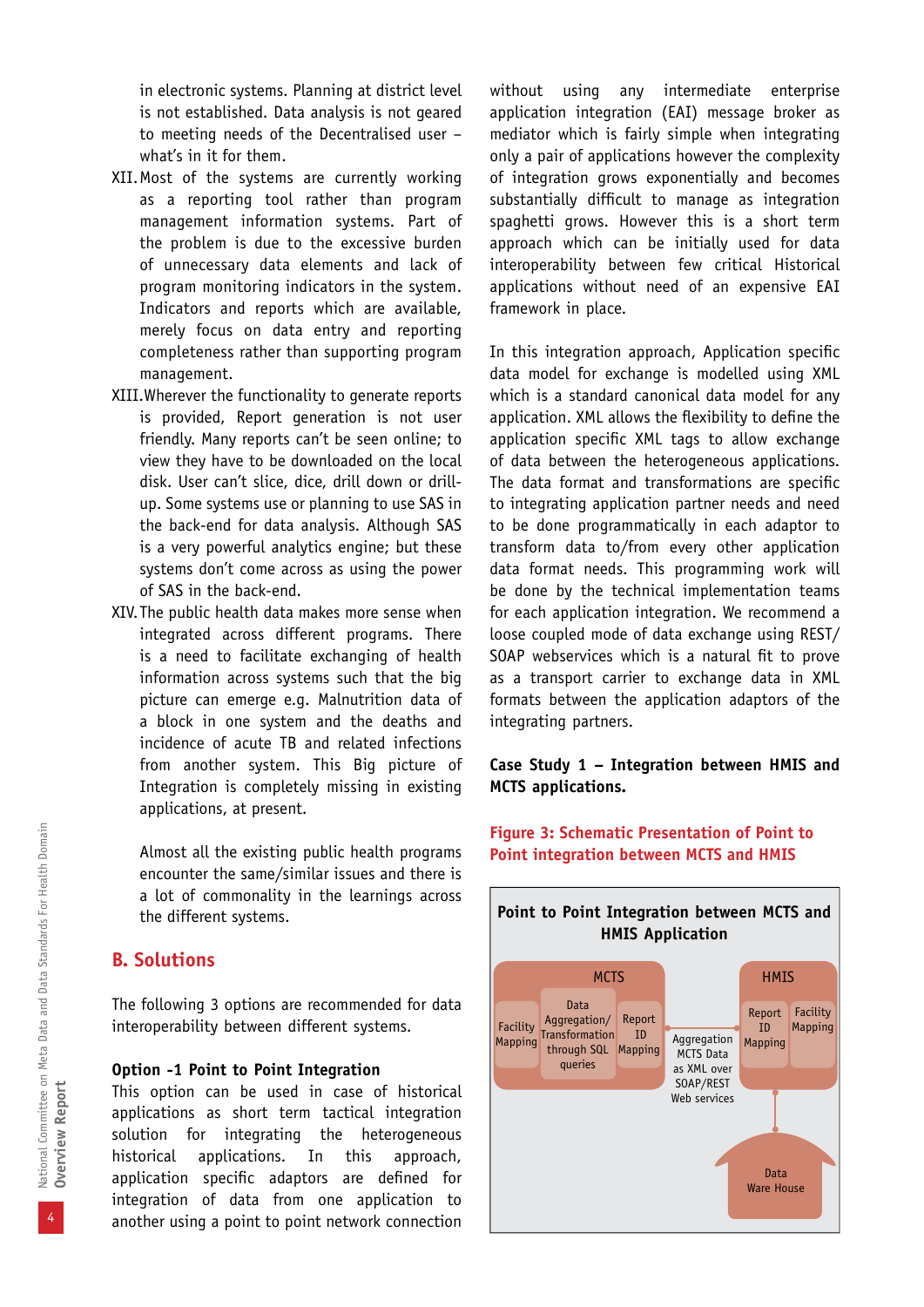in electronic systems. Planning at district level is not established. Data analysis is not geared to meeting needs of the Decentralised user – what's in it for them.

XII. Most of the systems are currently working as a reporting tool rather than program management information systems. Part of the problem is due to the excessive burden of unnecessary data elements and lack of program monitoring indicators in the system. Indicators and reports which are available, merely focus on data entry and reporting completeness rather than supporting program management.

XIII. Wherever the functionality to generate reports is provided, Report generation is not user friendly. Many reports can't be seen online; to view they have to be downloaded on the local disk. User can't slice, dice, drill down or drill-up. Some systems use or planning to use SAS in the back-end for data analysis. Although SAS is a very powerful analytics engine; but these systems don't come across as using the power of SAS in the back-end.

XIV. The public health data makes more sense when integrated across different programs. There is a need to facilitate exchanging of health information across systems such that the big picture can emerge e.g. Malnutrition data of a block in one system and the deaths and incidence of acute TB and related infections from another system. This Big picture of Integration is completely missing in existing applications, at present.

Almost all the existing public health programs encounter the same/similar issues and there is a lot of commonality in the learnings across the different systems.

## B. Solutions

The following 3 options are recommended for data interoperability between different systems.

### Option -1 Point to Point Integration

This option can be used in case of historical applications as short term tactical integration solution for integrating the heterogeneous historical applications. In this approach, application specific adaptors are defined for integration of data from one application to another using a point to point network connection without using any intermediate enterprise application integration (EAI) message broker as mediator which is fairly simple when integrating only a pair of applications however the complexity of integration grows exponentially and becomes substantially difficult to manage as integration spaghetti grows. However this is a short term approach which can be initially used for data interoperability between few critical Historical applications without need of an expensive EAI framework in place.

In this integration approach, Application specific data model for exchange is modelled using XML which is a standard canonical data model for any application. XML allows the flexibility to define the application specific XML tags to allow exchange of data between the heterogeneous applications. The data format and transformations are specific to integrating application partner needs and need to be done programmatically in each adaptor to transform data to/from every other application data format needs. This programming work will be done by the technical implementation teams for each application integration. We recommend a loose coupled mode of data exchange using REST/SOAP webservices which is a natural fit to prove as a transport carrier to exchange data in XML formats between the application adaptors of the integrating partners.

**Case Study 1 – Integration between HMIS and MCTS applications.**

**Figure 3: Schematic Presentation of Point to Point integration between MCTS and HMIS**

**Point to Point Integration between MCTS and HMIS Application**

- **MCTS**: Facility Mapping; Data Aggregation/ Transformation through SQL queries; Report ID Mapping
- Aggregation MCTS Data as XML over SOAP/REST Web services
- **HMIS**: Report ID Mapping; Facility Mapping
- Data Ware House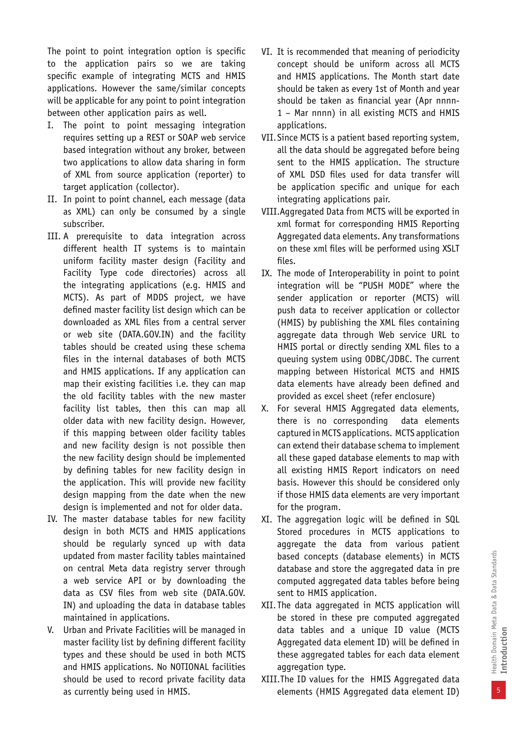The point to point integration option is specific to the application pairs so we are taking specific example of integrating MCTS and HMIS applications. However the same/similar concepts will be applicable for any point to point integration between other application pairs as well.

I. The point to point messaging integration requires setting up a REST or SOAP web service based integration without any broker, between two applications to allow data sharing in form of XML from source application (reporter) to target application (collector).

II. In point to point channel, each message (data as XML) can only be consumed by a single subscriber.

III. A prerequisite to data integration across different health IT systems is to maintain uniform facility master design (Facility and Facility Type code directories) across all the integrating applications (e.g. HMIS and MCTS). As part of MDDS project, we have defined master facility list design which can be downloaded as XML files from a central server or web site (DATA.GOV.IN) and the facility tables should be created using these schema files in the internal databases of both MCTS and HMIS applications. If any application can map their existing facilities i.e. they can map the old facility tables with the new master facility list tables, then this can map all older data with new facility design. However, if this mapping between older facility tables and new facility design is not possible then the new facility design should be implemented by defining tables for new facility design in the application. This will provide new facility design mapping from the date when the new design is implemented and not for older data.

IV. The master database tables for new facility design in both MCTS and HMIS applications should be regularly synced up with data updated from master facility tables maintained on central Meta data registry server through a web service API or by downloading the data as CSV files from web site (DATA.GOV.IN) and uploading the data in database tables maintained in applications.

V. Urban and Private Facilities will be managed in master facility list by defining different facility types and these should be used in both MCTS and HMIS applications. No NOTIONAL facilities should be used to record private facility data as currently being used in HMIS.

VI. It is recommended that meaning of periodicity concept should be uniform across all MCTS and HMIS applications. The Month start date should be taken as every 1st of Month and year should be taken as financial year (Apr nnnn-1 – Mar nnnn) in all existing MCTS and HMIS applications.

VII. Since MCTS is a patient based reporting system, all the data should be aggregated before being sent to the HMIS application. The structure of XML DSD files used for data transfer will be application specific and unique for each integrating applications pair.

VIII. Aggregated Data from MCTS will be exported in xml format for corresponding HMIS Reporting Aggregated data elements. Any transformations on these xml files will be performed using XSLT files.

IX. The mode of Interoperability in point to point integration will be "PUSH MODE" where the sender application or reporter (MCTS) will push data to receiver application or collector (HMIS) by publishing the XML files containing aggregate data through Web service URL to HMIS portal or directly sending XML files to a queuing system using ODBC/JDBC. The current mapping between Historical MCTS and HMIS data elements have already been defined and provided as excel sheet (refer enclosure)

X. For several HMIS Aggregated data elements, there is no corresponding data elements captured in MCTS applications. MCTS application can extend their database schema to implement all these gaped database elements to map with all existing HMIS Report indicators on need basis. However this should be considered only if those HMIS data elements are very important for the program.

XI. The aggregation logic will be defined in SQL Stored procedures in MCTS applications to aggregate the data from various patient based concepts (database elements) in MCTS database and store the aggregated data in pre computed aggregated data tables before being sent to HMIS application.

XII. The data aggregated in MCTS application will be stored in these pre computed aggregated data tables and a unique ID value (MCTS Aggregated data element ID) will be defined in these aggregated tables for each data element aggregation type.

XIII. The ID values for the HMIS Aggregated data elements (HMIS Aggregated data element ID)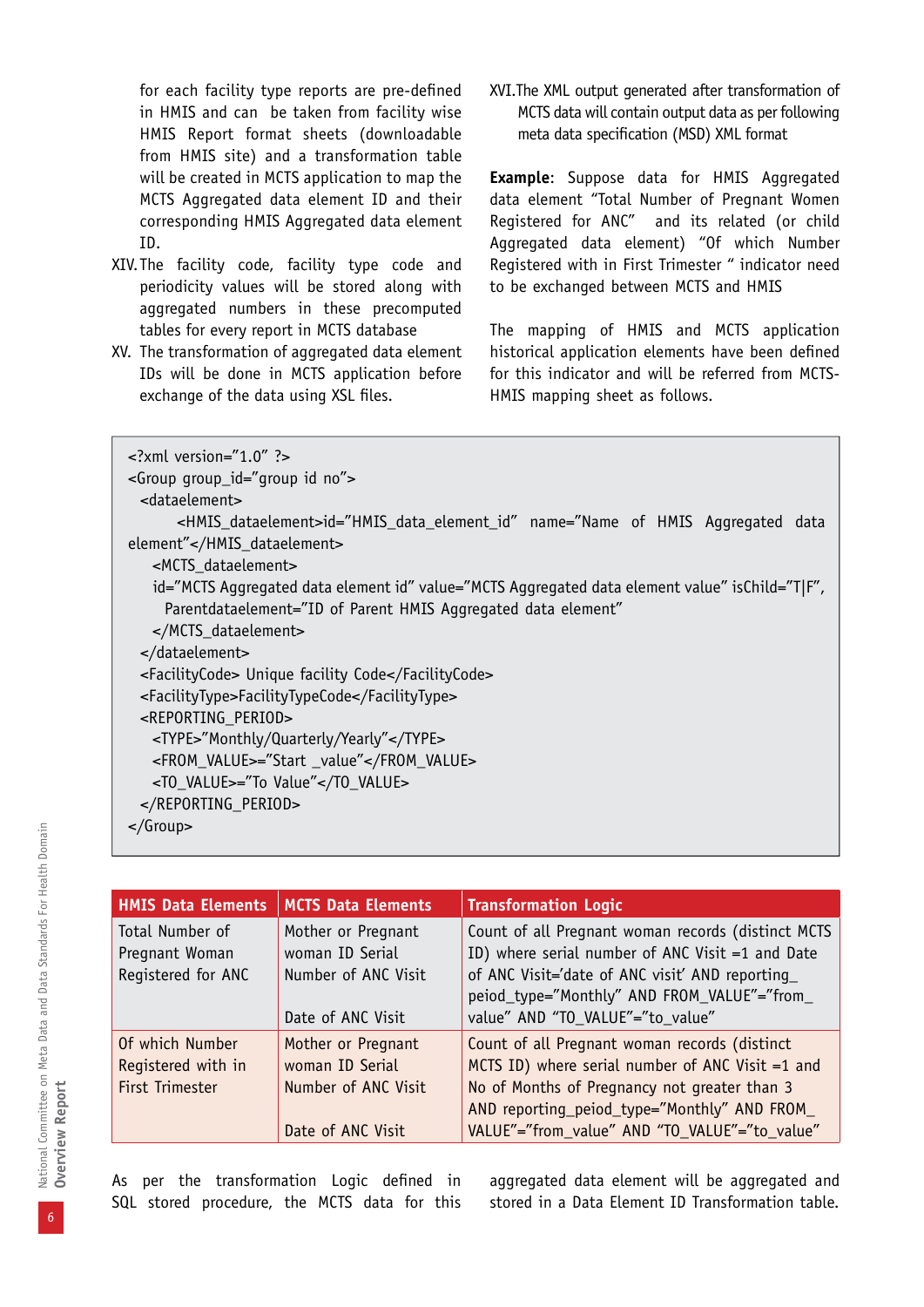for each facility type reports are pre-defined in HMIS and can be taken from facility wise HMIS Report format sheets (downloadable from HMIS site) and a transformation table will be created in MCTS application to map the MCTS Aggregated data element ID and their corresponding HMIS Aggregated data element ID.

XIV. The facility code, facility type code and periodicity values will be stored along with aggregated numbers in these precomputed tables for every report in MCTS database

XV. The transformation of aggregated data element IDs will be done in MCTS application before exchange of the data using XSL files.

XVI. The XML output generated after transformation of MCTS data will contain output data as per following meta data specification (MSD) XML format

**Example**: Suppose data for HMIS Aggregated data element "Total Number of Pregnant Women Registered for ANC" and its related (or child Aggregated data element) "Of which Number Registered with in First Trimester " indicator need to be exchanged between MCTS and HMIS

The mapping of HMIS and MCTS application historical application elements have been defined for this indicator and will be referred from MCTS-HMIS mapping sheet as follows.

```
<?xml version="1.0" ?>
<Group group_id="group id no">
  <dataelement>
      <HMIS_dataelement>id="HMIS_data_element_id" name="Name of HMIS Aggregated data element"</HMIS_dataelement>
    <MCTS_dataelement>
    id="MCTS Aggregated data element id" value="MCTS Aggregated data element value" isChild="T|F",
      Parentdataelement="ID of Parent HMIS Aggregated data element"
    </MCTS_dataelement>
  </dataelement>
  <FacilityCode> Unique facility Code</FacilityCode>
  <FacilityType>FacilityTypeCode</FacilityType>
  <REPORTING_PERIOD>
    <TYPE>"Monthly/Quarterly/Yearly"</TYPE>
    <FROM_VALUE>="Start _value"</FROM_VALUE>
    <TO_VALUE>="To Value"</TO_VALUE>
  </REPORTING_PERIOD>
</Group>
```

| HMIS Data Elements | MCTS Data Elements | Transformation Logic |
|---|---|---|
| Total Number of Pregnant Woman Registered for ANC | Mother or Pregnant woman ID Serial Number of ANC Visit<br><br>Date of ANC Visit | Count of all Pregnant woman records (distinct MCTS ID) where serial number of ANC Visit =1 and Date of ANC Visit='date of ANC visit' AND reporting_peiod_type="Monthly" AND FROM_VALUE"="from_value" AND "TO_VALUE"="to_value" |
| Of which Number Registered with in First Trimester | Mother or Pregnant woman ID Serial Number of ANC Visit<br><br>Date of ANC Visit | Count of all Pregnant woman records (distinct MCTS ID) where serial number of ANC Visit =1 and No of Months of Pregnancy not greater than 3 AND reporting_peiod_type="Monthly" AND FROM_VALUE"="from_value" AND "TO_VALUE"="to_value" |

As per the transformation Logic defined in SQL stored procedure, the MCTS data for this aggregated data element will be aggregated and stored in a Data Element ID Transformation table.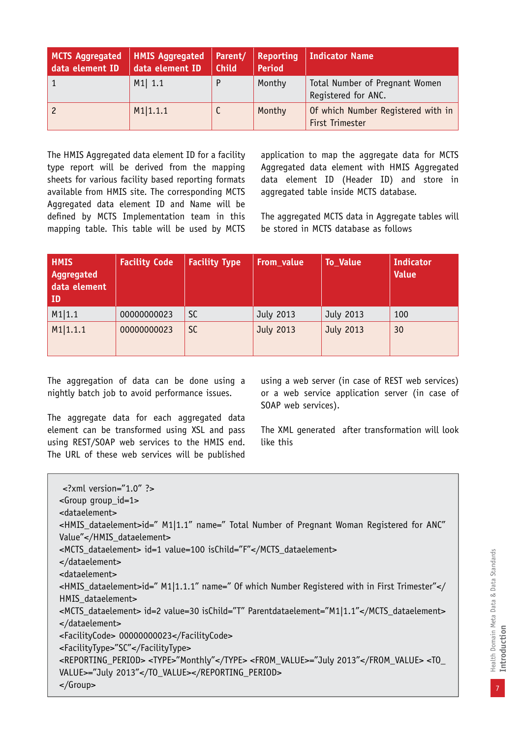| MCTS Aggregated data element ID | HMIS Aggregated data element ID | Parent/ Child | Reporting Period | Indicator Name |
|---|---|---|---|---|
| 1 | M1\| 1.1 | P | Monthy | Total Number of Pregnant Women Registered for ANC. |
| 2 | M1\|1.1.1 | C | Monthy | Of which Number Registered with in First Trimester |

The HMIS Aggregated data element ID for a facility type report will be derived from the mapping sheets for various facility based reporting formats available from HMIS site. The corresponding MCTS Aggregated data element ID and Name will be defined by MCTS Implementation team in this mapping table. This table will be used by MCTS application to map the aggregate data for MCTS Aggregated data element with HMIS Aggregated data element ID (Header ID) and store in aggregated table inside MCTS database.

The aggregated MCTS data in Aggregate tables will be stored in MCTS database as follows

| HMIS Aggregated data element ID | Facility Code | Facility Type | From_value | To_Value | Indicator Value |
|---|---|---|---|---|---|
| M1\|1.1 | 00000000023 | SC | July 2013 | July 2013 | 100 |
| M1\|1.1.1 | 00000000023 | SC | July 2013 | July 2013 | 30 |

The aggregation of data can be done using a nightly batch job to avoid performance issues.

The aggregate data for each aggregated data element can be transformed using XSL and pass using REST/SOAP web services to the HMIS end. The URL of these web services will be published using a web server (in case of REST web services) or a web service application server (in case of SOAP web services).

The XML generated after transformation will look like this

```
<?xml version="1.0" ?>
<Group group_id=1>
<dataelement>
<HMIS_dataelement>id=" M1|1.1" name=" Total Number of Pregnant Woman Registered for ANC" Value"</HMIS_dataelement>
<MCTS_dataelement> id=1 value=100 isChild="F"</MCTS_dataelement>
</dataelement>
<dataelement>
<HMIS_dataelement>id=" M1|1.1.1" name=" Of which Number Registered with in First Trimester"</HMIS_dataelement>
<MCTS_dataelement> id=2 value=30 isChild="T" Parentdataelement="M1|1.1"</MCTS_dataelement>
</dataelement>
<FacilityCode> 00000000023</FacilityCode>
<FacilityType>"SC"</FacilityType>
<REPORTING_PERIOD> <TYPE>"Monthly"</TYPE> <FROM_VALUE>="July 2013"</FROM_VALUE> <TO_VALUE>="July 2013"</TO_VALUE></REPORTING_PERIOD>
</Group>
```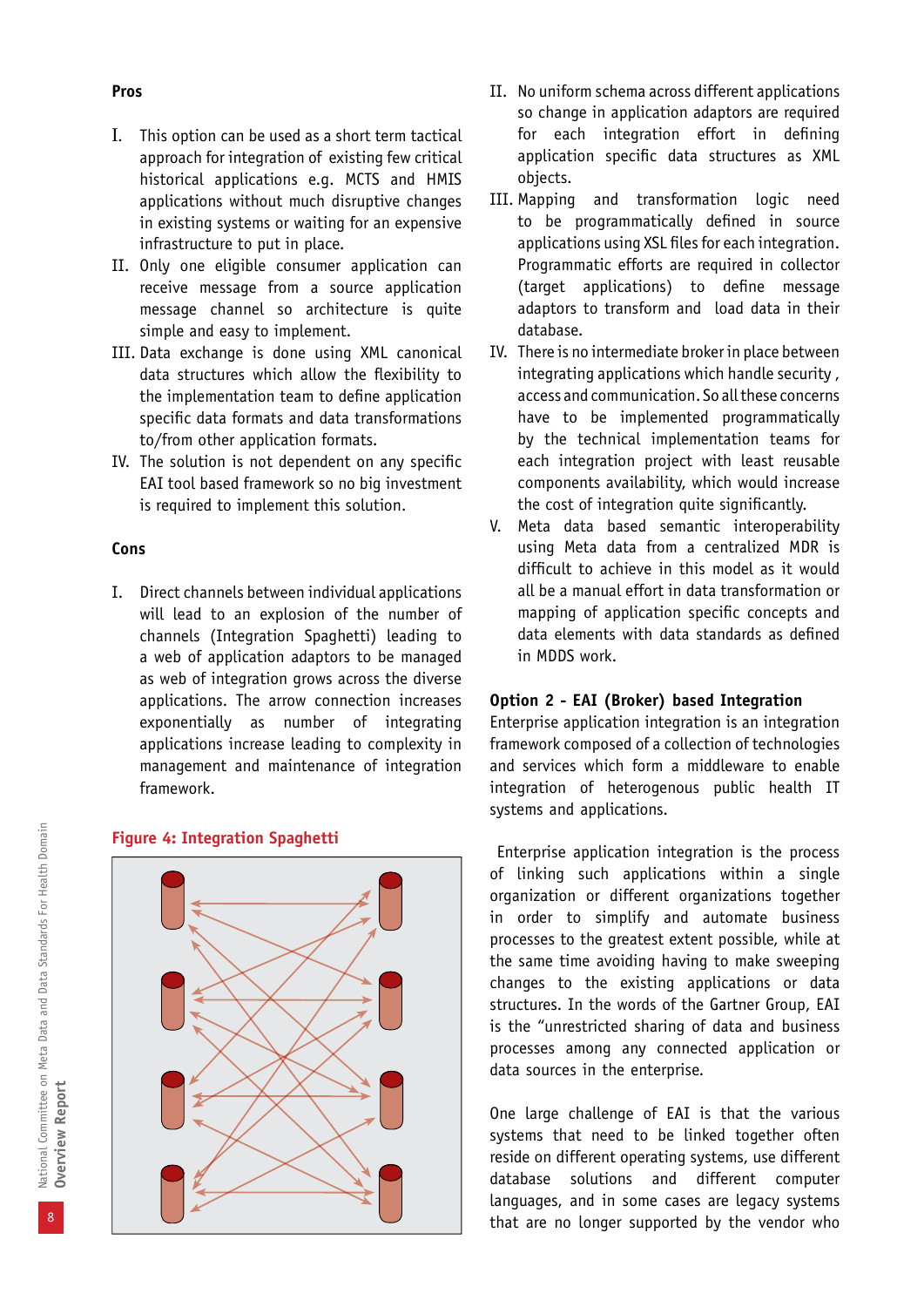**Pros**

I. This option can be used as a short term tactical approach for integration of existing few critical historical applications e.g. MCTS and HMIS applications without much disruptive changes in existing systems or waiting for an expensive infrastructure to put in place.

II. Only one eligible consumer application can receive message from a source application message channel so architecture is quite simple and easy to implement.

III. Data exchange is done using XML canonical data structures which allow the flexibility to the implementation team to define application specific data formats and data transformations to/from other application formats.

IV. The solution is not dependent on any specific EAI tool based framework so no big investment is required to implement this solution.

**Cons**

I. Direct channels between individual applications will lead to an explosion of the number of channels (Integration Spaghetti) leading to a web of application adaptors to be managed as web of integration grows across the diverse applications. The arrow connection increases exponentially as number of integrating applications increase leading to complexity in management and maintenance of integration framework.

**Figure 4: Integration Spaghetti**

II. No uniform schema across different applications so change in application adaptors are required for each integration effort in defining application specific data structures as XML objects.

III. Mapping and transformation logic need to be programmatically defined in source applications using XSL files for each integration. Programmatic efforts are required in collector (target applications) to define message adaptors to transform and load data in their database.

IV. There is no intermediate broker in place between integrating applications which handle security , access and communication. So all these concerns have to be implemented programmatically by the technical implementation teams for each integration project with least reusable components availability, which would increase the cost of integration quite significantly.

V. Meta data based semantic interoperability using Meta data from a centralized MDR is difficult to achieve in this model as it would all be a manual effort in data transformation or mapping of application specific concepts and data elements with data standards as defined in MDDS work.

**Option 2 - EAI (Broker) based Integration**

Enterprise application integration is an integration framework composed of a collection of technologies and services which form a middleware to enable integration of heterogenous public health IT systems and applications.

Enterprise application integration is the process of linking such applications within a single organization or different organizations together in order to simplify and automate business processes to the greatest extent possible, while at the same time avoiding having to make sweeping changes to the existing applications or data structures. In the words of the Gartner Group, EAI is the "unrestricted sharing of data and business processes among any connected application or data sources in the enterprise.

One large challenge of EAI is that the various systems that need to be linked together often reside on different operating systems, use different database solutions and different computer languages, and in some cases are legacy systems that are no longer supported by the vendor who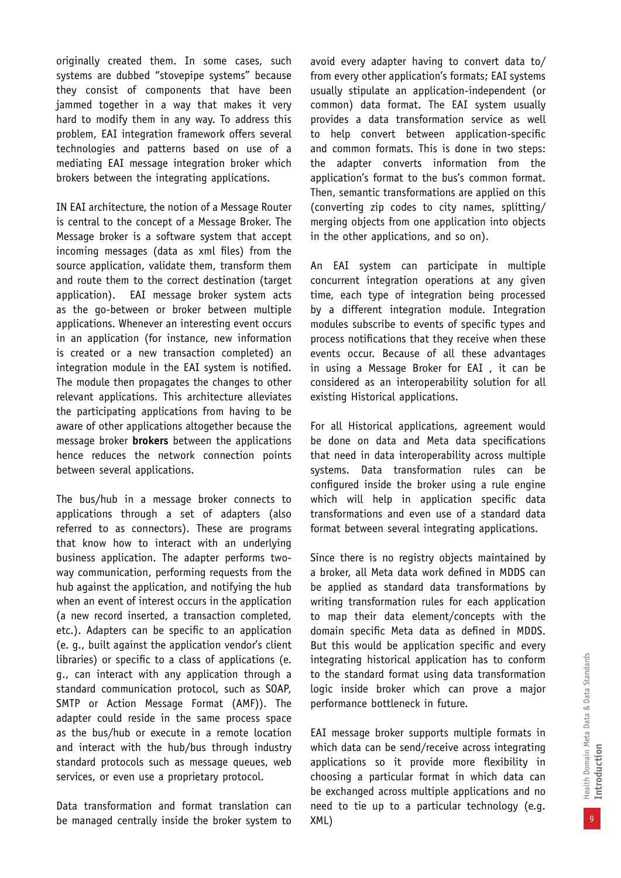originally created them. In some cases, such systems are dubbed "stovepipe systems" because they consist of components that have been jammed together in a way that makes it very hard to modify them in any way. To address this problem, EAI integration framework offers several technologies and patterns based on use of a mediating EAI message integration broker which brokers between the integrating applications.

IN EAI architecture, the notion of a Message Router is central to the concept of a Message Broker. The Message broker is a software system that accept incoming messages (data as xml files) from the source application, validate them, transform them and route them to the correct destination (target application). EAI message broker system acts as the go-between or broker between multiple applications. Whenever an interesting event occurs in an application (for instance, new information is created or a new transaction completed) an integration module in the EAI system is notified. The module then propagates the changes to other relevant applications. This architecture alleviates the participating applications from having to be aware of other applications altogether because the message broker **brokers** between the applications hence reduces the network connection points between several applications.

The bus/hub in a message broker connects to applications through a set of adapters (also referred to as connectors). These are programs that know how to interact with an underlying business application. The adapter performs two-way communication, performing requests from the hub against the application, and notifying the hub when an event of interest occurs in the application (a new record inserted, a transaction completed, etc.). Adapters can be specific to an application (e. g., built against the application vendor's client libraries) or specific to a class of applications (e. g., can interact with any application through a standard communication protocol, such as SOAP, SMTP or Action Message Format (AMF)). The adapter could reside in the same process space as the bus/hub or execute in a remote location and interact with the hub/bus through industry standard protocols such as message queues, web services, or even use a proprietary protocol.

Data transformation and format translation can be managed centrally inside the broker system to avoid every adapter having to convert data to/from every other application's formats; EAI systems usually stipulate an application-independent (or common) data format. The EAI system usually provides a data transformation service as well to help convert between application-specific and common formats. This is done in two steps: the adapter converts information from the application's format to the bus's common format. Then, semantic transformations are applied on this (converting zip codes to city names, splitting/merging objects from one application into objects in the other applications, and so on).

An EAI system can participate in multiple concurrent integration operations at any given time, each type of integration being processed by a different integration module. Integration modules subscribe to events of specific types and process notifications that they receive when these events occur. Because of all these advantages in using a Message Broker for EAI , it can be considered as an interoperability solution for all existing Historical applications.

For all Historical applications, agreement would be done on data and Meta data specifications that need in data interoperability across multiple systems. Data transformation rules can be configured inside the broker using a rule engine which will help in application specific data transformations and even use of a standard data format between several integrating applications.

Since there is no registry objects maintained by a broker, all Meta data work defined in MDDS can be applied as standard data transformations by writing transformation rules for each application to map their data element/concepts with the domain specific Meta data as defined in MDDS. But this would be application specific and every integrating historical application has to conform to the standard format using data transformation logic inside broker which can prove a major performance bottleneck in future.

EAI message broker supports multiple formats in which data can be send/receive across integrating applications so it provide more flexibility in choosing a particular format in which data can be exchanged across multiple applications and no need to tie up to a particular technology (e.g. XML)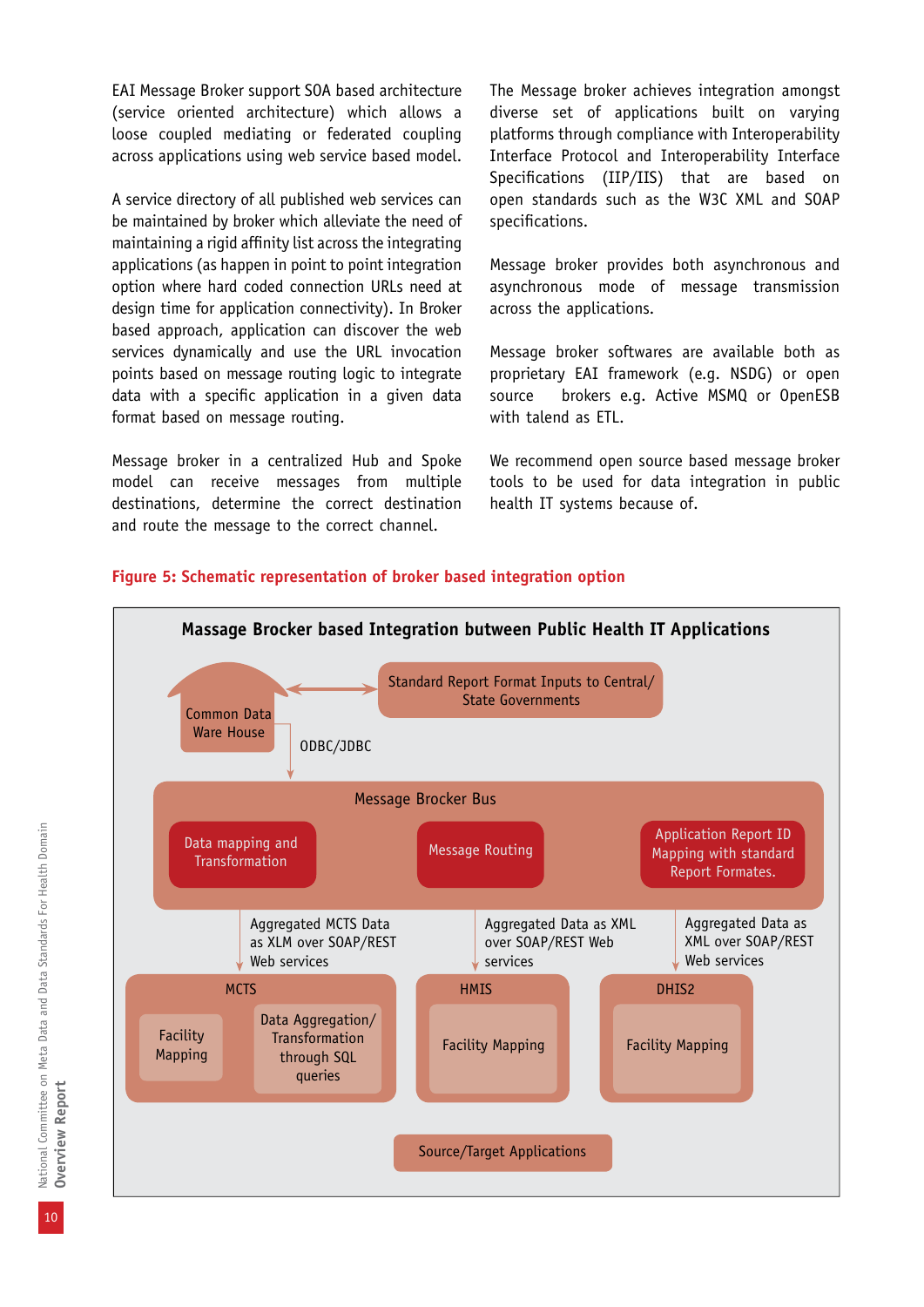EAI Message Broker support SOA based architecture (service oriented architecture) which allows a loose coupled mediating or federated coupling across applications using web service based model.

A service directory of all published web services can be maintained by broker which alleviate the need of maintaining a rigid affinity list across the integrating applications (as happen in point to point integration option where hard coded connection URLs need at design time for application connectivity). In Broker based approach, application can discover the web services dynamically and use the URL invocation points based on message routing logic to integrate data with a specific application in a given data format based on message routing.

Message broker in a centralized Hub and Spoke model can receive messages from multiple destinations, determine the correct destination and route the message to the correct channel.

The Message broker achieves integration amongst diverse set of applications built on varying platforms through compliance with Interoperability Interface Protocol and Interoperability Interface Specifications (IIP/IIS) that are based on open standards such as the W3C XML and SOAP specifications.

Message broker provides both asynchronous and asynchronous mode of message transmission across the applications.

Message broker softwares are available both as proprietary EAI framework (e.g. NSDG) or open source brokers e.g. Active MSMQ or OpenESB with talend as ETL.

We recommend open source based message broker tools to be used for data integration in public health IT systems because of.

**Figure 5: Schematic representation of broker based integration option**

**Massage Brocker based Integration between Public Health IT Applications**

Common Data Ware House

Standard Report Format Inputs to Central/ State Governments

ODBC/JDBC

Message Brocker Bus

Data mapping and Transformation

Message Routing

Application Report ID Mapping with standard Report Formates.

Aggregated MCTS Data as XLM over SOAP/REST Web services

Aggregated Data as XML over SOAP/REST Web services

Aggregated Data as XML over SOAP/REST Web services

MCTS

Facility Mapping

Data Aggregation/ Transformation through SQL queries

HMIS

Facility Mapping

DHIS2

Facility Mapping

Source/Target Applications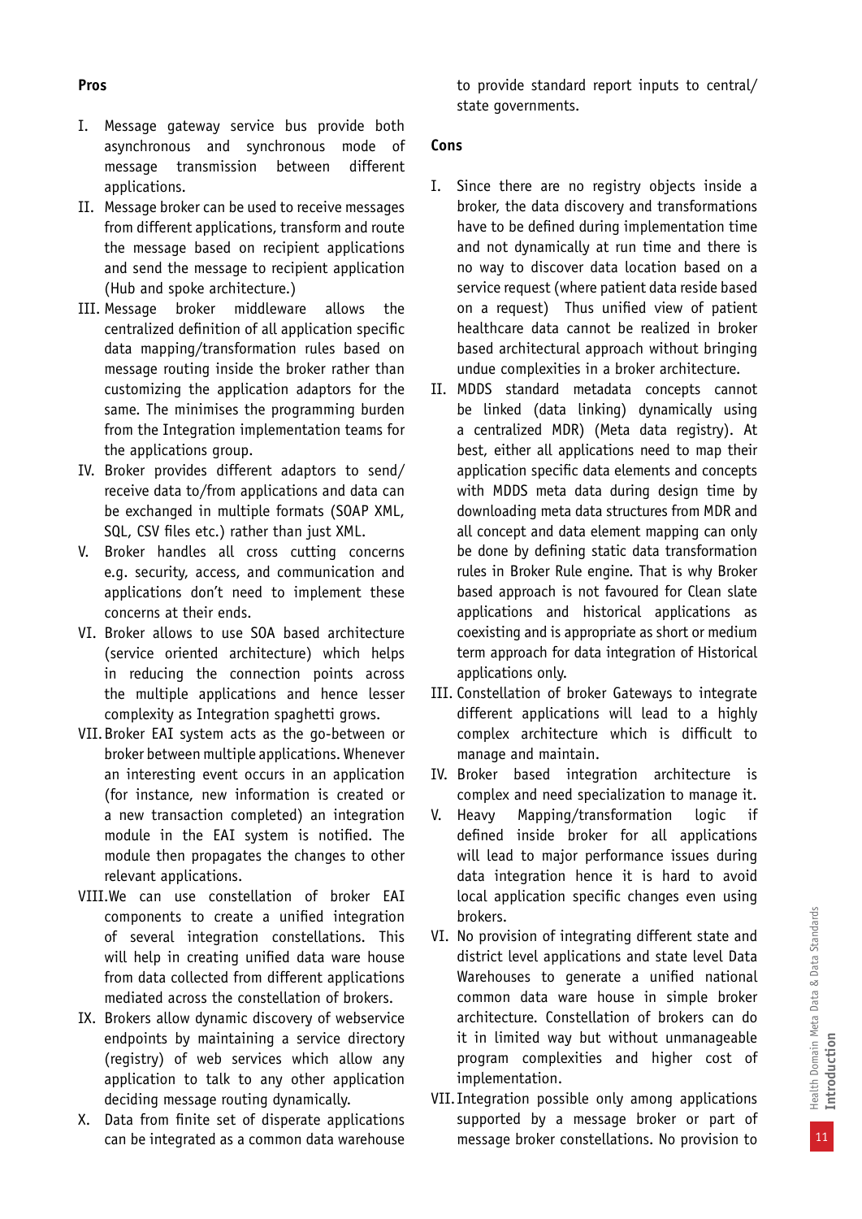**Pros**

I. Message gateway service bus provide both asynchronous and synchronous mode of message transmission between different applications.

II. Message broker can be used to receive messages from different applications, transform and route the message based on recipient applications and send the message to recipient application (Hub and spoke architecture.)

III. Message broker middleware allows the centralized definition of all application specific data mapping/transformation rules based on message routing inside the broker rather than customizing the application adaptors for the same. The minimises the programming burden from the Integration implementation teams for the applications group.

IV. Broker provides different adaptors to send/ receive data to/from applications and data can be exchanged in multiple formats (SOAP XML, SQL, CSV files etc.) rather than just XML.

V. Broker handles all cross cutting concerns e.g. security, access, and communication and applications don't need to implement these concerns at their ends.

VI. Broker allows to use SOA based architecture (service oriented architecture) which helps in reducing the connection points across the multiple applications and hence lesser complexity as Integration spaghetti grows.

VII. Broker EAI system acts as the go-between or broker between multiple applications. Whenever an interesting event occurs in an application (for instance, new information is created or a new transaction completed) an integration module in the EAI system is notified. The module then propagates the changes to other relevant applications.

VIII. We can use constellation of broker EAI components to create a unified integration of several integration constellations. This will help in creating unified data ware house from data collected from different applications mediated across the constellation of brokers.

IX. Brokers allow dynamic discovery of webservice endpoints by maintaining a service directory (registry) of web services which allow any application to talk to any other application deciding message routing dynamically.

X. Data from finite set of disperate applications can be integrated as a common data warehouse to provide standard report inputs to central/ state governments.

**Cons**

I. Since there are no registry objects inside a broker, the data discovery and transformations have to be defined during implementation time and not dynamically at run time and there is no way to discover data location based on a service request (where patient data reside based on a request) Thus unified view of patient healthcare data cannot be realized in broker based architectural approach without bringing undue complexities in a broker architecture.

II. MDDS standard metadata concepts cannot be linked (data linking) dynamically using a centralized MDR) (Meta data registry). At best, either all applications need to map their application specific data elements and concepts with MDDS meta data during design time by downloading meta data structures from MDR and all concept and data element mapping can only be done by defining static data transformation rules in Broker Rule engine. That is why Broker based approach is not favoured for Clean slate applications and historical applications as coexisting and is appropriate as short or medium term approach for data integration of Historical applications only.

III. Constellation of broker Gateways to integrate different applications will lead to a highly complex architecture which is difficult to manage and maintain.

IV. Broker based integration architecture is complex and need specialization to manage it.

V. Heavy Mapping/transformation logic if defined inside broker for all applications will lead to major performance issues during data integration hence it is hard to avoid local application specific changes even using brokers.

VI. No provision of integrating different state and district level applications and state level Data Warehouses to generate a unified national common data ware house in simple broker architecture. Constellation of brokers can do it in limited way but without unmanageable program complexities and higher cost of implementation.

VII. Integration possible only among applications supported by a message broker or part of message broker constellations. No provision to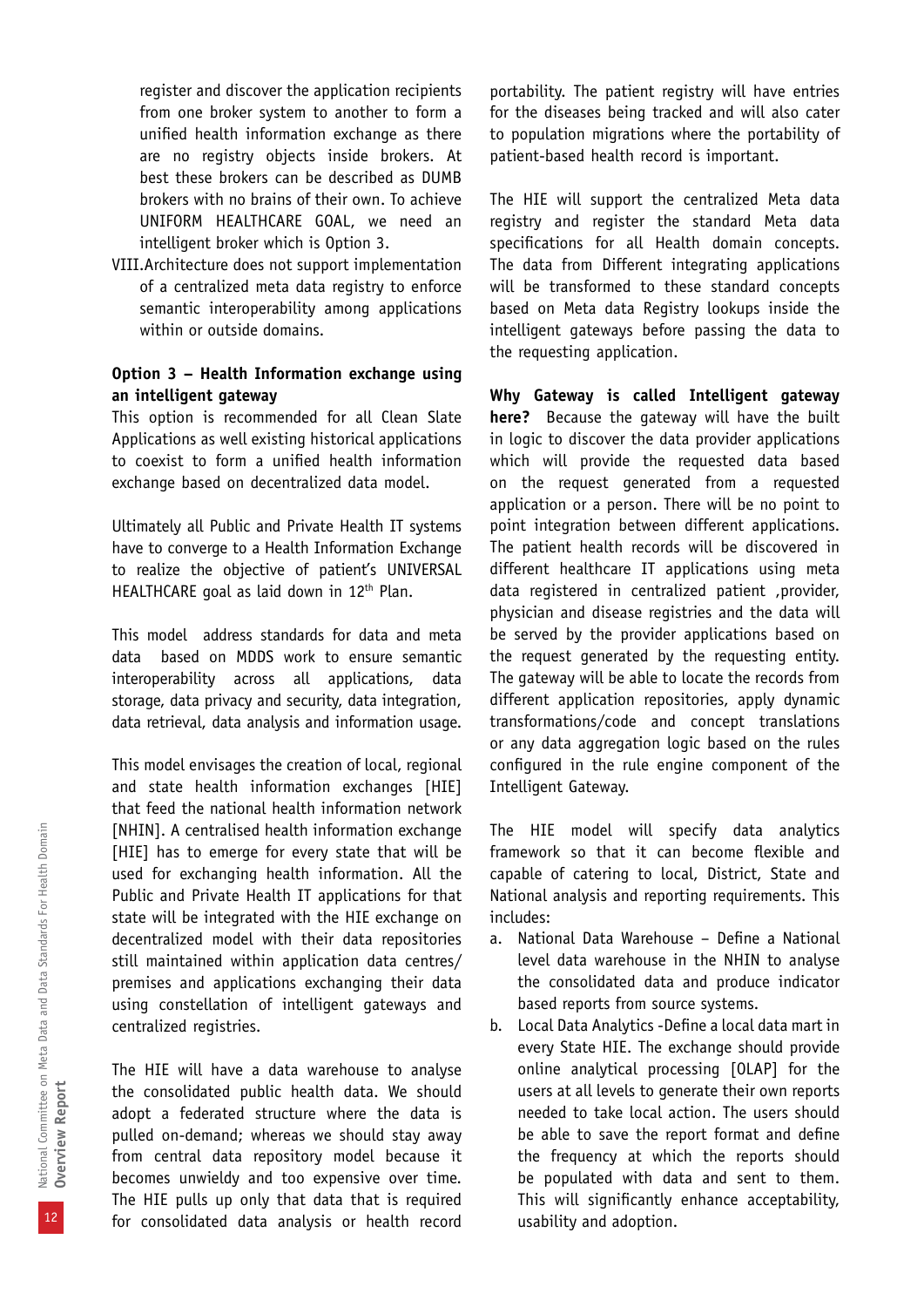register and discover the application recipients from one broker system to another to form a unified health information exchange as there are no registry objects inside brokers. At best these brokers can be described as DUMB brokers with no brains of their own. To achieve UNIFORM HEALTHCARE GOAL, we need an intelligent broker which is Option 3.

VIII. Architecture does not support implementation of a centralized meta data registry to enforce semantic interoperability among applications within or outside domains.

**Option 3 – Health Information exchange using an intelligent gateway**

This option is recommended for all Clean Slate Applications as well existing historical applications to coexist to form a unified health information exchange based on decentralized data model.

Ultimately all Public and Private Health IT systems have to converge to a Health Information Exchange to realize the objective of patient's UNIVERSAL HEALTHCARE goal as laid down in 12th Plan.

This model address standards for data and meta data based on MDDS work to ensure semantic interoperability across all applications, data storage, data privacy and security, data integration, data retrieval, data analysis and information usage.

This model envisages the creation of local, regional and state health information exchanges [HIE] that feed the national health information network [NHIN]. A centralised health information exchange [HIE] has to emerge for every state that will be used for exchanging health information. All the Public and Private Health IT applications for that state will be integrated with the HIE exchange on decentralized model with their data repositories still maintained within application data centres/ premises and applications exchanging their data using constellation of intelligent gateways and centralized registries.

The HIE will have a data warehouse to analyse the consolidated public health data. We should adopt a federated structure where the data is pulled on-demand; whereas we should stay away from central data repository model because it becomes unwieldy and too expensive over time. The HIE pulls up only that data that is required for consolidated data analysis or health record portability. The patient registry will have entries for the diseases being tracked and will also cater to population migrations where the portability of patient-based health record is important.

The HIE will support the centralized Meta data registry and register the standard Meta data specifications for all Health domain concepts. The data from Different integrating applications will be transformed to these standard concepts based on Meta data Registry lookups inside the intelligent gateways before passing the data to the requesting application.

**Why Gateway is called Intelligent gateway here?** Because the gateway will have the built in logic to discover the data provider applications which will provide the requested data based on the request generated from a requested application or a person. There will be no point to point integration between different applications. The patient health records will be discovered in different healthcare IT applications using meta data registered in centralized patient ,provider, physician and disease registries and the data will be served by the provider applications based on the request generated by the requesting entity. The gateway will be able to locate the records from different application repositories, apply dynamic transformations/code and concept translations or any data aggregation logic based on the rules configured in the rule engine component of the Intelligent Gateway.

The HIE model will specify data analytics framework so that it can become flexible and capable of catering to local, District, State and National analysis and reporting requirements. This includes:

a. National Data Warehouse – Define a National level data warehouse in the NHIN to analyse the consolidated data and produce indicator based reports from source systems.
b. Local Data Analytics -Define a local data mart in every State HIE. The exchange should provide online analytical processing [OLAP] for the users at all levels to generate their own reports needed to take local action. The users should be able to save the report format and define the frequency at which the reports should be populated with data and sent to them. This will significantly enhance acceptability, usability and adoption.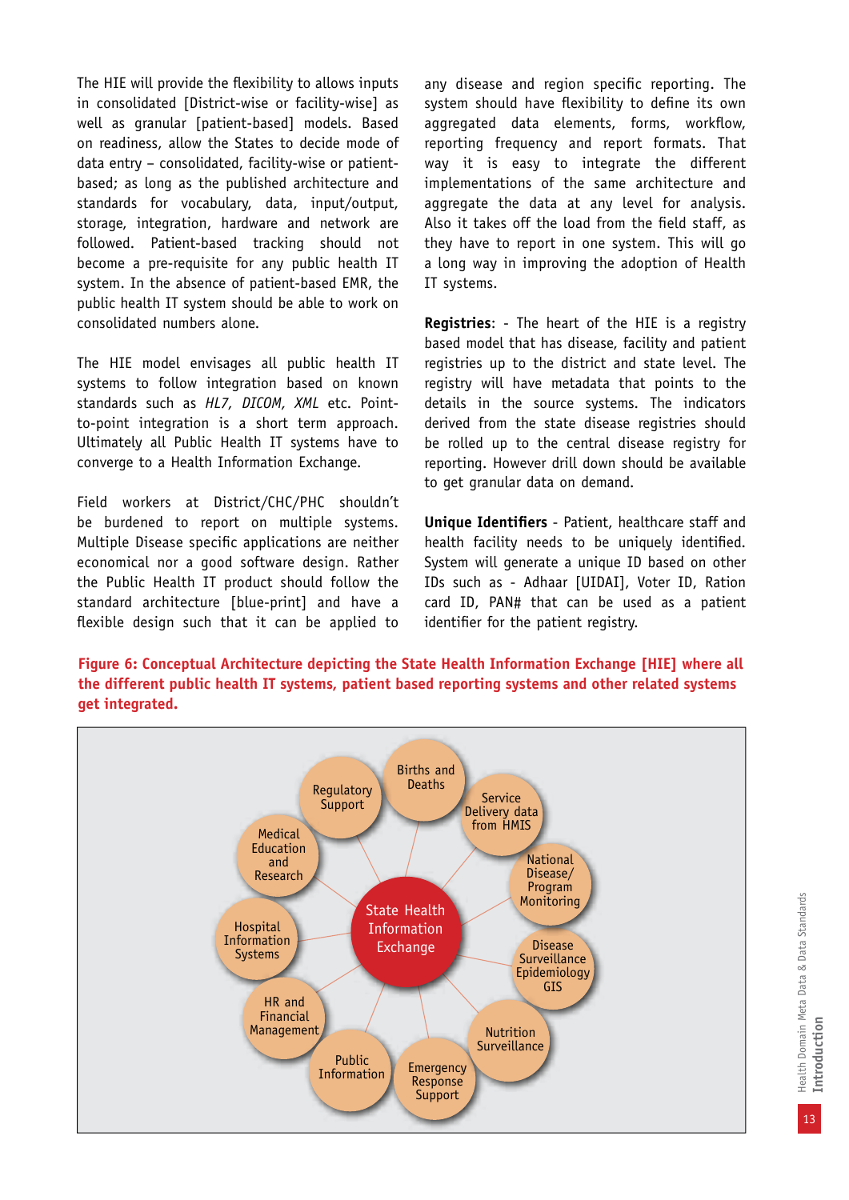The HIE will provide the flexibility to allows inputs in consolidated [District-wise or facility-wise] as well as granular [patient-based] models. Based on readiness, allow the States to decide mode of data entry – consolidated, facility-wise or patient-based; as long as the published architecture and standards for vocabulary, data, input/output, storage, integration, hardware and network are followed. Patient-based tracking should not become a pre-requisite for any public health IT system. In the absence of patient-based EMR, the public health IT system should be able to work on consolidated numbers alone.

The HIE model envisages all public health IT systems to follow integration based on known standards such as *HL7, DICOM, XML* etc. Point-to-point integration is a short term approach. Ultimately all Public Health IT systems have to converge to a Health Information Exchange.

Field workers at District/CHC/PHC shouldn't be burdened to report on multiple systems. Multiple Disease specific applications are neither economical nor a good software design. Rather the Public Health IT product should follow the standard architecture [blue-print] and have a flexible design such that it can be applied to any disease and region specific reporting. The system should have flexibility to define its own aggregated data elements, forms, workflow, reporting frequency and report formats. That way it is easy to integrate the different implementations of the same architecture and aggregate the data at any level for analysis. Also it takes off the load from the field staff, as they have to report in one system. This will go a long way in improving the adoption of Health IT systems.

**Registries**: - The heart of the HIE is a registry based model that has disease, facility and patient registries up to the district and state level. The registry will have metadata that points to the details in the source systems. The indicators derived from the state disease registries should be rolled up to the central disease registry for reporting. However drill down should be available to get granular data on demand.

**Unique Identifiers** - Patient, healthcare staff and health facility needs to be uniquely identified. System will generate a unique ID based on other IDs such as - Adhaar [UIDAI], Voter ID, Ration card ID, PAN# that can be used as a patient identifier for the patient registry.

**Figure 6: Conceptual Architecture depicting the State Health Information Exchange [HIE] where all the different public health IT systems, patient based reporting systems and other related systems get integrated.**

State Health Information Exchange — Births and Deaths; Service Delivery data from HMIS; National Disease/Program Monitoring; Disease Surveillance Epidemiology GIS; Nutrition Surveillance; Emergency Response Support; Public Information; HR and Financial Management; Hospital Information Systems; Medical Education and Research; Regulatory Support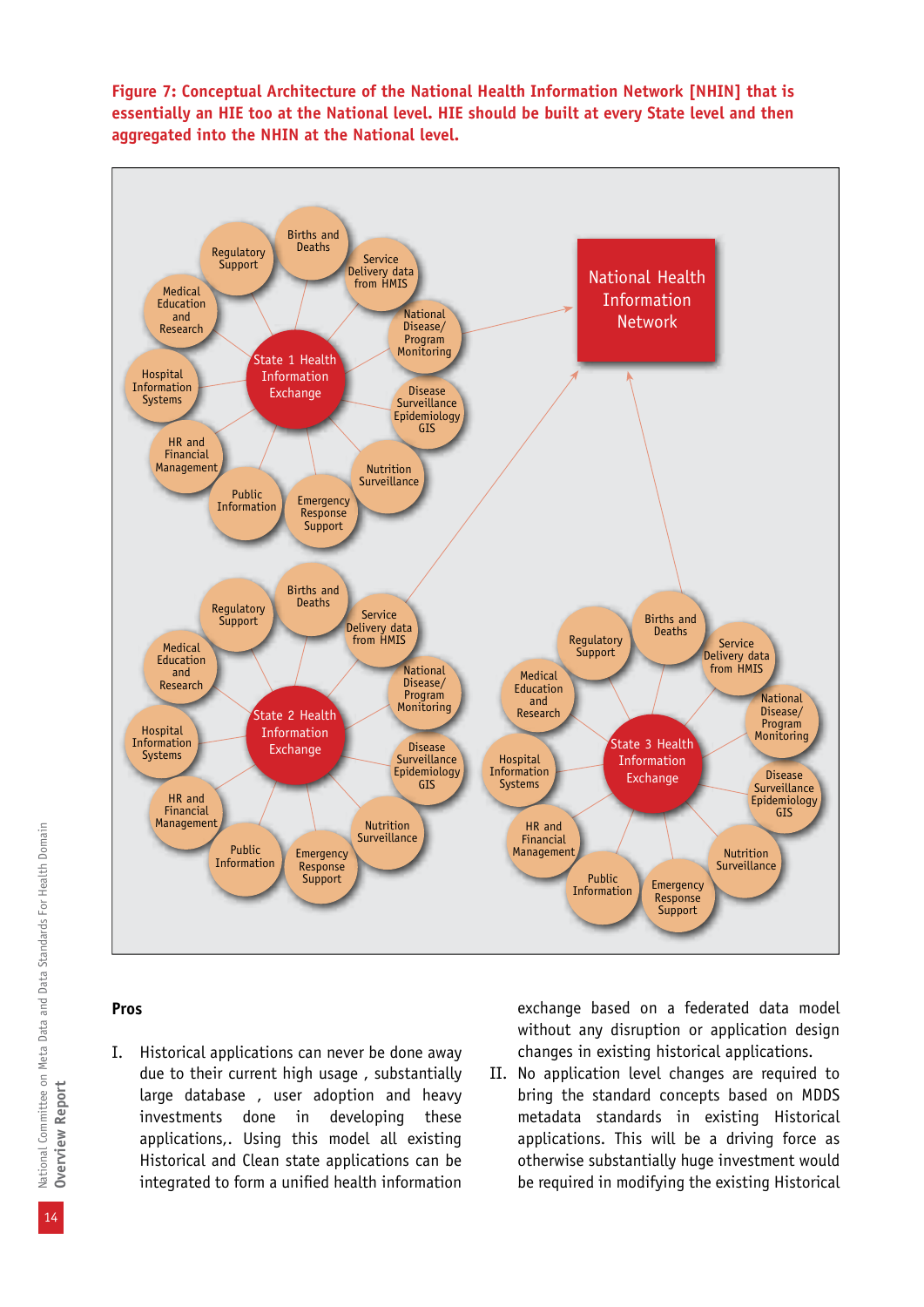**Figure 7: Conceptual Architecture of the National Health Information Network [NHIN] that is essentially an HIE too at the National level. HIE should be built at every State level and then aggregated into the NHIN at the National level.**

### Pros

I. Historical applications can never be done away due to their current high usage , substantially large database , user adoption and heavy investments done in developing these applications,. Using this model all existing Historical and Clean state applications can be integrated to form a unified health information exchange based on a federated data model without any disruption or application design changes in existing historical applications.

II. No application level changes are required to bring the standard concepts based on MDDS metadata standards in existing Historical applications. This will be a driving force as otherwise substantially huge investment would be required in modifying the existing Historical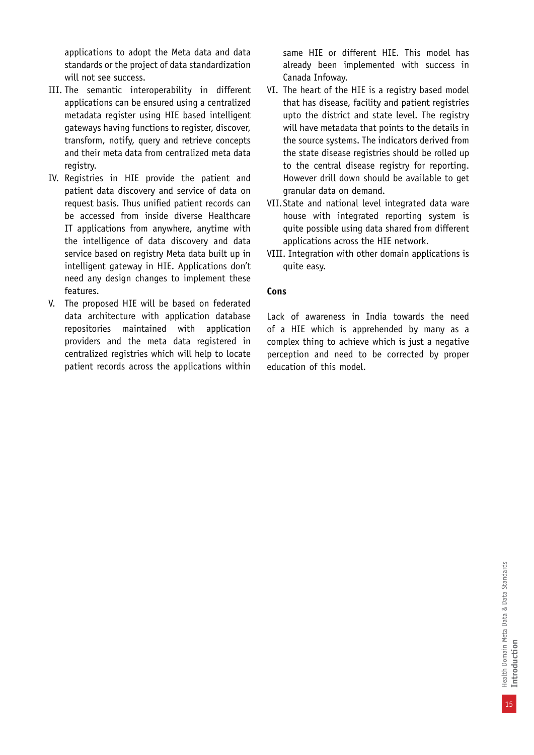applications to adopt the Meta data and data standards or the project of data standardization will not see success.

III. The semantic interoperability in different applications can be ensured using a centralized metadata register using HIE based intelligent gateways having functions to register, discover, transform, notify, query and retrieve concepts and their meta data from centralized meta data registry.
IV. Registries in HIE provide the patient and patient data discovery and service of data on request basis. Thus unified patient records can be accessed from inside diverse Healthcare IT applications from anywhere, anytime with the intelligence of data discovery and data service based on registry Meta data built up in intelligent gateway in HIE. Applications don't need any design changes to implement these features.
V. The proposed HIE will be based on federated data architecture with application database repositories maintained with application providers and the meta data registered in centralized registries which will help to locate patient records across the applications within same HIE or different HIE. This model has already been implemented with success in Canada Infoway.
VI. The heart of the HIE is a registry based model that has disease, facility and patient registries upto the district and state level. The registry will have metadata that points to the details in the source systems. The indicators derived from the state disease registries should be rolled up to the central disease registry for reporting. However drill down should be available to get granular data on demand.
VII. State and national level integrated data ware house with integrated reporting system is quite possible using data shared from different applications across the HIE network.
VIII. Integration with other domain applications is quite easy.

**Cons**

Lack of awareness in India towards the need of a HIE which is apprehended by many as a complex thing to achieve which is just a negative perception and need to be corrected by proper education of this model.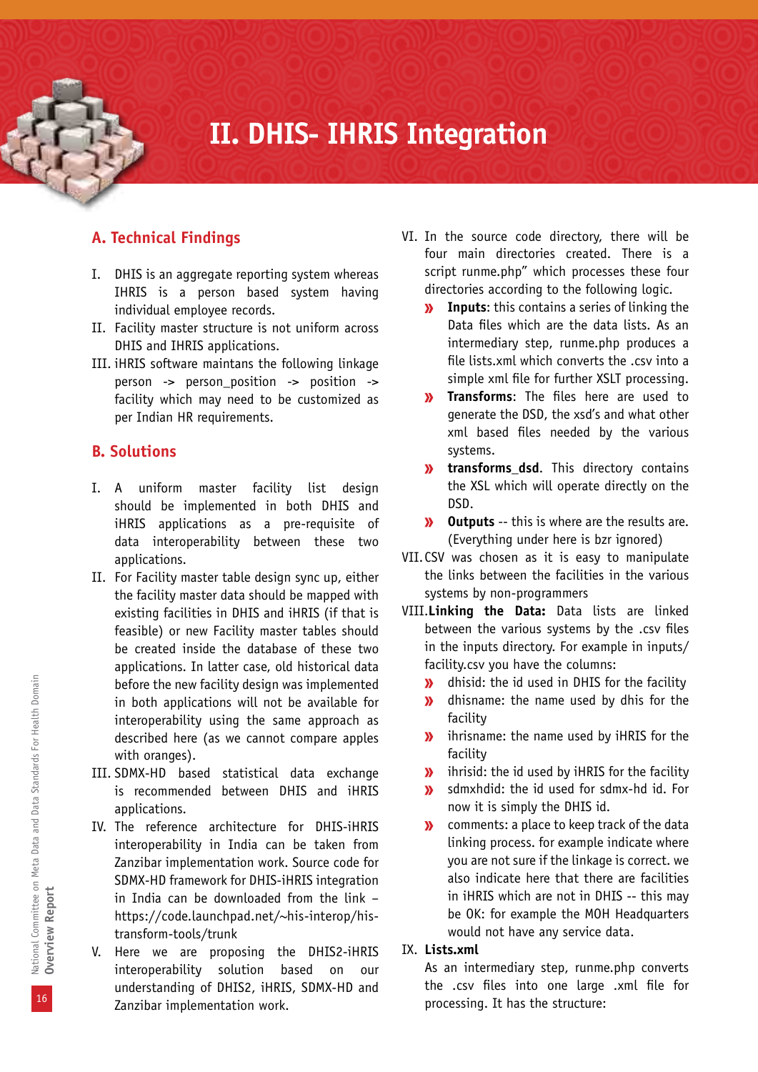# II. DHIS- IHRIS Integration

## A. Technical Findings

I. DHIS is an aggregate reporting system whereas IHRIS is a person based system having individual employee records.

II. Facility master structure is not uniform across DHIS and IHRIS applications.

III. iHRIS software maintans the following linkage person -> person_position -> position -> facility which may need to be customized as per Indian HR requirements.

## B. Solutions

I. A uniform master facility list design should be implemented in both DHIS and iHRIS applications as a pre-requisite of data interoperability between these two applications.

II. For Facility master table design sync up, either the facility master data should be mapped with existing facilities in DHIS and iHRIS (if that is feasible) or new Facility master tables should be created inside the database of these two applications. In latter case, old historical data before the new facility design was implemented in both applications will not be available for interoperability using the same approach as described here (as we cannot compare apples with oranges).

III. SDMX-HD based statistical data exchange is recommended between DHIS and iHRIS applications.

IV. The reference architecture for DHIS-iHRIS interoperability in India can be taken from Zanzibar implementation work. Source code for SDMX-HD framework for DHIS-iHRIS integration in India can be downloaded from the link – https://code.launchpad.net/~his-interop/his-transform-tools/trunk

V. Here we are proposing the DHIS2-iHRIS interoperability solution based on our understanding of DHIS2, iHRIS, SDMX-HD and Zanzibar implementation work.

VI. In the source code directory, there will be four main directories created. There is a script runme.php" which processes these four directories according to the following logic.

- **Inputs**: this contains a series of linking the Data files which are the data lists. As an intermediary step, runme.php produces a file lists.xml which converts the .csv into a simple xml file for further XSLT processing.
- **Transforms**: The files here are used to generate the DSD, the xsd's and what other xml based files needed by the various systems.
- **transforms_dsd**. This directory contains the XSL which will operate directly on the DSD.
- **Outputs** -- this is where are the results are. (Everything under here is bzr ignored)

VII. CSV was chosen as it is easy to manipulate the links between the facilities in the various systems by non-programmers

VIII. **Linking the Data:** Data lists are linked between the various systems by the .csv files in the inputs directory. For example in inputs/ facility.csv you have the columns:

- dhisid: the id used in DHIS for the facility
- dhisname: the name used by dhis for the facility
- ihrisname: the name used by iHRIS for the facility
- ihrisid: the id used by iHRIS for the facility
- sdmxhdid: the id used for sdmx-hd id. For now it is simply the DHIS id.
- comments: a place to keep track of the data linking process. for example indicate where you are not sure if the linkage is correct. we also indicate here that there are facilities in iHRIS which are not in DHIS -- this may be OK: for example the MOH Headquarters would not have any service data.

IX. **Lists.xml**

As an intermediary step, runme.php converts the .csv files into one large .xml file for processing. It has the structure: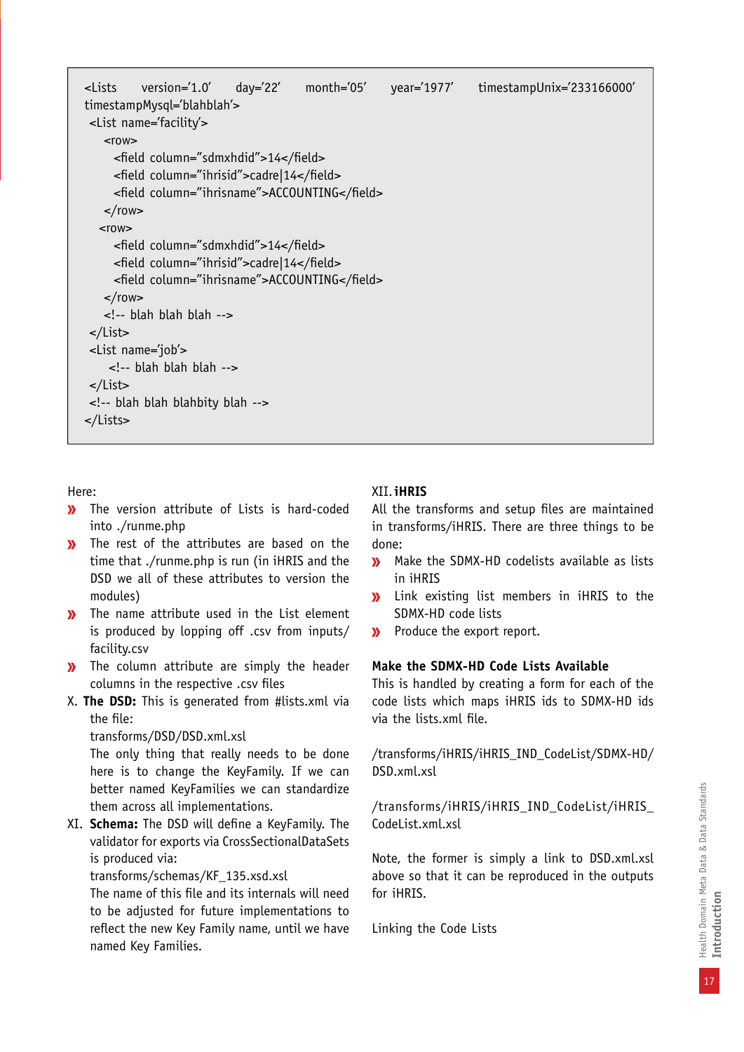```
<Lists version='1.0' day='22' month='05' year='1977' timestampUnix='233166000'
timestampMysql='blahblah'>
 <List name='facility'>
    <row>
      <field column="sdmxhdid">14</field>
      <field column="ihrisid">cadre|14</field>
      <field column="ihrisname">ACCOUNTING</field>
    </row>
   <row>
      <field column="sdmxhdid">14</field>
      <field column="ihrisid">cadre|14</field>
      <field column="ihrisname">ACCOUNTING</field>
    </row>
    <!-- blah blah blah -->
 </List>
 <List name='job'>
     <!-- blah blah blah -->
 </List>
 <!-- blah blah blahbity blah -->
</Lists>
```

Here:

- The version attribute of Lists is hard-coded into ./runme.php
- The rest of the attributes are based on the time that ./runme.php is run (in iHRIS and the DSD we all of these attributes to version the modules)
- The name attribute used in the List element is produced by lopping off .csv from inputs/facility.csv
- The column attribute are simply the header columns in the respective .csv files

X. **The DSD:** This is generated from #lists.xml via the file:
transforms/DSD/DSD.xml.xsl
The only thing that really needs to be done here is to change the KeyFamily. If we can better named KeyFamilies we can standardize them across all implementations.

XI. **Schema:** The DSD will define a KeyFamily. The validator for exports via CrossSectionalDataSets is produced via:
transforms/schemas/KF_135.xsd.xsl
The name of this file and its internals will need to be adjusted for future implementations to reflect the new Key Family name, until we have named Key Families.

XII. **iHRIS**

All the transforms and setup files are maintained in transforms/iHRIS. There are three things to be done:

- Make the SDMX-HD codelists available as lists in iHRIS
- Link existing list members in iHRIS to the SDMX-HD code lists
- Produce the export report.

**Make the SDMX-HD Code Lists Available**

This is handled by creating a form for each of the code lists which maps iHRIS ids to SDMX-HD ids via the lists.xml file.

/transforms/iHRIS/iHRIS_IND_CodeList/SDMX-HD/DSD.xml.xsl

/transforms/iHRIS/iHRIS_IND_CodeList/iHRIS_CodeList.xml.xsl

Note, the former is simply a link to DSD.xml.xsl above so that it can be reproduced in the outputs for iHRIS.

Linking the Code Lists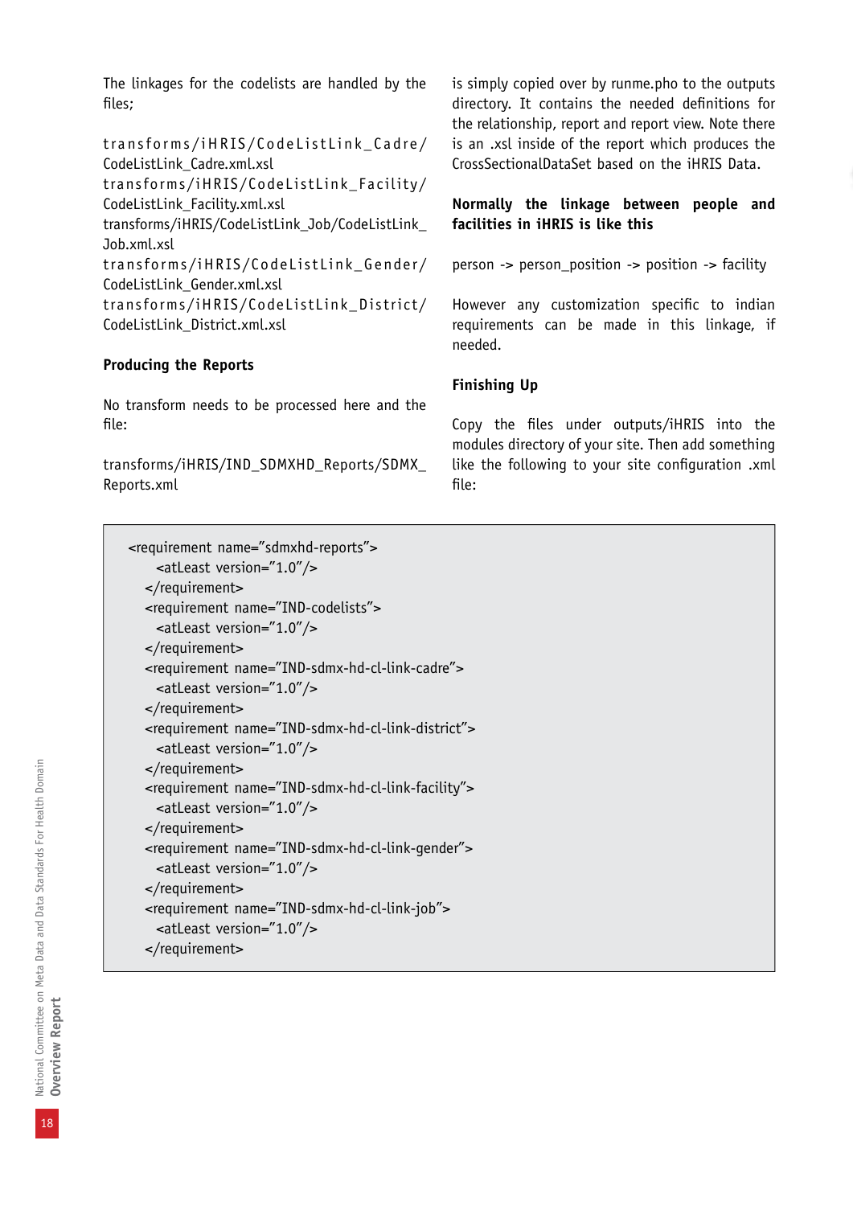The linkages for the codelists are handled by the files;

transforms/iHRIS/CodeListLink_Cadre/CodeListLink_Cadre.xml.xsl
transforms/iHRIS/CodeListLink_Facility/CodeListLink_Facility.xml.xsl
transforms/iHRIS/CodeListLink_Job/CodeListLink_Job.xml.xsl
transforms/iHRIS/CodeListLink_Gender/CodeListLink_Gender.xml.xsl
transforms/iHRIS/CodeListLink_District/CodeListLink_District.xml.xsl

**Producing the Reports**

No transform needs to be processed here and the file:

transforms/iHRIS/IND_SDMXHD_Reports/SDMX_Reports.xml

is simply copied over by runme.pho to the outputs directory. It contains the needed definitions for the relationship, report and report view. Note there is an .xsl inside of the report which produces the CrossSectionalDataSet based on the iHRIS Data.

**Normally the linkage between people and facilities in iHRIS is like this**

person -> person_position -> position -> facility

However any customization specific to indian requirements can be made in this linkage, if needed.

**Finishing Up**

Copy the files under outputs/iHRIS into the modules directory of your site. Then add something like the following to your site configuration .xml file:

```
<requirement name="sdmxhd-reports">
    <atLeast version="1.0"/>
  </requirement>
  <requirement name="IND-codelists">
    <atLeast version="1.0"/>
  </requirement>
  <requirement name="IND-sdmx-hd-cl-link-cadre">
    <atLeast version="1.0"/>
  </requirement>
  <requirement name="IND-sdmx-hd-cl-link-district">
    <atLeast version="1.0"/>
  </requirement>
  <requirement name="IND-sdmx-hd-cl-link-facility">
    <atLeast version="1.0"/>
  </requirement>
  <requirement name="IND-sdmx-hd-cl-link-gender">
    <atLeast version="1.0"/>
  </requirement>
  <requirement name="IND-sdmx-hd-cl-link-job">
    <atLeast version="1.0"/>
  </requirement>
```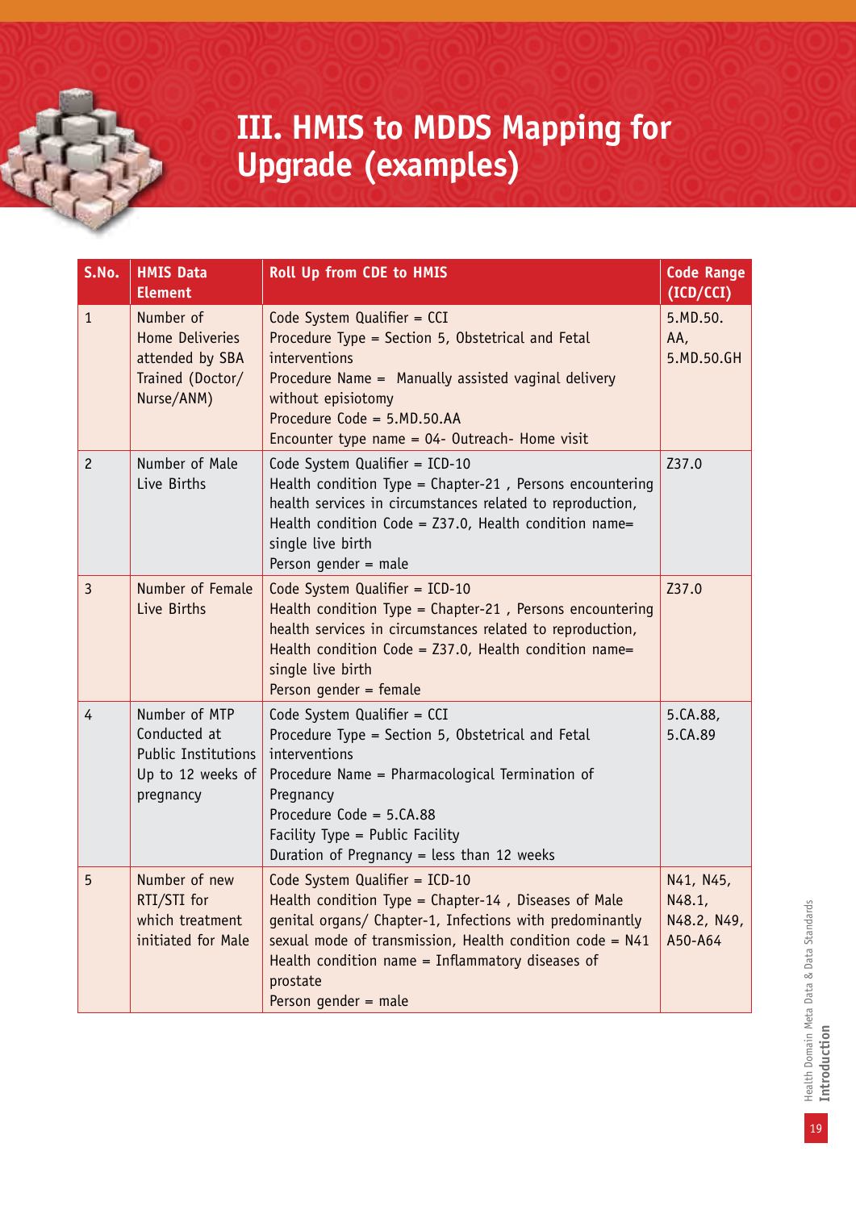# III. HMIS to MDDS Mapping for Upgrade (examples)

| S.No. | HMIS Data Element | Roll Up from CDE to HMIS | Code Range (ICD/CCI) |
|---|---|---|---|
| 1 | Number of Home Deliveries attended by SBA Trained (Doctor/ Nurse/ANM) | Code System Qualifier = CCI<br>Procedure Type = Section 5, Obstetrical and Fetal interventions<br>Procedure Name = Manually assisted vaginal delivery without episiotomy<br>Procedure Code = 5.MD.50.AA<br>Encounter type name = 04- Outreach- Home visit | 5.MD.50. AA, 5.MD.50.GH |
| 2 | Number of Male Live Births | Code System Qualifier = ICD-10<br>Health condition Type = Chapter-21 , Persons encountering health services in circumstances related to reproduction, Health condition Code = Z37.0, Health condition name= single live birth<br>Person gender = male | Z37.0 |
| 3 | Number of Female Live Births | Code System Qualifier = ICD-10<br>Health condition Type = Chapter-21 , Persons encountering health services in circumstances related to reproduction, Health condition Code = Z37.0, Health condition name= single live birth<br>Person gender = female | Z37.0 |
| 4 | Number of MTP Conducted at Public Institutions Up to 12 weeks of pregnancy | Code System Qualifier = CCI<br>Procedure Type = Section 5, Obstetrical and Fetal interventions<br>Procedure Name = Pharmacological Termination of Pregnancy<br>Procedure Code = 5.CA.88<br>Facility Type = Public Facility<br>Duration of Pregnancy = less than 12 weeks | 5.CA.88, 5.CA.89 |
| 5 | Number of new RTI/STI for which treatment initiated for Male | Code System Qualifier = ICD-10<br>Health condition Type = Chapter-14 , Diseases of Male genital organs/ Chapter-1, Infections with predominantly sexual mode of transmission, Health condition code = N41<br>Health condition name = Inflammatory diseases of prostate<br>Person gender = male | N41, N45, N48.1, N48.2, N49, A50-A64 |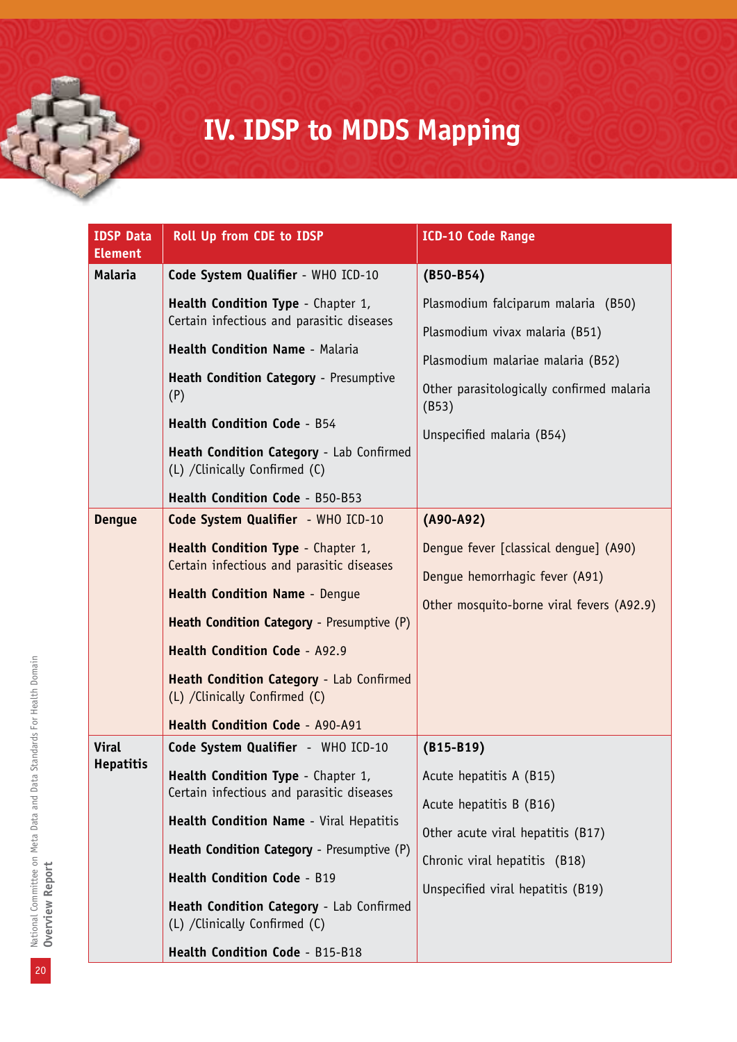# IV. IDSP to MDDS Mapping

| IDSP Data Element | Roll Up from CDE to IDSP | ICD-10 Code Range |
|---|---|---|
| **Malaria** | **Code System Qualifier** - WHO ICD-10<br><br>**Health Condition Type** - Chapter 1, Certain infectious and parasitic diseases<br><br>**Health Condition Name** - Malaria<br><br>**Heath Condition Category** - Presumptive (P)<br><br>**Health Condition Code** - B54<br><br>**Heath Condition Category** - Lab Confirmed (L) /Clinically Confirmed (C)<br><br>**Health Condition Code** - B50-B53 | **(B50-B54)**<br><br>Plasmodium falciparum malaria (B50)<br><br>Plasmodium vivax malaria (B51)<br><br>Plasmodium malariae malaria (B52)<br><br>Other parasitologically confirmed malaria (B53)<br><br>Unspecified malaria (B54) |
| **Dengue** | **Code System Qualifier** - WHO ICD-10<br><br>**Health Condition Type** - Chapter 1, Certain infectious and parasitic diseases<br><br>**Health Condition Name** - Dengue<br><br>**Heath Condition Category** - Presumptive (P)<br><br>**Health Condition Code** - A92.9<br><br>**Heath Condition Category** - Lab Confirmed (L) /Clinically Confirmed (C)<br><br>**Health Condition Code** - A90-A91 | **(A90-A92)**<br><br>Dengue fever [classical dengue] (A90)<br><br>Dengue hemorrhagic fever (A91)<br><br>Other mosquito-borne viral fevers (A92.9) |
| **Viral Hepatitis** | **Code System Qualifier** - WHO ICD-10<br><br>**Health Condition Type** - Chapter 1, Certain infectious and parasitic diseases<br><br>**Health Condition Name** - Viral Hepatitis<br><br>**Heath Condition Category** - Presumptive (P)<br><br>**Health Condition Code** - B19<br><br>**Heath Condition Category** - Lab Confirmed (L) /Clinically Confirmed (C)<br><br>**Health Condition Code** - B15-B18 | **(B15-B19)**<br><br>Acute hepatitis A (B15)<br><br>Acute hepatitis B (B16)<br><br>Other acute viral hepatitis (B17)<br><br>Chronic viral hepatitis (B18)<br><br>Unspecified viral hepatitis (B19) |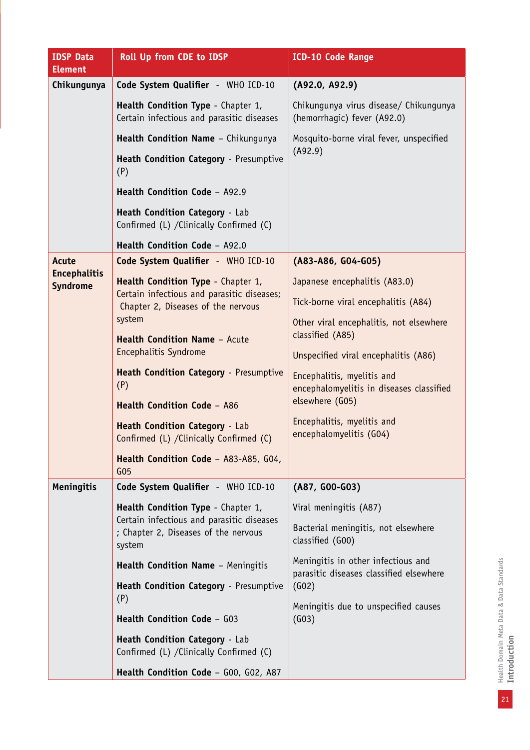| IDSP Data Element | Roll Up from CDE to IDSP | ICD-10 Code Range |
|---|---|---|
| Chikungunya | **Code System Qualifier** - WHO ICD-10<br><br>**Health Condition Type** - Chapter 1, Certain infectious and parasitic diseases<br><br>**Health Condition Name** – Chikungunya<br><br>**Heath Condition Category** - Presumptive (P)<br><br>**Health Condition Code** – A92.9<br><br>**Heath Condition Category** - Lab Confirmed (L) /Clinically Confirmed (C)<br><br>**Health Condition Code** – A92.0 | **(A92.0, A92.9)**<br><br>Chikungunya virus disease/ Chikungunya (hemorrhagic) fever (A92.0)<br><br>Mosquito-borne viral fever, unspecified (A92.9) |
| **Acute Encephalitis Syndrome** | **Code System Qualifier** - WHO ICD-10<br><br>**Health Condition Type** - Chapter 1, Certain infectious and parasitic diseases; Chapter 2, Diseases of the nervous system<br><br>**Health Condition Name** – Acute Encephalitis Syndrome<br><br>**Heath Condition Category** - Presumptive (P)<br><br>**Health Condition Code** – A86<br><br>**Heath Condition Category** - Lab Confirmed (L) /Clinically Confirmed (C)<br><br>**Health Condition Code** – A83-A85, G04, G05 | **(A83-A86, G04-G05)**<br><br>Japanese encephalitis (A83.0)<br><br>Tick-borne viral encephalitis (A84)<br><br>Other viral encephalitis, not elsewhere classified (A85)<br><br>Unspecified viral encephalitis (A86)<br><br>Encephalitis, myelitis and encephalomyelitis in diseases classified elsewhere (G05)<br><br>Encephalitis, myelitis and encephalomyelitis (G04) |
| **Meningitis** | **Code System Qualifier** - WHO ICD-10<br><br>**Health Condition Type** - Chapter 1, Certain infectious and parasitic diseases ; Chapter 2, Diseases of the nervous system<br><br>**Health Condition Name** – Meningitis<br><br>**Heath Condition Category** - Presumptive (P)<br><br>**Health Condition Code** – G03<br><br>**Heath Condition Category** - Lab Confirmed (L) /Clinically Confirmed (C)<br><br>**Health Condition Code** – G00, G02, A87 | **(A87, G00-G03)**<br><br>Viral meningitis (A87)<br><br>Bacterial meningitis, not elsewhere classified (G00)<br><br>Meningitis in other infectious and parasitic diseases classified elsewhere (G02)<br><br>Meningitis due to unspecified causes (G03) |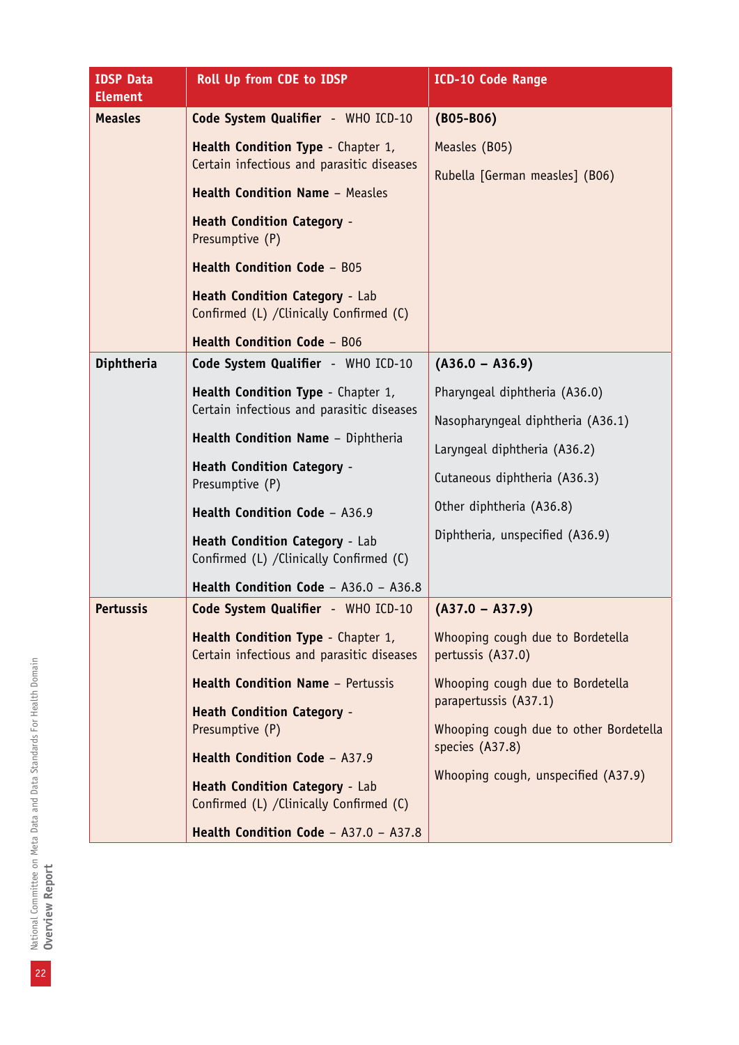| IDSP Data Element | Roll Up from CDE to IDSP | ICD-10 Code Range |
|---|---|---|
| **Measles** | **Code System Qualifier** - WHO ICD-10<br><br>**Health Condition Type** - Chapter 1, Certain infectious and parasitic diseases<br><br>**Health Condition Name** – Measles<br><br>**Heath Condition Category** - Presumptive (P)<br><br>**Health Condition Code** – B05<br><br>**Heath Condition Category** - Lab Confirmed (L) /Clinically Confirmed (C)<br><br>**Health Condition Code** – B06 | **(B05-B06)**<br><br>Measles (B05)<br><br>Rubella [German measles] (B06) |
| **Diphtheria** | **Code System Qualifier** - WHO ICD-10<br><br>**Health Condition Type** - Chapter 1, Certain infectious and parasitic diseases<br><br>**Health Condition Name** – Diphtheria<br><br>**Heath Condition Category** - Presumptive (P)<br><br>**Health Condition Code** – A36.9<br><br>**Heath Condition Category** - Lab Confirmed (L) /Clinically Confirmed (C)<br><br>**Health Condition Code** – A36.0 – A36.8 | **(A36.0 – A36.9)**<br><br>Pharyngeal diphtheria (A36.0)<br><br>Nasopharyngeal diphtheria (A36.1)<br><br>Laryngeal diphtheria (A36.2)<br><br>Cutaneous diphtheria (A36.3)<br><br>Other diphtheria (A36.8)<br><br>Diphtheria, unspecified (A36.9) |
| **Pertussis** | **Code System Qualifier** - WHO ICD-10<br><br>**Health Condition Type** - Chapter 1, Certain infectious and parasitic diseases<br><br>**Health Condition Name** – Pertussis<br><br>**Heath Condition Category** - Presumptive (P)<br><br>**Health Condition Code** – A37.9<br><br>**Heath Condition Category** - Lab Confirmed (L) /Clinically Confirmed (C)<br><br>**Health Condition Code** – A37.0 – A37.8 | **(A37.0 – A37.9)**<br><br>Whooping cough due to Bordetella pertussis (A37.0)<br><br>Whooping cough due to Bordetella parapertussis (A37.1)<br><br>Whooping cough due to other Bordetella species (A37.8)<br><br>Whooping cough, unspecified (A37.9) |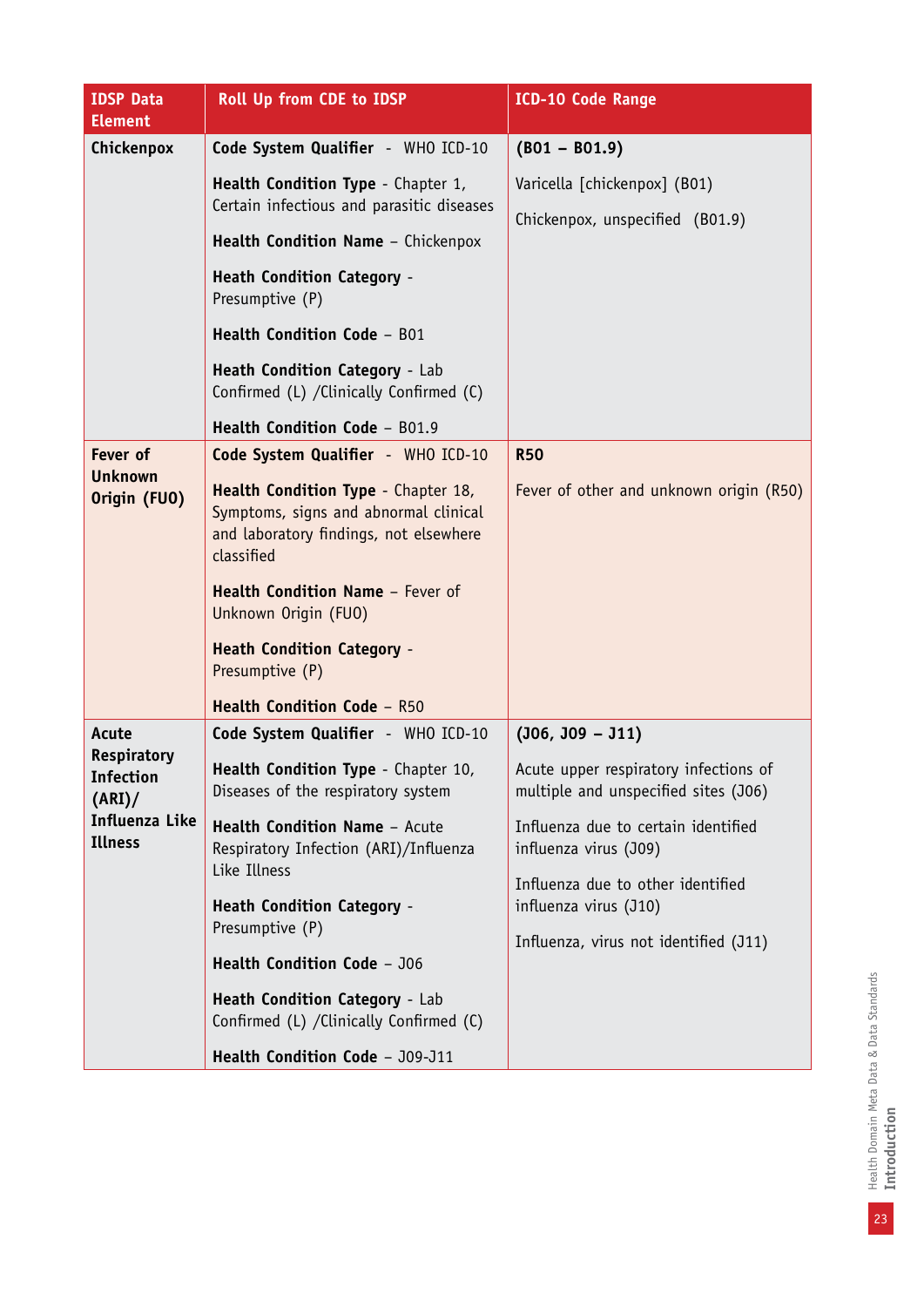| IDSP Data Element | Roll Up from CDE to IDSP | ICD-10 Code Range |
|---|---|---|
| **Chickenpox** | **Code System Qualifier** - WHO ICD-10<br><br>**Health Condition Type** - Chapter 1, Certain infectious and parasitic diseases<br><br>**Health Condition Name** – Chickenpox<br><br>**Heath Condition Category** - Presumptive (P)<br><br>**Health Condition Code** – B01<br><br>**Heath Condition Category** - Lab Confirmed (L) /Clinically Confirmed (C)<br><br>**Health Condition Code** – B01.9 | **(B01 – B01.9)**<br><br>Varicella [chickenpox] (B01)<br><br>Chickenpox, unspecified (B01.9) |
| **Fever of Unknown Origin (FUO)** | **Code System Qualifier** - WHO ICD-10<br><br>**Health Condition Type** - Chapter 18, Symptoms, signs and abnormal clinical and laboratory findings, not elsewhere classified<br><br>**Health Condition Name** – Fever of Unknown Origin (FUO)<br><br>**Heath Condition Category** - Presumptive (P)<br><br>**Health Condition Code** – R50 | **R50**<br><br>Fever of other and unknown origin (R50) |
| **Acute Respiratory Infection (ARI)/ Influenza Like Illness** | **Code System Qualifier** - WHO ICD-10<br><br>**Health Condition Type** - Chapter 10, Diseases of the respiratory system<br><br>**Health Condition Name** – Acute Respiratory Infection (ARI)/Influenza Like Illness<br><br>**Heath Condition Category** - Presumptive (P)<br><br>**Health Condition Code** – J06<br><br>**Heath Condition Category** - Lab Confirmed (L) /Clinically Confirmed (C)<br><br>**Health Condition Code** – J09-J11 | **(J06, J09 – J11)**<br><br>Acute upper respiratory infections of multiple and unspecified sites (J06)<br><br>Influenza due to certain identified influenza virus (J09)<br><br>Influenza due to other identified influenza virus (J10)<br><br>Influenza, virus not identified (J11) |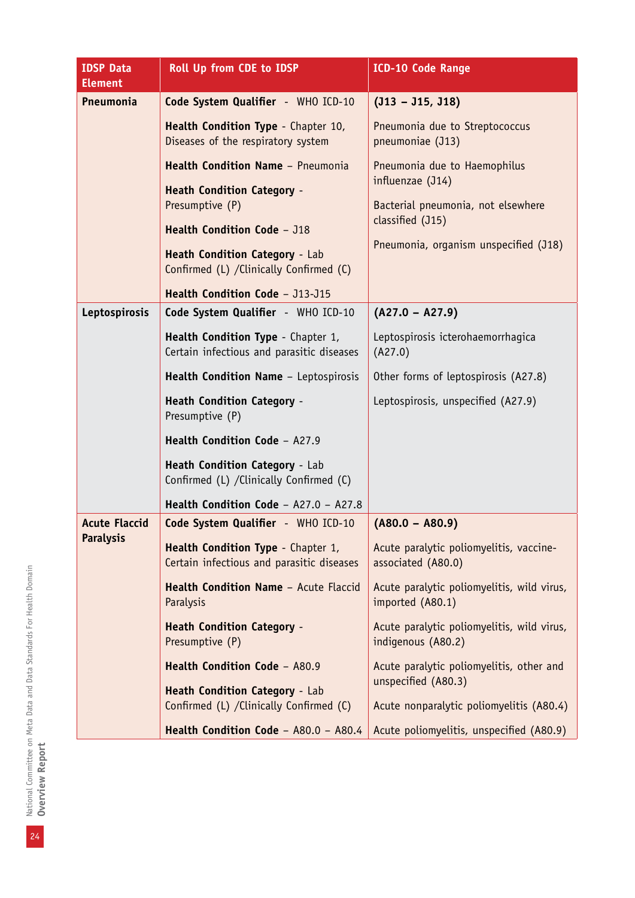| IDSP Data Element | Roll Up from CDE to IDSP | ICD-10 Code Range |
|---|---|---|
| **Pneumonia** | **Code System Qualifier** - WHO ICD-10<br><br>**Health Condition Type** - Chapter 10, Diseases of the respiratory system<br><br>**Health Condition Name** – Pneumonia<br><br>**Heath Condition Category** - Presumptive (P)<br><br>**Health Condition Code** – J18<br><br>**Heath Condition Category** - Lab Confirmed (L) /Clinically Confirmed (C)<br><br>**Health Condition Code** – J13-J15 | **(J13 – J15, J18)**<br><br>Pneumonia due to Streptococcus pneumoniae (J13)<br><br>Pneumonia due to Haemophilus influenzae (J14)<br><br>Bacterial pneumonia, not elsewhere classified (J15)<br><br>Pneumonia, organism unspecified (J18) |
| **Leptospirosis** | **Code System Qualifier** - WHO ICD-10<br><br>**Health Condition Type** - Chapter 1, Certain infectious and parasitic diseases<br><br>**Health Condition Name** – Leptospirosis<br><br>**Heath Condition Category** - Presumptive (P)<br><br>**Health Condition Code** – A27.9<br><br>**Heath Condition Category** - Lab Confirmed (L) /Clinically Confirmed (C)<br><br>**Health Condition Code** – A27.0 – A27.8 | **(A27.0 – A27.9)**<br><br>Leptospirosis icterohaemorrhagica (A27.0)<br><br>Other forms of leptospirosis (A27.8)<br><br>Leptospirosis, unspecified (A27.9) |
| **Acute Flaccid Paralysis** | **Code System Qualifier** - WHO ICD-10<br><br>**Health Condition Type** - Chapter 1, Certain infectious and parasitic diseases<br><br>**Health Condition Name** – Acute Flaccid Paralysis<br><br>**Heath Condition Category** - Presumptive (P)<br><br>**Health Condition Code** – A80.9<br><br>**Heath Condition Category** - Lab Confirmed (L) /Clinically Confirmed (C)<br><br>**Health Condition Code** – A80.0 – A80.4 | **(A80.0 – A80.9)**<br><br>Acute paralytic poliomyelitis, vaccine-associated (A80.0)<br><br>Acute paralytic poliomyelitis, wild virus, imported (A80.1)<br><br>Acute paralytic poliomyelitis, wild virus, indigenous (A80.2)<br><br>Acute paralytic poliomyelitis, other and unspecified (A80.3)<br><br>Acute nonparalytic poliomyelitis (A80.4)<br><br>Acute poliomyelitis, unspecified (A80.9) |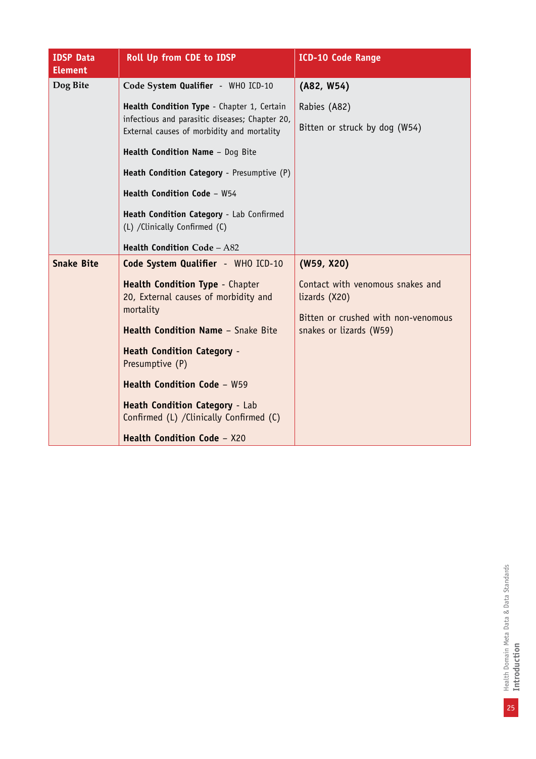| IDSP Data Element | Roll Up from CDE to IDSP | ICD-10 Code Range |
|---|---|---|
| Dog Bite | **Code System Qualifier** - WHO ICD-10<br><br>**Health Condition Type** - Chapter 1, Certain infectious and parasitic diseases; Chapter 20, External causes of morbidity and mortality<br><br>**Health Condition Name** – Dog Bite<br><br>**Heath Condition Category** - Presumptive (P)<br><br>**Health Condition Code** – W54<br><br>**Heath Condition Category** - Lab Confirmed (L) /Clinically Confirmed (C)<br><br>**Health Condition Code** – A82 | **(A82, W54)**<br><br>Rabies (A82)<br><br>Bitten or struck by dog (W54) |
| **Snake Bite** | **Code System Qualifier** - WHO ICD-10<br><br>**Health Condition Type** - Chapter 20, External causes of morbidity and mortality<br><br>**Health Condition Name** – Snake Bite<br><br>**Heath Condition Category** - Presumptive (P)<br><br>**Health Condition Code** – W59<br><br>**Heath Condition Category** - Lab Confirmed (L) /Clinically Confirmed (C)<br><br>**Health Condition Code** – X20 | **(W59, X20)**<br><br>Contact with venomous snakes and lizards (X20)<br><br>Bitten or crushed with non-venomous snakes or lizards (W59) |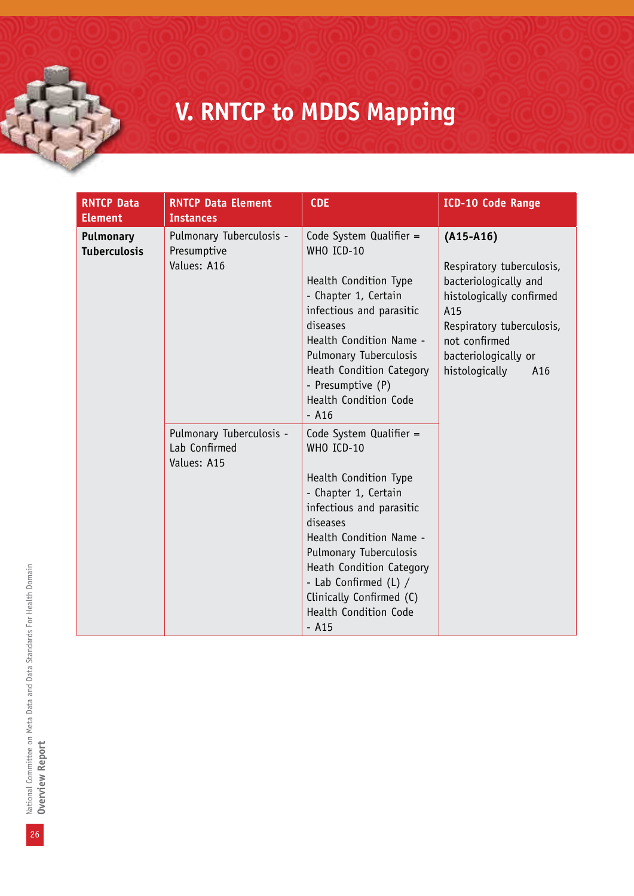# V. RNTCP to MDDS Mapping

| RNTCP Data Element | RNTCP Data Element Instances | CDE | ICD-10 Code Range |
|---|---|---|---|
| **Pulmonary Tuberculosis** | Pulmonary Tuberculosis - Presumptive<br>Values: A16 | Code System Qualifier = WHO ICD-10<br><br>Health Condition Type - Chapter 1, Certain infectious and parasitic diseases<br>Health Condition Name - Pulmonary Tuberculosis<br>Heath Condition Category - Presumptive (P)<br>Health Condition Code - A16 | **(A15-A16)**<br><br>Respiratory tuberculosis, bacteriologically and histologically confirmed A15<br>Respiratory tuberculosis, not confirmed bacteriologically or histologically A16 |
| | Pulmonary Tuberculosis - Lab Confirmed<br>Values: A15 | Code System Qualifier = WHO ICD-10<br><br>Health Condition Type - Chapter 1, Certain infectious and parasitic diseases<br>Health Condition Name - Pulmonary Tuberculosis<br>Heath Condition Category - Lab Confirmed (L) / Clinically Confirmed (C)<br>Health Condition Code - A15 | |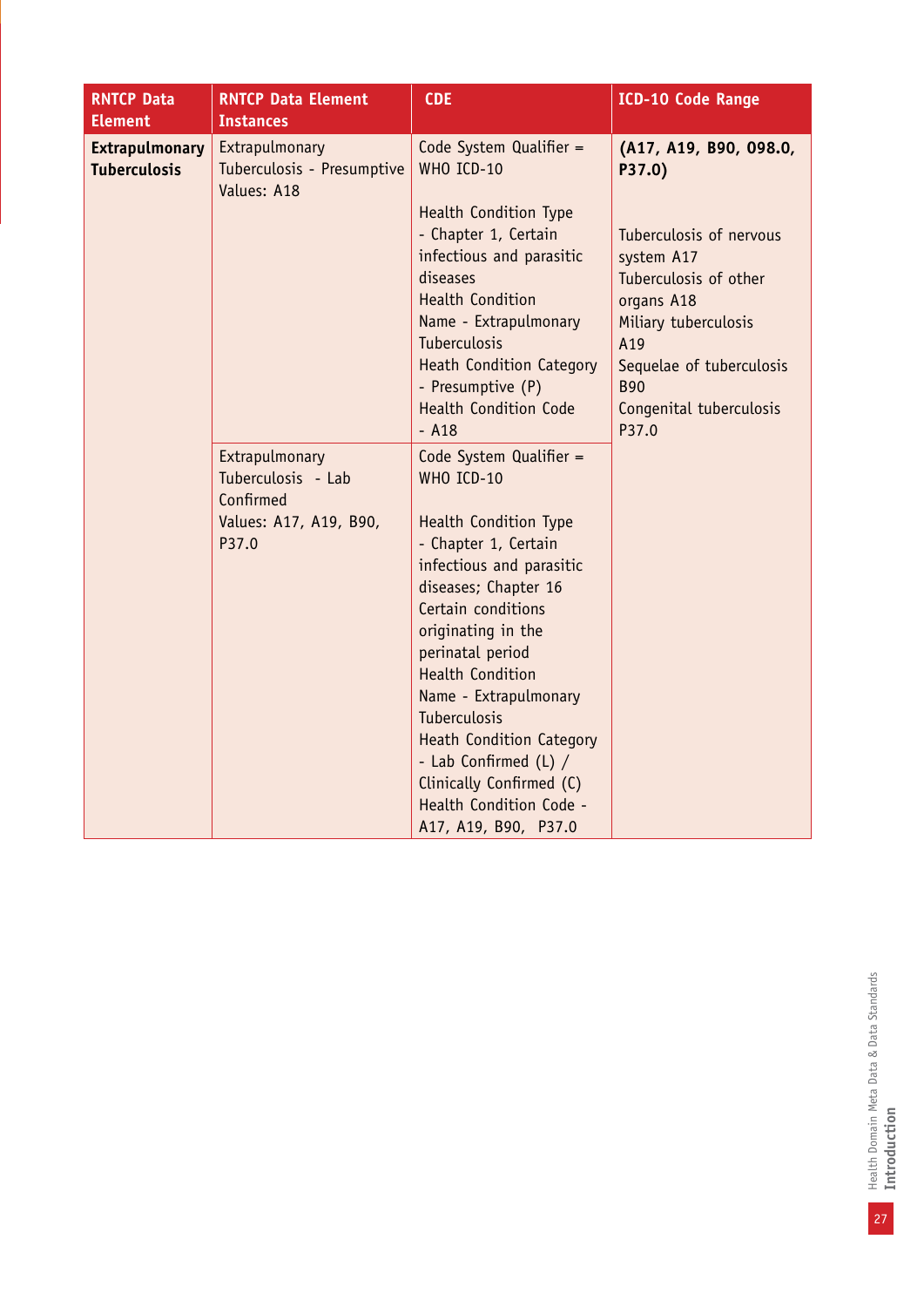| RNTCP Data Element | RNTCP Data Element Instances | CDE | ICD-10 Code Range |
|---|---|---|---|
| **Extrapulmonary Tuberculosis** | Extrapulmonary Tuberculosis - Presumptive<br>Values: A18 | Code System Qualifier = WHO ICD-10<br><br>Health Condition Type - Chapter 1, Certain infectious and parasitic diseases<br>Health Condition Name - Extrapulmonary Tuberculosis<br>Heath Condition Category - Presumptive (P)<br>Health Condition Code - A18 | **(A17, A19, B90, 098.0, P37.0)**<br><br>Tuberculosis of nervous system A17<br>Tuberculosis of other organs A18<br>Miliary tuberculosis A19<br>Sequelae of tuberculosis B90<br>Congenital tuberculosis P37.0 |
| | Extrapulmonary Tuberculosis - Lab Confirmed<br>Values: A17, A19, B90, P37.0 | Code System Qualifier = WHO ICD-10<br><br>Health Condition Type - Chapter 1, Certain infectious and parasitic diseases; Chapter 16 Certain conditions originating in the perinatal period<br>Health Condition Name - Extrapulmonary Tuberculosis<br>Heath Condition Category - Lab Confirmed (L) / Clinically Confirmed (C)<br>Health Condition Code - A17, A19, B90, P37.0 | |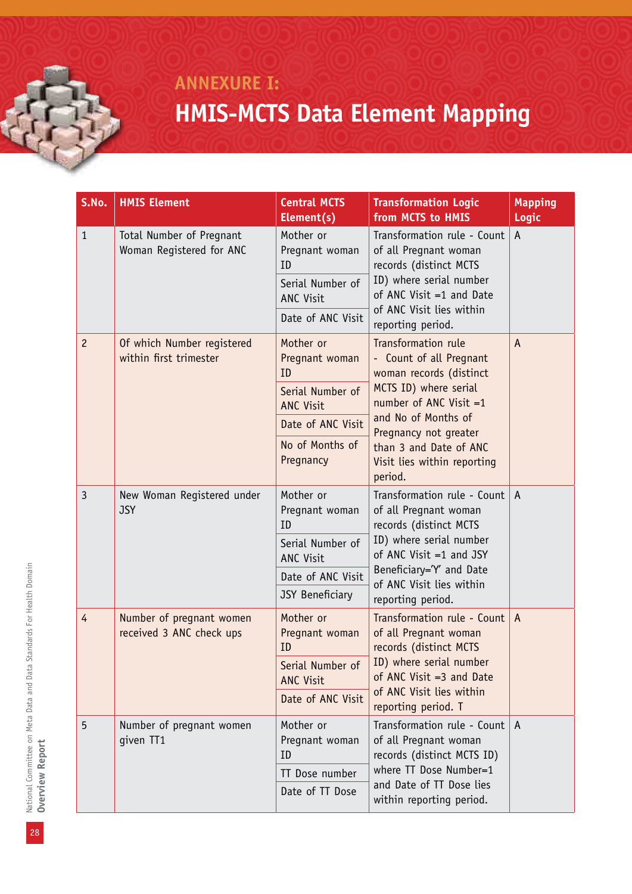# ANNEXURE I:
# HMIS-MCTS Data Element Mapping

| S.No. | HMIS Element | Central MCTS Element(s) | Transformation Logic from MCTS to HMIS | Mapping Logic |
|---|---|---|---|---|
| 1 | Total Number of Pregnant Woman Registered for ANC | Mother or Pregnant woman ID<br>Serial Number of ANC Visit<br>Date of ANC Visit | Transformation rule - Count of all Pregnant woman records (distinct MCTS ID) where serial number of ANC Visit =1 and Date of ANC Visit lies within reporting period. | A |
| 2 | Of which Number registered within first trimester | Mother or Pregnant woman ID<br>Serial Number of ANC Visit<br>Date of ANC Visit<br>No of Months of Pregnancy | Transformation rule - Count of all Pregnant woman records (distinct MCTS ID) where serial number of ANC Visit =1 and No of Months of Pregnancy not greater than 3 and Date of ANC Visit lies within reporting period. | A |
| 3 | New Woman Registered under JSY | Mother or Pregnant woman ID<br>Serial Number of ANC Visit<br>Date of ANC Visit<br>JSY Beneficiary | Transformation rule - Count of all Pregnant woman records (distinct MCTS ID) where serial number of ANC Visit =1 and JSY Beneficiary='Y' and Date of ANC Visit lies within reporting period. | A |
| 4 | Number of pregnant women received 3 ANC check ups | Mother or Pregnant woman ID<br>Serial Number of ANC Visit<br>Date of ANC Visit | Transformation rule - Count of all Pregnant woman records (distinct MCTS ID) where serial number of ANC Visit =3 and Date of ANC Visit lies within reporting period. T | A |
| 5 | Number of pregnant women given TT1 | Mother or Pregnant woman ID<br>TT Dose number<br>Date of TT Dose | Transformation rule - Count of all Pregnant woman records (distinct MCTS ID) where TT Dose Number=1 and Date of TT Dose lies within reporting period. | A |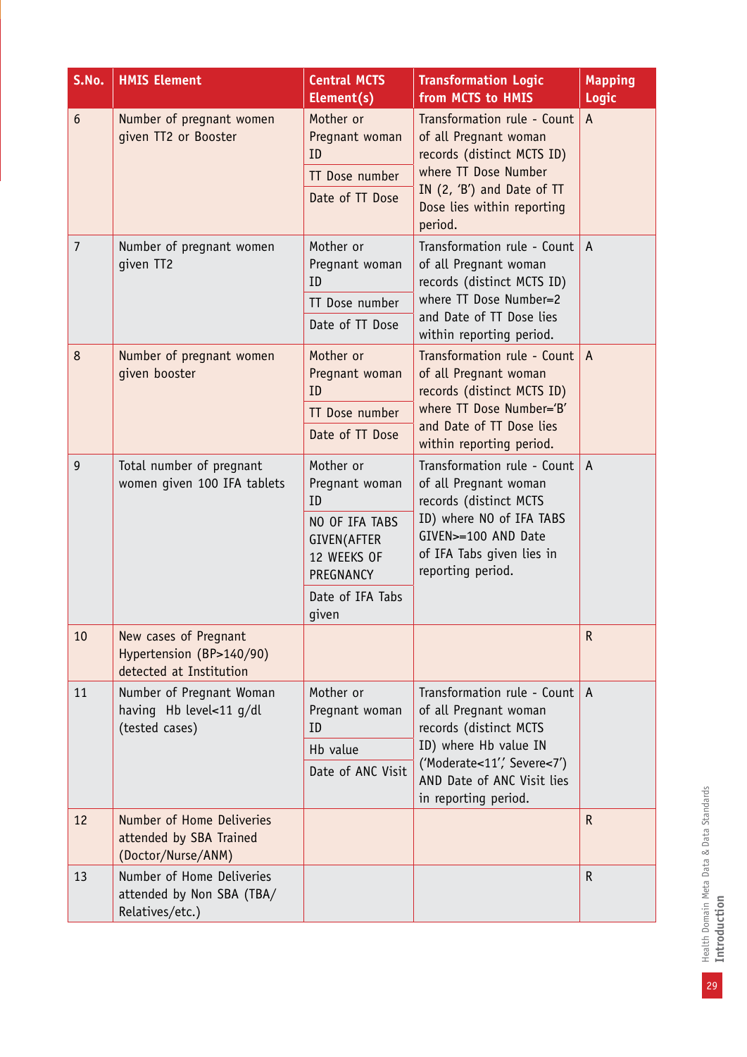| S.No. | HMIS Element | Central MCTS Element(s) | Transformation Logic from MCTS to HMIS | Mapping Logic |
|---|---|---|---|---|
| 6 | Number of pregnant women given TT2 or Booster | Mother or Pregnant woman ID<br>TT Dose number<br>Date of TT Dose | Transformation rule - Count of all Pregnant woman records (distinct MCTS ID) where TT Dose Number IN (2, 'B') and Date of TT Dose lies within reporting period. | A |
| 7 | Number of pregnant women given TT2 | Mother or Pregnant woman ID<br>TT Dose number<br>Date of TT Dose | Transformation rule - Count of all Pregnant woman records (distinct MCTS ID) where TT Dose Number=2 and Date of TT Dose lies within reporting period. | A |
| 8 | Number of pregnant women given booster | Mother or Pregnant woman ID<br>TT Dose number<br>Date of TT Dose | Transformation rule - Count of all Pregnant woman records (distinct MCTS ID) where TT Dose Number='B' and Date of TT Dose lies within reporting period. | A |
| 9 | Total number of pregnant women given 100 IFA tablets | Mother or Pregnant woman ID<br>NO OF IFA TABS GIVEN(AFTER 12 WEEKS OF PREGNANCY<br>Date of IFA Tabs given | Transformation rule - Count of all Pregnant woman records (distinct MCTS ID) where NO OF IFA TABS GIVEN>=100 AND Date of IFA Tabs given lies in reporting period. | A |
| 10 | New cases of Pregnant Hypertension (BP>140/90) detected at Institution | | | R |
| 11 | Number of Pregnant Woman having Hb level<11 g/dl (tested cases) | Mother or Pregnant woman ID<br>Hb value<br>Date of ANC Visit | Transformation rule - Count of all Pregnant woman records (distinct MCTS ID) where Hb value IN ('Moderate<11', Severe<7') AND Date of ANC Visit lies in reporting period. | A |
| 12 | Number of Home Deliveries attended by SBA Trained (Doctor/Nurse/ANM) | | | R |
| 13 | Number of Home Deliveries attended by Non SBA (TBA/ Relatives/etc.) | | | R |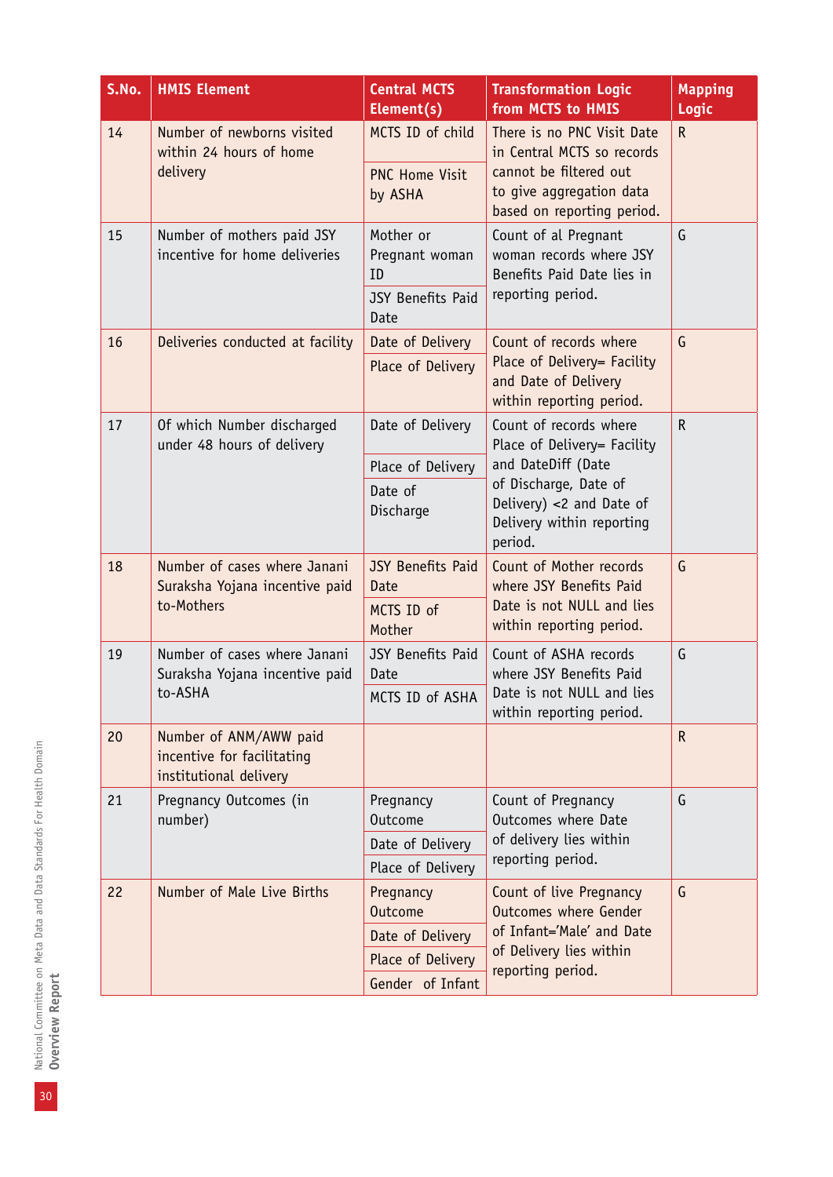| S.No. | HMIS Element | Central MCTS Element(s) | Transformation Logic from MCTS to HMIS | Mapping Logic |
|---|---|---|---|---|
| 14 | Number of newborns visited within 24 hours of home delivery | MCTS ID of child<br>PNC Home Visit by ASHA | There is no PNC Visit Date in Central MCTS so records cannot be filtered out to give aggregation data based on reporting period. | R |
| 15 | Number of mothers paid JSY incentive for home deliveries | Mother or Pregnant woman ID<br>JSY Benefits Paid Date | Count of al Pregnant woman records where JSY Benefits Paid Date lies in reporting period. | G |
| 16 | Deliveries conducted at facility | Date of Delivery<br>Place of Delivery | Count of records where Place of Delivery= Facility and Date of Delivery within reporting period. | G |
| 17 | Of which Number discharged under 48 hours of delivery | Date of Delivery<br>Place of Delivery<br>Date of Discharge | Count of records where Place of Delivery= Facility and DateDiff (Date of Discharge, Date of Delivery) <2 and Date of Delivery within reporting period. | R |
| 18 | Number of cases where Janani Suraksha Yojana incentive paid to-Mothers | JSY Benefits Paid Date<br>MCTS ID of Mother | Count of Mother records where JSY Benefits Paid Date is not NULL and lies within reporting period. | G |
| 19 | Number of cases where Janani Suraksha Yojana incentive paid to-ASHA | JSY Benefits Paid Date<br>MCTS ID of ASHA | Count of ASHA records where JSY Benefits Paid Date is not NULL and lies within reporting period. | G |
| 20 | Number of ANM/AWW paid incentive for facilitating institutional delivery | | | R |
| 21 | Pregnancy Outcomes (in number) | Pregnancy Outcome<br>Date of Delivery<br>Place of Delivery | Count of Pregnancy Outcomes where Date of delivery lies within reporting period. | G |
| 22 | Number of Male Live Births | Pregnancy Outcome<br>Date of Delivery<br>Place of Delivery<br>Gender of Infant | Count of live Pregnancy Outcomes where Gender of Infant='Male' and Date of Delivery lies within reporting period. | G |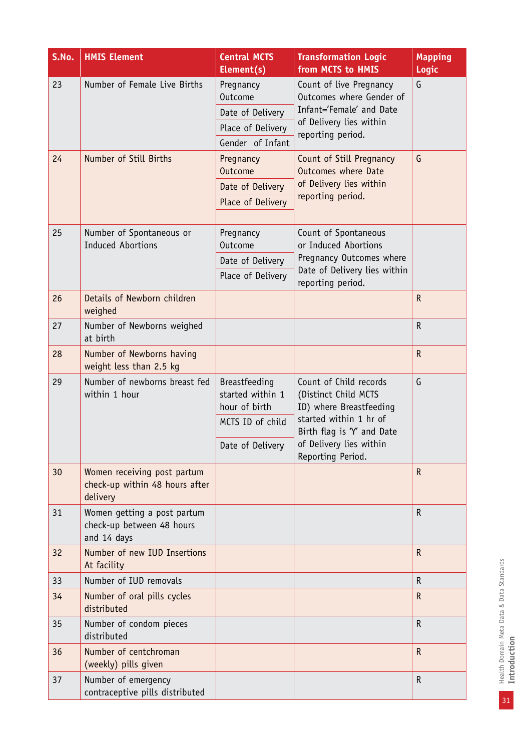| S.No. | HMIS Element | Central MCTS Element(s) | Transformation Logic from MCTS to HMIS | Mapping Logic |
|---|---|---|---|---|
| 23 | Number of Female Live Births | Pregnancy Outcome<br>Date of Delivery<br>Place of Delivery<br>Gender of Infant | Count of live Pregnancy Outcomes where Gender of Infant='Female' and Date of Delivery lies within reporting period. | G |
| 24 | Number of Still Births | Pregnancy Outcome<br>Date of Delivery<br>Place of Delivery | Count of Still Pregnancy Outcomes where Date of Delivery lies within reporting period. | G |
| 25 | Number of Spontaneous or Induced Abortions | Pregnancy Outcome<br>Date of Delivery<br>Place of Delivery | Count of Spontaneous or Induced Abortions Pregnancy Outcomes where Date of Delivery lies within reporting period. | |
| 26 | Details of Newborn children weighed | | | R |
| 27 | Number of Newborns weighed at birth | | | R |
| 28 | Number of Newborns having weight less than 2.5 kg | | | R |
| 29 | Number of newborns breast fed within 1 hour | Breastfeeding started within 1 hour of birth<br>MCTS ID of child<br>Date of Delivery | Count of Child records (Distinct Child MCTS ID) where Breastfeeding started within 1 hr of Birth flag is 'Y' and Date of Delivery lies within Reporting Period. | G |
| 30 | Women receiving post partum check-up within 48 hours after delivery | | | R |
| 31 | Women getting a post partum check-up between 48 hours and 14 days | | | R |
| 32 | Number of new IUD Insertions At facility | | | R |
| 33 | Number of IUD removals | | | R |
| 34 | Number of oral pills cycles distributed | | | R |
| 35 | Number of condom pieces distributed | | | R |
| 36 | Number of centchroman (weekly) pills given | | | R |
| 37 | Number of emergency contraceptive pills distributed | | | R |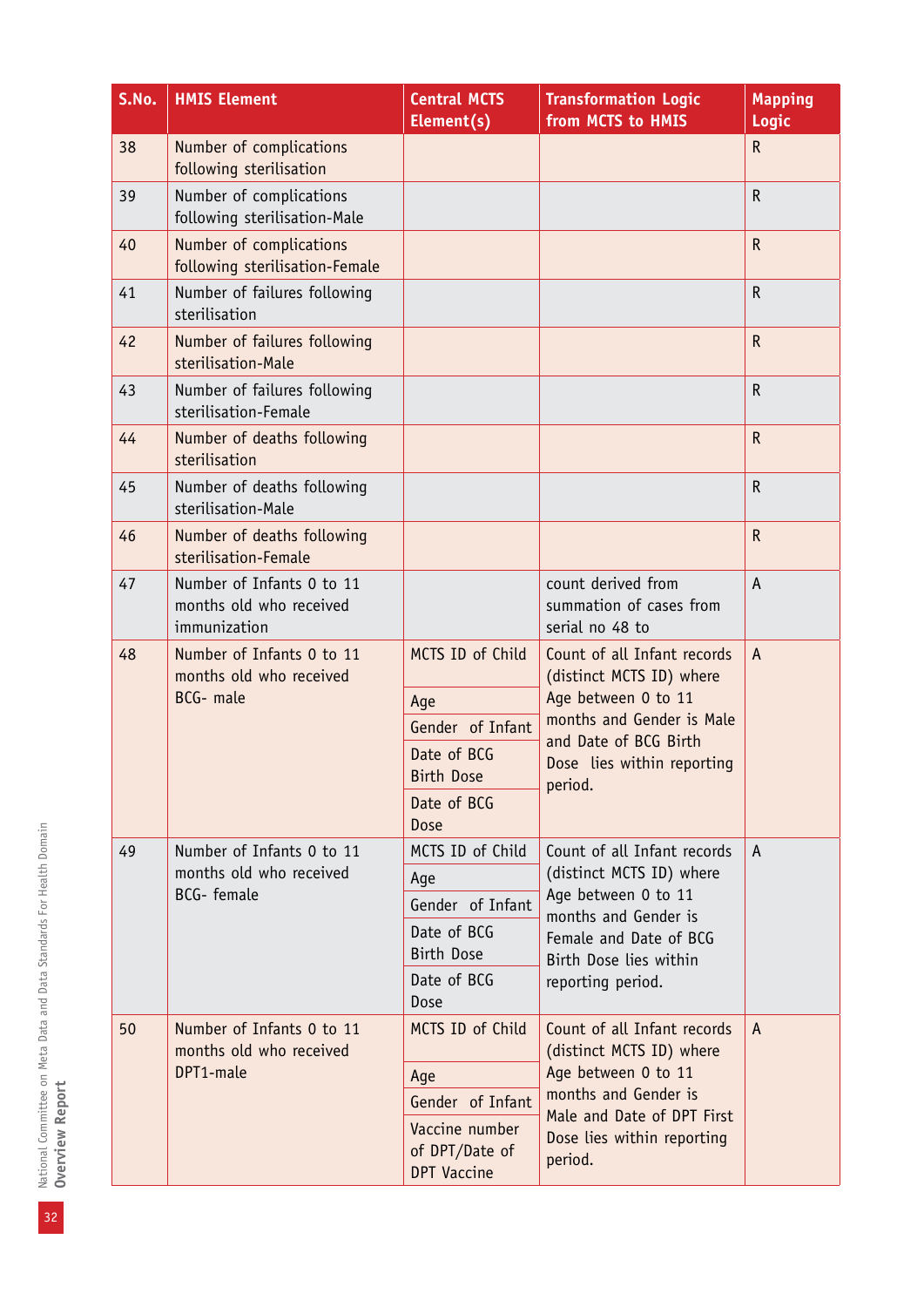| S.No. | HMIS Element | Central MCTS Element(s) | Transformation Logic from MCTS to HMIS | Mapping Logic |
|---|---|---|---|---|
| 38 | Number of complications following sterilisation | | | R |
| 39 | Number of complications following sterilisation-Male | | | R |
| 40 | Number of complications following sterilisation-Female | | | R |
| 41 | Number of failures following sterilisation | | | R |
| 42 | Number of failures following sterilisation-Male | | | R |
| 43 | Number of failures following sterilisation-Female | | | R |
| 44 | Number of deaths following sterilisation | | | R |
| 45 | Number of deaths following sterilisation-Male | | | R |
| 46 | Number of deaths following sterilisation-Female | | | R |
| 47 | Number of Infants 0 to 11 months old who received immunization | | count derived from summation of cases from serial no 48 to | A |
| 48 | Number of Infants 0 to 11 months old who received BCG- male | MCTS ID of Child<br>Age<br>Gender of Infant<br>Date of BCG Birth Dose<br>Date of BCG Dose | Count of all Infant records (distinct MCTS ID) where Age between 0 to 11 months and Gender is Male and Date of BCG Birth Dose lies within reporting period. | A |
| 49 | Number of Infants 0 to 11 months old who received BCG- female | MCTS ID of Child<br>Age<br>Gender of Infant<br>Date of BCG Birth Dose<br>Date of BCG Dose | Count of all Infant records (distinct MCTS ID) where Age between 0 to 11 months and Gender is Female and Date of BCG Birth Dose lies within reporting period. | A |
| 50 | Number of Infants 0 to 11 months old who received DPT1-male | MCTS ID of Child<br>Age<br>Gender of Infant<br>Vaccine number of DPT/Date of DPT Vaccine | Count of all Infant records (distinct MCTS ID) where Age between 0 to 11 months and Gender is Male and Date of DPT First Dose lies within reporting period. | A |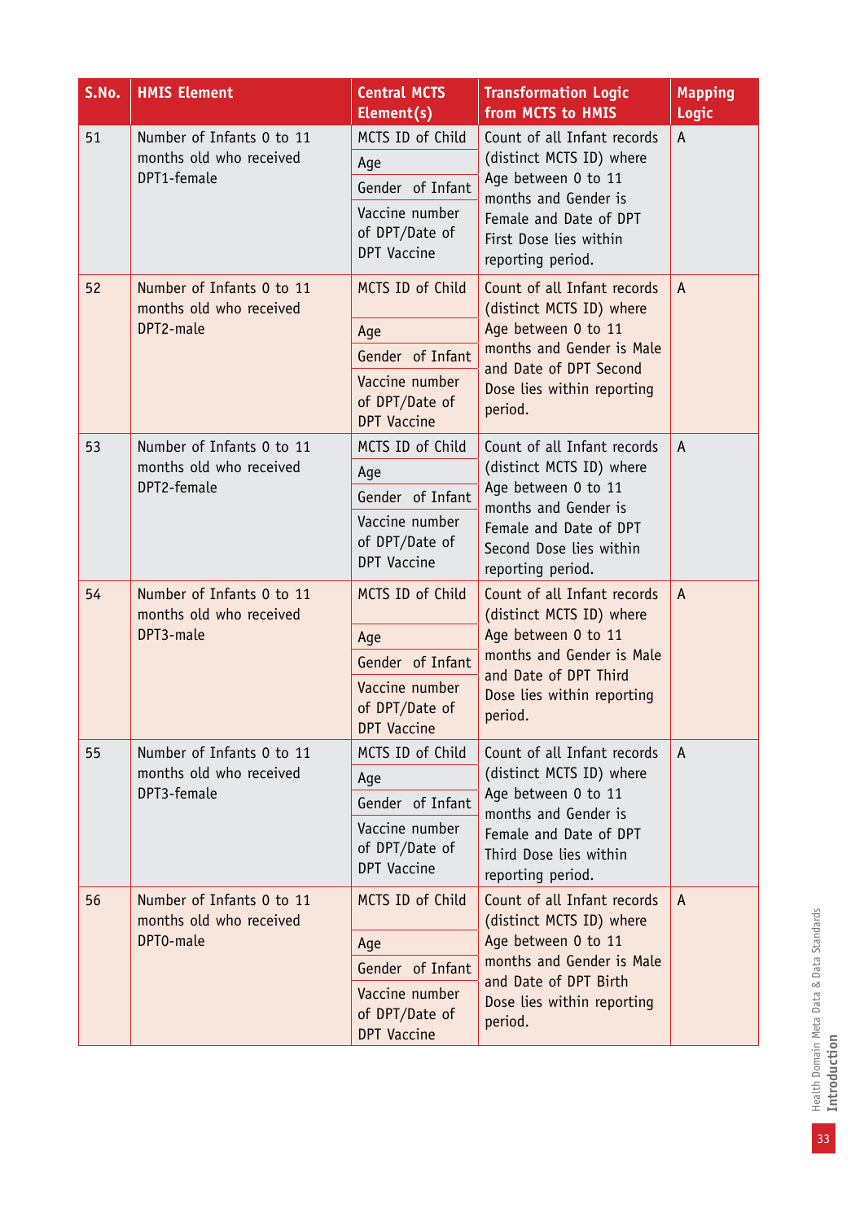| S.No. | HMIS Element | Central MCTS Element(s) | Transformation Logic from MCTS to HMIS | Mapping Logic |
|---|---|---|---|---|
| 51 | Number of Infants 0 to 11 months old who received DPT1-female | MCTS ID of Child<br>Age<br>Gender of Infant<br>Vaccine number of DPT/Date of DPT Vaccine | Count of all Infant records (distinct MCTS ID) where Age between 0 to 11 months and Gender is Female and Date of DPT First Dose lies within reporting period. | A |
| 52 | Number of Infants 0 to 11 months old who received DPT2-male | MCTS ID of Child<br>Age<br>Gender of Infant<br>Vaccine number of DPT/Date of DPT Vaccine | Count of all Infant records (distinct MCTS ID) where Age between 0 to 11 months and Gender is Male and Date of DPT Second Dose lies within reporting period. | A |
| 53 | Number of Infants 0 to 11 months old who received DPT2-female | MCTS ID of Child<br>Age<br>Gender of Infant<br>Vaccine number of DPT/Date of DPT Vaccine | Count of all Infant records (distinct MCTS ID) where Age between 0 to 11 months and Gender is Female and Date of DPT Second Dose lies within reporting period. | A |
| 54 | Number of Infants 0 to 11 months old who received DPT3-male | MCTS ID of Child<br>Age<br>Gender of Infant<br>Vaccine number of DPT/Date of DPT Vaccine | Count of all Infant records (distinct MCTS ID) where Age between 0 to 11 months and Gender is Male and Date of DPT Third Dose lies within reporting period. | A |
| 55 | Number of Infants 0 to 11 months old who received DPT3-female | MCTS ID of Child<br>Age<br>Gender of Infant<br>Vaccine number of DPT/Date of DPT Vaccine | Count of all Infant records (distinct MCTS ID) where Age between 0 to 11 months and Gender is Female and Date of DPT Third Dose lies within reporting period. | A |
| 56 | Number of Infants 0 to 11 months old who received DPT0-male | MCTS ID of Child<br>Age<br>Gender of Infant<br>Vaccine number of DPT/Date of DPT Vaccine | Count of all Infant records (distinct MCTS ID) where Age between 0 to 11 months and Gender is Male and Date of DPT Birth Dose lies within reporting period. | A |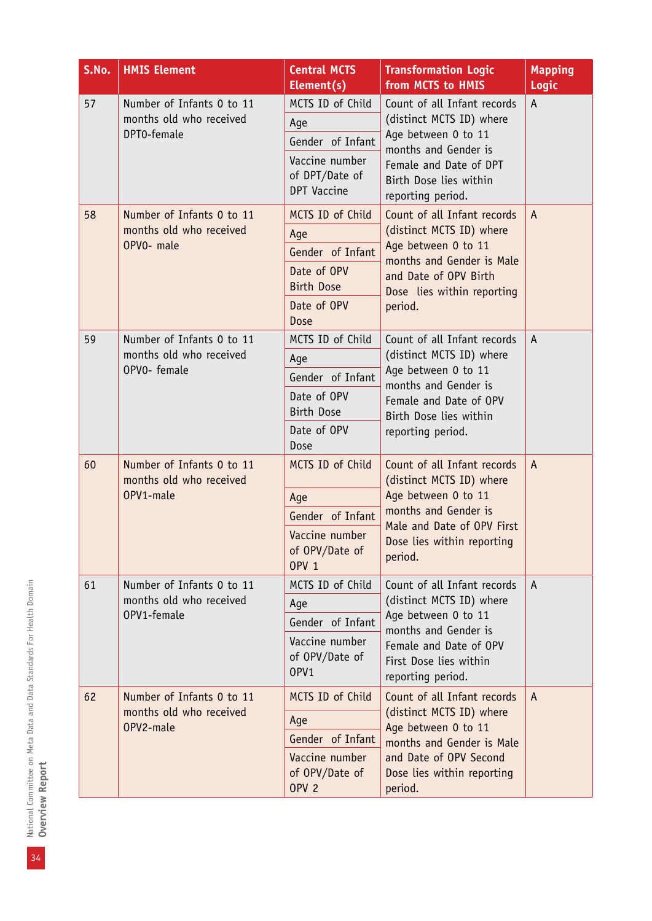| S.No. | HMIS Element | Central MCTS Element(s) | Transformation Logic from MCTS to HMIS | Mapping Logic |
|---|---|---|---|---|
| 57 | Number of Infants 0 to 11 months old who received DPT0-female | MCTS ID of Child<br>Age<br>Gender of Infant<br>Vaccine number of DPT/Date of DPT Vaccine | Count of all Infant records (distinct MCTS ID) where Age between 0 to 11 months and Gender is Female and Date of DPT Birth Dose lies within reporting period. | A |
| 58 | Number of Infants 0 to 11 months old who received OPV0- male | MCTS ID of Child<br>Age<br>Gender of Infant<br>Date of OPV Birth Dose<br>Date of OPV Dose | Count of all Infant records (distinct MCTS ID) where Age between 0 to 11 months and Gender is Male and Date of OPV Birth Dose lies within reporting period. | A |
| 59 | Number of Infants 0 to 11 months old who received OPV0- female | MCTS ID of Child<br>Age<br>Gender of Infant<br>Date of OPV Birth Dose<br>Date of OPV Dose | Count of all Infant records (distinct MCTS ID) where Age between 0 to 11 months and Gender is Female and Date of OPV Birth Dose lies within reporting period. | A |
| 60 | Number of Infants 0 to 11 months old who received OPV1-male | MCTS ID of Child<br>Age<br>Gender of Infant<br>Vaccine number of OPV/Date of OPV 1 | Count of all Infant records (distinct MCTS ID) where Age between 0 to 11 months and Gender is Male and Date of OPV First Dose lies within reporting period. | A |
| 61 | Number of Infants 0 to 11 months old who received OPV1-female | MCTS ID of Child<br>Age<br>Gender of Infant<br>Vaccine number of OPV/Date of OPV1 | Count of all Infant records (distinct MCTS ID) where Age between 0 to 11 months and Gender is Female and Date of OPV First Dose lies within reporting period. | A |
| 62 | Number of Infants 0 to 11 months old who received OPV2-male | MCTS ID of Child<br>Age<br>Gender of Infant<br>Vaccine number of OPV/Date of OPV 2 | Count of all Infant records (distinct MCTS ID) where Age between 0 to 11 months and Gender is Male and Date of OPV Second Dose lies within reporting period. | A |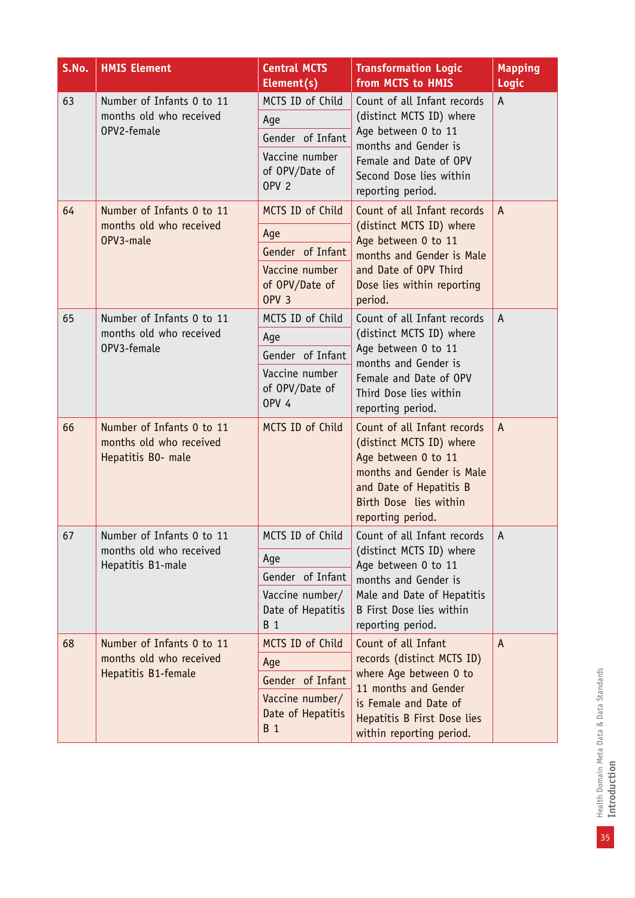| S.No. | HMIS Element | Central MCTS Element(s) | Transformation Logic from MCTS to HMIS | Mapping Logic |
|---|---|---|---|---|
| 63 | Number of Infants 0 to 11 months old who received OPV2-female | MCTS ID of Child<br>Age<br>Gender of Infant<br>Vaccine number of OPV/Date of OPV 2 | Count of all Infant records (distinct MCTS ID) where Age between 0 to 11 months and Gender is Female and Date of OPV Second Dose lies within reporting period. | A |
| 64 | Number of Infants 0 to 11 months old who received OPV3-male | MCTS ID of Child<br>Age<br>Gender of Infant<br>Vaccine number of OPV/Date of OPV 3 | Count of all Infant records (distinct MCTS ID) where Age between 0 to 11 months and Gender is Male and Date of OPV Third Dose lies within reporting period. | A |
| 65 | Number of Infants 0 to 11 months old who received OPV3-female | MCTS ID of Child<br>Age<br>Gender of Infant<br>Vaccine number of OPV/Date of OPV 4 | Count of all Infant records (distinct MCTS ID) where Age between 0 to 11 months and Gender is Female and Date of OPV Third Dose lies within reporting period. | A |
| 66 | Number of Infants 0 to 11 months old who received Hepatitis B0- male | MCTS ID of Child | Count of all Infant records (distinct MCTS ID) where Age between 0 to 11 months and Gender is Male and Date of Hepatitis B Birth Dose lies within reporting period. | A |
| 67 | Number of Infants 0 to 11 months old who received Hepatitis B1-male | MCTS ID of Child<br>Age<br>Gender of Infant<br>Vaccine number/ Date of Hepatitis B 1 | Count of all Infant records (distinct MCTS ID) where Age between 0 to 11 months and Gender is Male and Date of Hepatitis B First Dose lies within reporting period. | A |
| 68 | Number of Infants 0 to 11 months old who received Hepatitis B1-female | MCTS ID of Child<br>Age<br>Gender of Infant<br>Vaccine number/ Date of Hepatitis B 1 | Count of all Infant records (distinct MCTS ID) where Age between 0 to 11 months and Gender is Female and Date of Hepatitis B First Dose lies within reporting period. | A |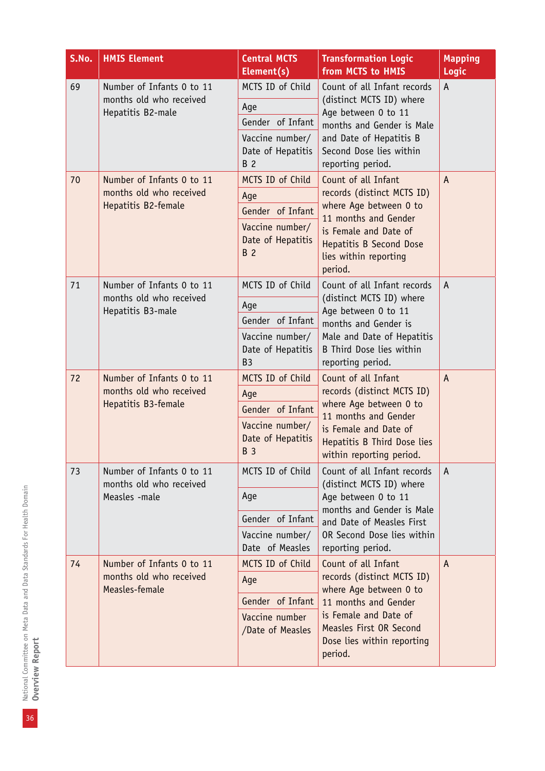| S.No. | HMIS Element | Central MCTS Element(s) | Transformation Logic from MCTS to HMIS | Mapping Logic |
|---|---|---|---|---|
| 69 | Number of Infants 0 to 11 months old who received Hepatitis B2-male | MCTS ID of Child<br>Age<br>Gender of Infant<br>Vaccine number/ Date of Hepatitis B 2 | Count of all Infant records (distinct MCTS ID) where Age between 0 to 11 months and Gender is Male and Date of Hepatitis B Second Dose lies within reporting period. | A |
| 70 | Number of Infants 0 to 11 months old who received Hepatitis B2-female | MCTS ID of Child<br>Age<br>Gender of Infant<br>Vaccine number/ Date of Hepatitis B 2 | Count of all Infant records (distinct MCTS ID) where Age between 0 to 11 months and Gender is Female and Date of Hepatitis B Second Dose lies within reporting period. | A |
| 71 | Number of Infants 0 to 11 months old who received Hepatitis B3-male | MCTS ID of Child<br>Age<br>Gender of Infant<br>Vaccine number/ Date of Hepatitis B3 | Count of all Infant records (distinct MCTS ID) where Age between 0 to 11 months and Gender is Male and Date of Hepatitis B Third Dose lies within reporting period. | A |
| 72 | Number of Infants 0 to 11 months old who received Hepatitis B3-female | MCTS ID of Child<br>Age<br>Gender of Infant<br>Vaccine number/ Date of Hepatitis B 3 | Count of all Infant records (distinct MCTS ID) where Age between 0 to 11 months and Gender is Female and Date of Hepatitis B Third Dose lies within reporting period. | A |
| 73 | Number of Infants 0 to 11 months old who received Measles -male | MCTS ID of Child<br>Age<br>Gender of Infant<br>Vaccine number/ Date of Measles | Count of all Infant records (distinct MCTS ID) where Age between 0 to 11 months and Gender is Male and Date of Measles First OR Second Dose lies within reporting period. | A |
| 74 | Number of Infants 0 to 11 months old who received Measles-female | MCTS ID of Child<br>Age<br>Gender of Infant<br>Vaccine number /Date of Measles | Count of all Infant records (distinct MCTS ID) where Age between 0 to 11 months and Gender is Female and Date of Measles First OR Second Dose lies within reporting period. | A |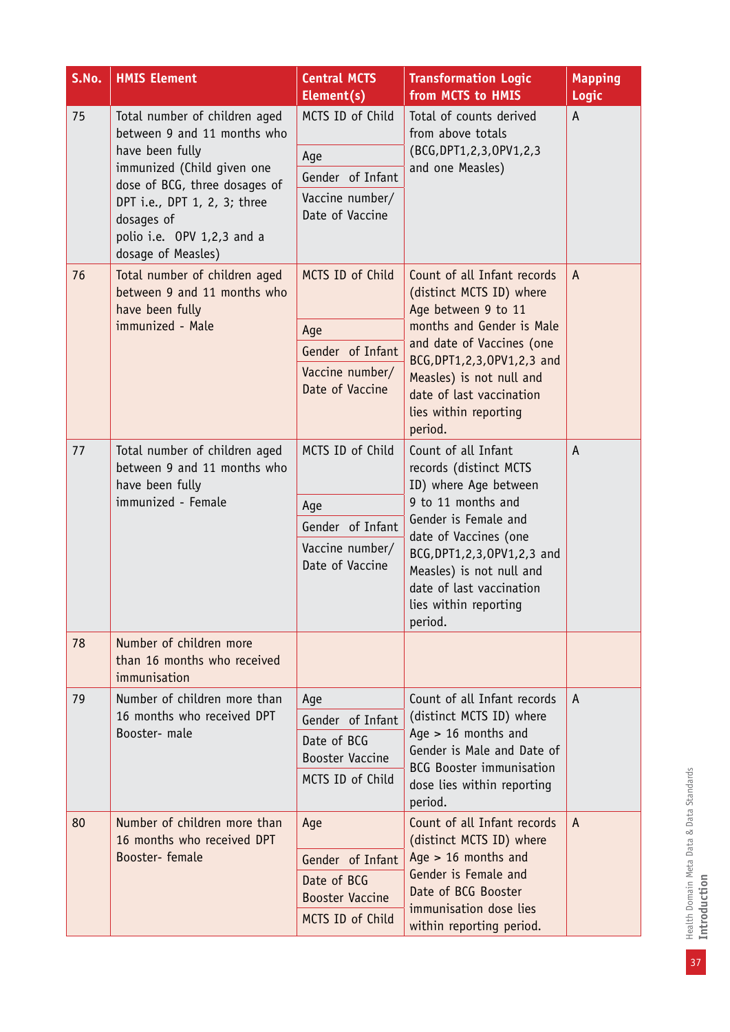| S.No. | HMIS Element | Central MCTS Element(s) | Transformation Logic from MCTS to HMIS | Mapping Logic |
|---|---|---|---|---|
| 75 | Total number of children aged between 9 and 11 months who have been fully immunized (Child given one dose of BCG, three dosages of DPT i.e., DPT 1, 2, 3; three dosages of polio i.e. OPV 1,2,3 and a dosage of Measles) | MCTS ID of Child<br>Age<br>Gender of Infant<br>Vaccine number/ Date of Vaccine | Total of counts derived from above totals (BCG,DPT1,2,3,OPV1,2,3 and one Measles) | A |
| 76 | Total number of children aged between 9 and 11 months who have been fully immunized - Male | MCTS ID of Child<br>Age<br>Gender of Infant<br>Vaccine number/ Date of Vaccine | Count of all Infant records (distinct MCTS ID) where Age between 9 to 11 months and Gender is Male and date of Vaccines (one BCG,DPT1,2,3,OPV1,2,3 and Measles) is not null and date of last vaccination lies within reporting period. | A |
| 77 | Total number of children aged between 9 and 11 months who have been fully immunized - Female | MCTS ID of Child<br>Age<br>Gender of Infant<br>Vaccine number/ Date of Vaccine | Count of all Infant records (distinct MCTS ID) where Age between 9 to 11 months and Gender is Female and date of Vaccines (one BCG,DPT1,2,3,OPV1,2,3 and Measles) is not null and date of last vaccination lies within reporting period. | A |
| 78 | Number of children more than 16 months who received immunisation | | | |
| 79 | Number of children more than 16 months who received DPT Booster- male | Age<br>Gender of Infant<br>Date of BCG Booster Vaccine<br>MCTS ID of Child | Count of all Infant records (distinct MCTS ID) where Age > 16 months and Gender is Male and Date of BCG Booster immunisation dose lies within reporting period. | A |
| 80 | Number of children more than 16 months who received DPT Booster- female | Age<br>Gender of Infant<br>Date of BCG Booster Vaccine<br>MCTS ID of Child | Count of all Infant records (distinct MCTS ID) where Age > 16 months and Gender is Female and Date of BCG Booster immunisation dose lies within reporting period. | A |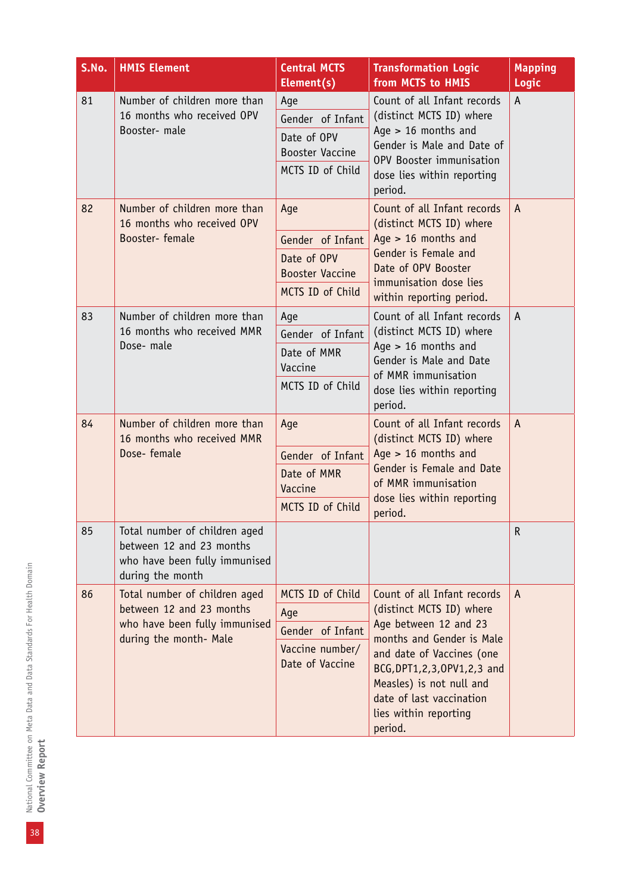| S.No. | HMIS Element | Central MCTS Element(s) | Transformation Logic from MCTS to HMIS | Mapping Logic |
|---|---|---|---|---|
| 81 | Number of children more than 16 months who received OPV Booster- male | Age<br>Gender of Infant<br>Date of OPV Booster Vaccine<br>MCTS ID of Child | Count of all Infant records (distinct MCTS ID) where Age > 16 months and Gender is Male and Date of OPV Booster immunisation dose lies within reporting period. | A |
| 82 | Number of children more than 16 months who received OPV Booster- female | Age<br>Gender of Infant<br>Date of OPV Booster Vaccine<br>MCTS ID of Child | Count of all Infant records (distinct MCTS ID) where Age > 16 months and Gender is Female and Date of OPV Booster immunisation dose lies within reporting period. | A |
| 83 | Number of children more than 16 months who received MMR Dose- male | Age<br>Gender of Infant<br>Date of MMR Vaccine<br>MCTS ID of Child | Count of all Infant records (distinct MCTS ID) where Age > 16 months and Gender is Male and Date of MMR immunisation dose lies within reporting period. | A |
| 84 | Number of children more than 16 months who received MMR Dose- female | Age<br>Gender of Infant<br>Date of MMR Vaccine<br>MCTS ID of Child | Count of all Infant records (distinct MCTS ID) where Age > 16 months and Gender is Female and Date of MMR immunisation dose lies within reporting period. | A |
| 85 | Total number of children aged between 12 and 23 months who have been fully immunised during the month | | | R |
| 86 | Total number of children aged between 12 and 23 months who have been fully immunised during the month- Male | MCTS ID of Child<br>Age<br>Gender of Infant<br>Vaccine number/ Date of Vaccine | Count of all Infant records (distinct MCTS ID) where Age between 12 and 23 months and Gender is Male and date of Vaccines (one BCG,DPT1,2,3,OPV1,2,3 and Measles) is not null and date of last vaccination lies within reporting period. | A |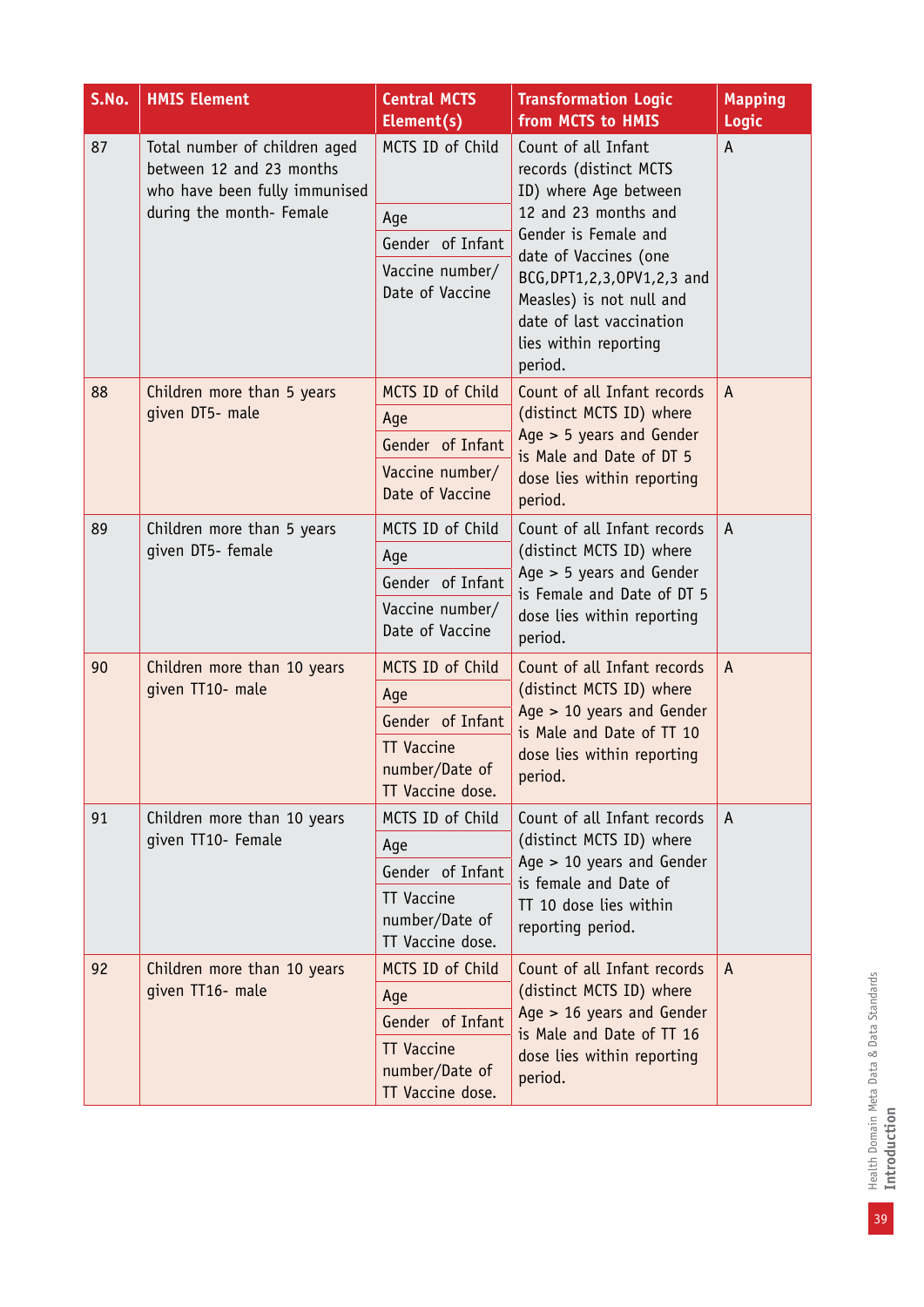| S.No. | HMIS Element | Central MCTS Element(s) | Transformation Logic from MCTS to HMIS | Mapping Logic |
|---|---|---|---|---|
| 87 | Total number of children aged between 12 and 23 months who have been fully immunised during the month- Female | MCTS ID of Child<br>Age<br>Gender of Infant<br>Vaccine number/ Date of Vaccine | Count of all Infant records (distinct MCTS ID) where Age between 12 and 23 months and Gender is Female and date of Vaccines (one BCG,DPT1,2,3,OPV1,2,3 and Measles) is not null and date of last vaccination lies within reporting period. | A |
| 88 | Children more than 5 years given DT5- male | MCTS ID of Child<br>Age<br>Gender of Infant<br>Vaccine number/ Date of Vaccine | Count of all Infant records (distinct MCTS ID) where Age > 5 years and Gender is Male and Date of DT 5 dose lies within reporting period. | A |
| 89 | Children more than 5 years given DT5- female | MCTS ID of Child<br>Age<br>Gender of Infant<br>Vaccine number/ Date of Vaccine | Count of all Infant records (distinct MCTS ID) where Age > 5 years and Gender is Female and Date of DT 5 dose lies within reporting period. | A |
| 90 | Children more than 10 years given TT10- male | MCTS ID of Child<br>Age<br>Gender of Infant<br>TT Vaccine number/Date of TT Vaccine dose. | Count of all Infant records (distinct MCTS ID) where Age > 10 years and Gender is Male and Date of TT 10 dose lies within reporting period. | A |
| 91 | Children more than 10 years given TT10- Female | MCTS ID of Child<br>Age<br>Gender of Infant<br>TT Vaccine number/Date of TT Vaccine dose. | Count of all Infant records (distinct MCTS ID) where Age > 10 years and Gender is female and Date of TT 10 dose lies within reporting period. | A |
| 92 | Children more than 10 years given TT16- male | MCTS ID of Child<br>Age<br>Gender of Infant<br>TT Vaccine number/Date of TT Vaccine dose. | Count of all Infant records (distinct MCTS ID) where Age > 16 years and Gender is Male and Date of TT 16 dose lies within reporting period. | A |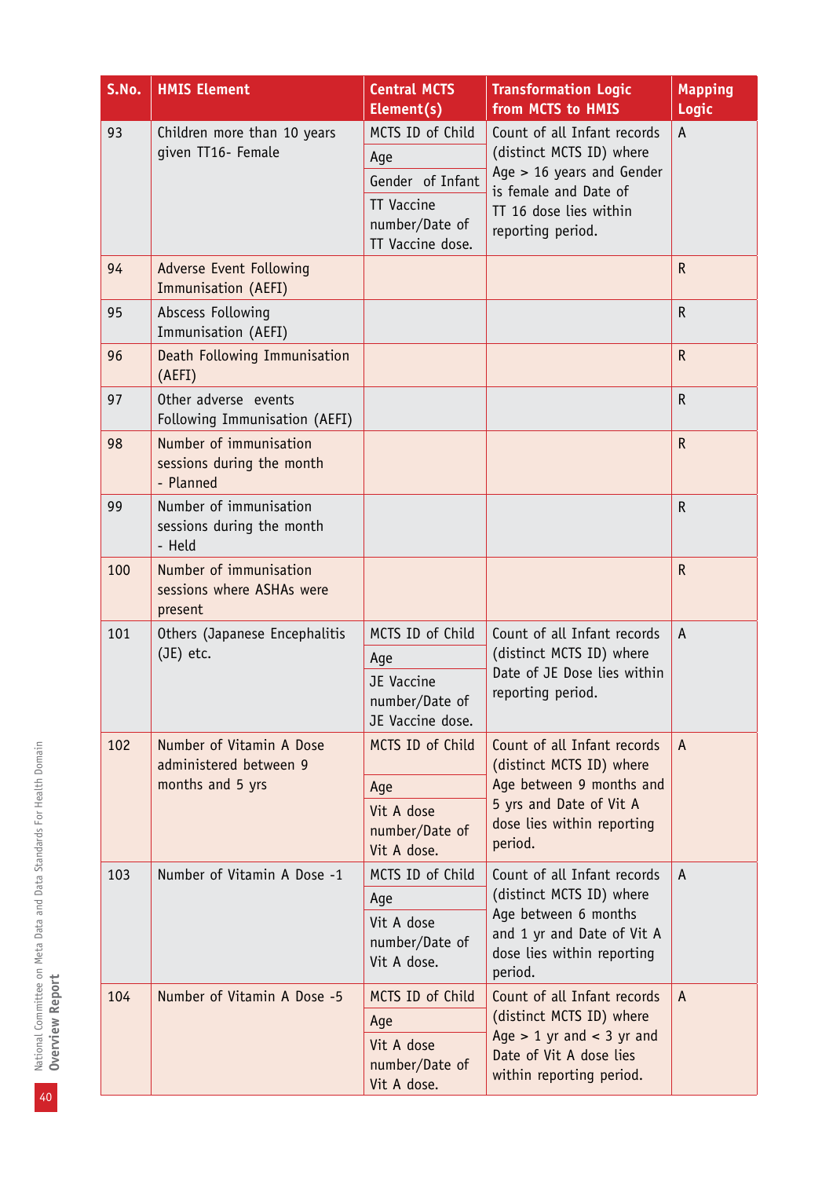| S.No. | HMIS Element | Central MCTS Element(s) | Transformation Logic from MCTS to HMIS | Mapping Logic |
|---|---|---|---|---|
| 93 | Children more than 10 years given TT16- Female | MCTS ID of Child<br>Age<br>Gender of Infant<br>TT Vaccine number/Date of TT Vaccine dose. | Count of all Infant records (distinct MCTS ID) where Age > 16 years and Gender is female and Date of TT 16 dose lies within reporting period. | A |
| 94 | Adverse Event Following Immunisation (AEFI) | | | R |
| 95 | Abscess Following Immunisation (AEFI) | | | R |
| 96 | Death Following Immunisation (AEFI) | | | R |
| 97 | Other adverse events Following Immunisation (AEFI) | | | R |
| 98 | Number of immunisation sessions during the month - Planned | | | R |
| 99 | Number of immunisation sessions during the month - Held | | | R |
| 100 | Number of immunisation sessions where ASHAs were present | | | R |
| 101 | Others (Japanese Encephalitis (JE) etc. | MCTS ID of Child<br>Age<br>JE Vaccine number/Date of JE Vaccine dose. | Count of all Infant records (distinct MCTS ID) where Date of JE Dose lies within reporting period. | A |
| 102 | Number of Vitamin A Dose administered between 9 months and 5 yrs | MCTS ID of Child<br>Age<br>Vit A dose number/Date of Vit A dose. | Count of all Infant records (distinct MCTS ID) where Age between 9 months and 5 yrs and Date of Vit A dose lies within reporting period. | A |
| 103 | Number of Vitamin A Dose -1 | MCTS ID of Child<br>Age<br>Vit A dose number/Date of Vit A dose. | Count of all Infant records (distinct MCTS ID) where Age between 6 months and 1 yr and Date of Vit A dose lies within reporting period. | A |
| 104 | Number of Vitamin A Dose -5 | MCTS ID of Child<br>Age<br>Vit A dose number/Date of Vit A dose. | Count of all Infant records (distinct MCTS ID) where Age > 1 yr and < 3 yr and Date of Vit A dose lies within reporting period. | A |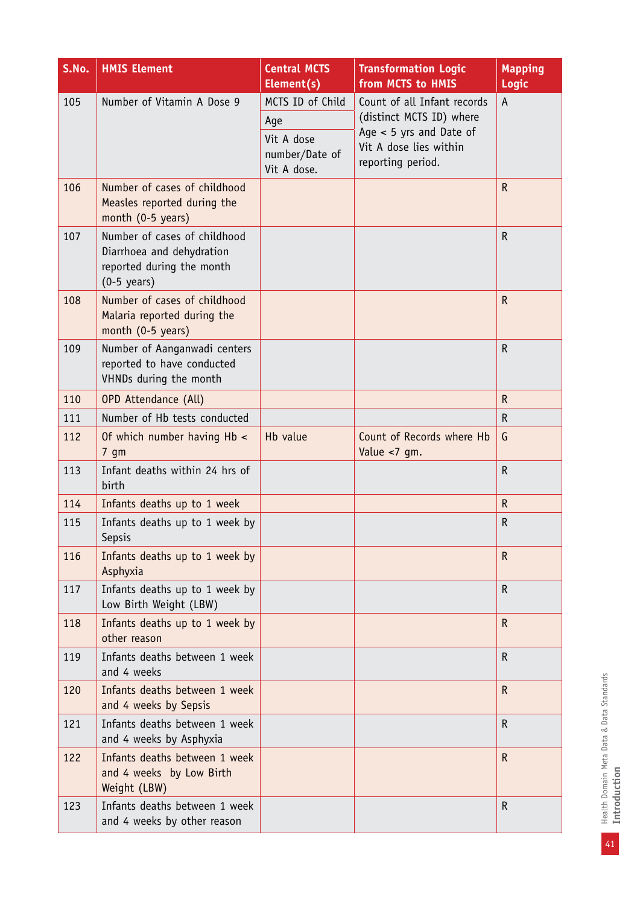| S.No. | HMIS Element | Central MCTS Element(s) | Transformation Logic from MCTS to HMIS | Mapping Logic |
|---|---|---|---|---|
| 105 | Number of Vitamin A Dose 9 | MCTS ID of Child<br>Age<br>Vit A dose number/Date of Vit A dose. | Count of all Infant records (distinct MCTS ID) where Age < 5 yrs and Date of Vit A dose lies within reporting period. | A |
| 106 | Number of cases of childhood Measles reported during the month (0-5 years) | | | R |
| 107 | Number of cases of childhood Diarrhoea and dehydration reported during the month (0-5 years) | | | R |
| 108 | Number of cases of childhood Malaria reported during the month (0-5 years) | | | R |
| 109 | Number of Aanganwadi centers reported to have conducted VHNDs during the month | | | R |
| 110 | OPD Attendance (All) | | | R |
| 111 | Number of Hb tests conducted | | | R |
| 112 | Of which number having Hb < 7 gm | Hb value | Count of Records where Hb Value <7 gm. | G |
| 113 | Infant deaths within 24 hrs of birth | | | R |
| 114 | Infants deaths up to 1 week | | | R |
| 115 | Infants deaths up to 1 week by Sepsis | | | R |
| 116 | Infants deaths up to 1 week by Asphyxia | | | R |
| 117 | Infants deaths up to 1 week by Low Birth Weight (LBW) | | | R |
| 118 | Infants deaths up to 1 week by other reason | | | R |
| 119 | Infants deaths between 1 week and 4 weeks | | | R |
| 120 | Infants deaths between 1 week and 4 weeks by Sepsis | | | R |
| 121 | Infants deaths between 1 week and 4 weeks by Asphyxia | | | R |
| 122 | Infants deaths between 1 week and 4 weeks by Low Birth Weight (LBW) | | | R |
| 123 | Infants deaths between 1 week and 4 weeks by other reason | | | R |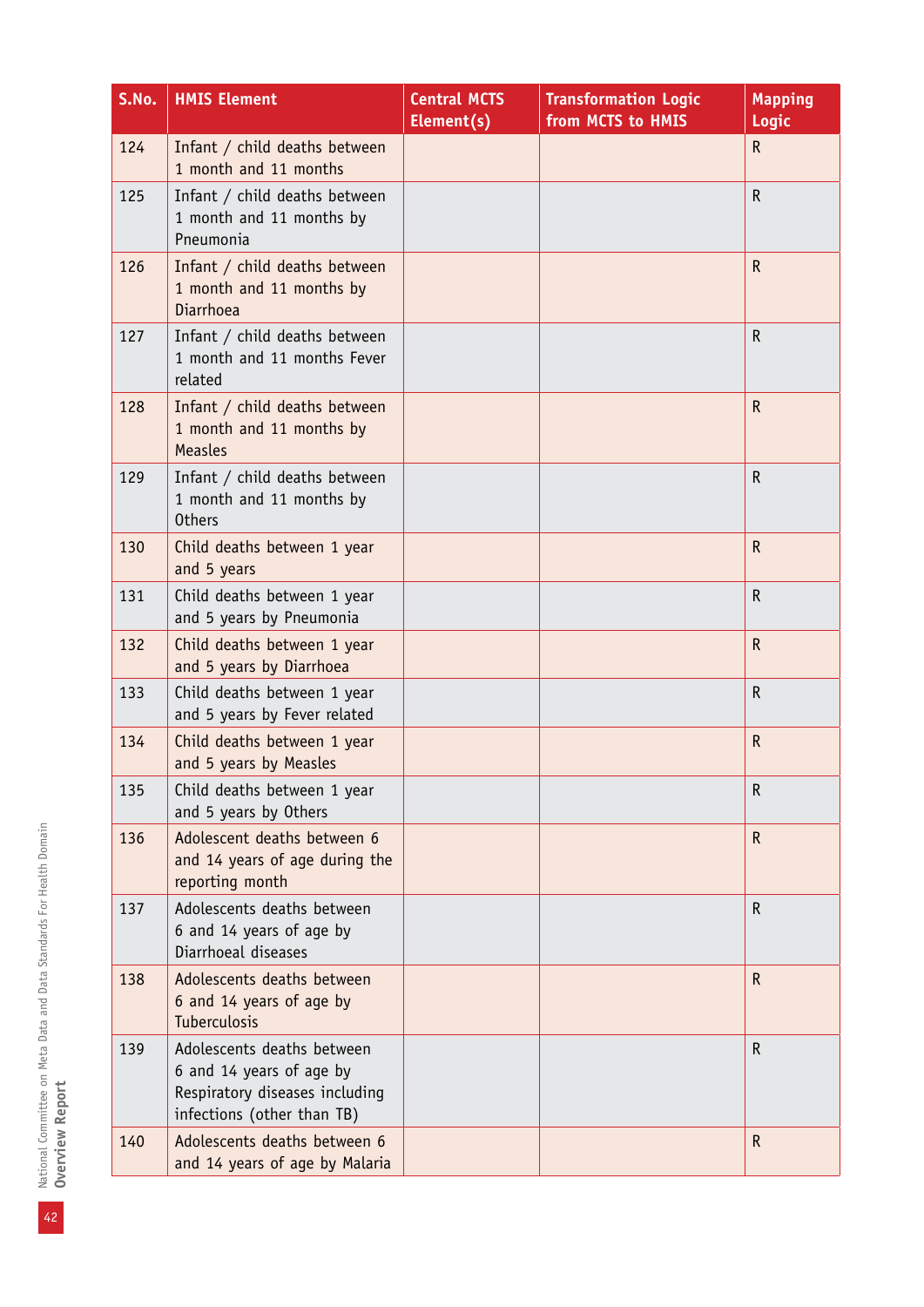| S.No. | HMIS Element | Central MCTS Element(s) | Transformation Logic from MCTS to HMIS | Mapping Logic |
|---|---|---|---|---|
| 124 | Infant / child deaths between 1 month and 11 months | | | R |
| 125 | Infant / child deaths between 1 month and 11 months by Pneumonia | | | R |
| 126 | Infant / child deaths between 1 month and 11 months by Diarrhoea | | | R |
| 127 | Infant / child deaths between 1 month and 11 months Fever related | | | R |
| 128 | Infant / child deaths between 1 month and 11 months by Measles | | | R |
| 129 | Infant / child deaths between 1 month and 11 months by Others | | | R |
| 130 | Child deaths between 1 year and 5 years | | | R |
| 131 | Child deaths between 1 year and 5 years by Pneumonia | | | R |
| 132 | Child deaths between 1 year and 5 years by Diarrhoea | | | R |
| 133 | Child deaths between 1 year and 5 years by Fever related | | | R |
| 134 | Child deaths between 1 year and 5 years by Measles | | | R |
| 135 | Child deaths between 1 year and 5 years by Others | | | R |
| 136 | Adolescent deaths between 6 and 14 years of age during the reporting month | | | R |
| 137 | Adolescents deaths between 6 and 14 years of age by Diarrhoeal diseases | | | R |
| 138 | Adolescents deaths between 6 and 14 years of age by Tuberculosis | | | R |
| 139 | Adolescents deaths between 6 and 14 years of age by Respiratory diseases including infections (other than TB) | | | R |
| 140 | Adolescents deaths between 6 and 14 years of age by Malaria | | | R |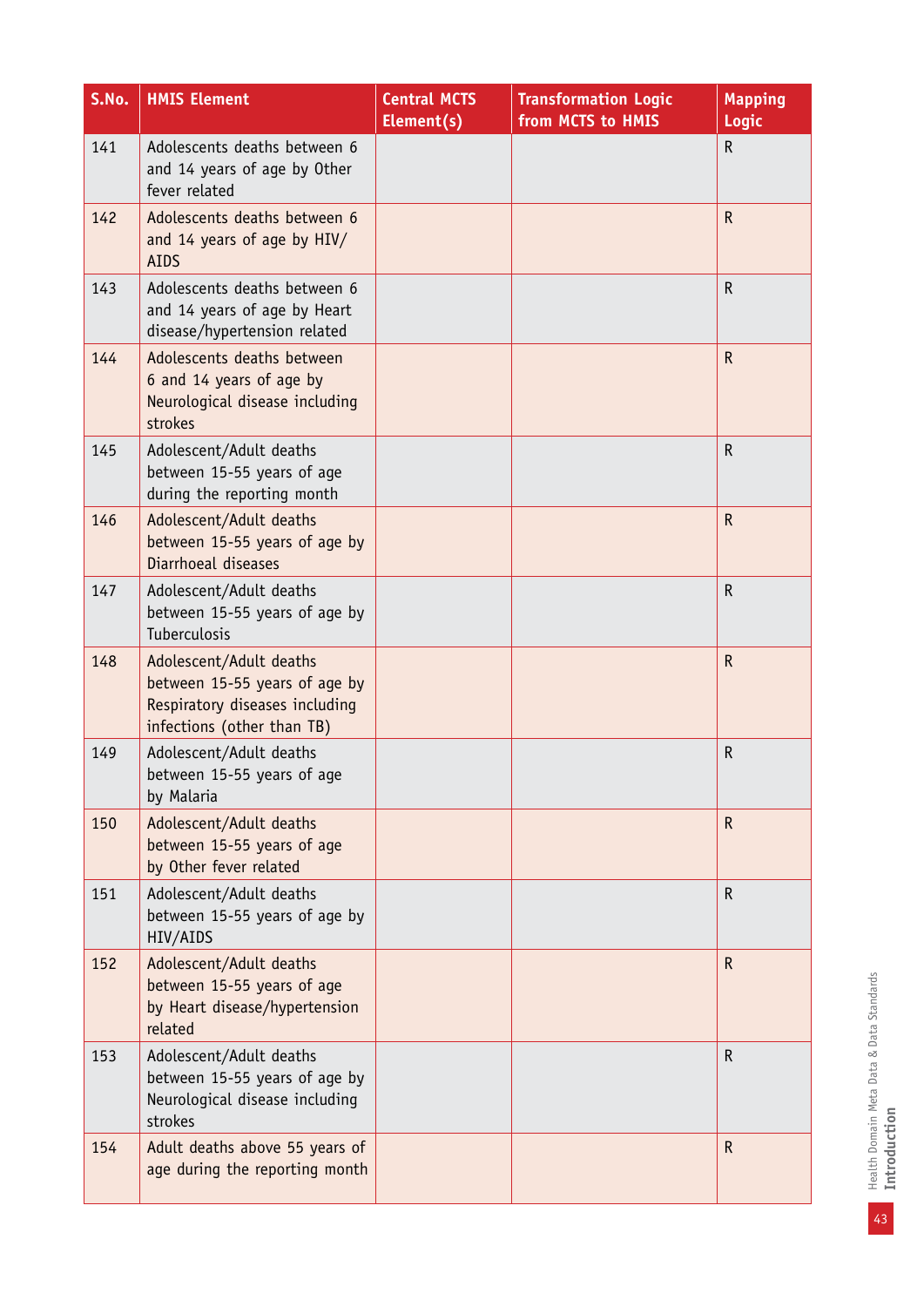| S.No. | HMIS Element | Central MCTS Element(s) | Transformation Logic from MCTS to HMIS | Mapping Logic |
|---|---|---|---|---|
| 141 | Adolescents deaths between 6 and 14 years of age by Other fever related | | | R |
| 142 | Adolescents deaths between 6 and 14 years of age by HIV/ AIDS | | | R |
| 143 | Adolescents deaths between 6 and 14 years of age by Heart disease/hypertension related | | | R |
| 144 | Adolescents deaths between 6 and 14 years of age by Neurological disease including strokes | | | R |
| 145 | Adolescent/Adult deaths between 15-55 years of age during the reporting month | | | R |
| 146 | Adolescent/Adult deaths between 15-55 years of age by Diarrhoeal diseases | | | R |
| 147 | Adolescent/Adult deaths between 15-55 years of age by Tuberculosis | | | R |
| 148 | Adolescent/Adult deaths between 15-55 years of age by Respiratory diseases including infections (other than TB) | | | R |
| 149 | Adolescent/Adult deaths between 15-55 years of age by Malaria | | | R |
| 150 | Adolescent/Adult deaths between 15-55 years of age by Other fever related | | | R |
| 151 | Adolescent/Adult deaths between 15-55 years of age by HIV/AIDS | | | R |
| 152 | Adolescent/Adult deaths between 15-55 years of age by Heart disease/hypertension related | | | R |
| 153 | Adolescent/Adult deaths between 15-55 years of age by Neurological disease including strokes | | | R |
| 154 | Adult deaths above 55 years of age during the reporting month | | | R |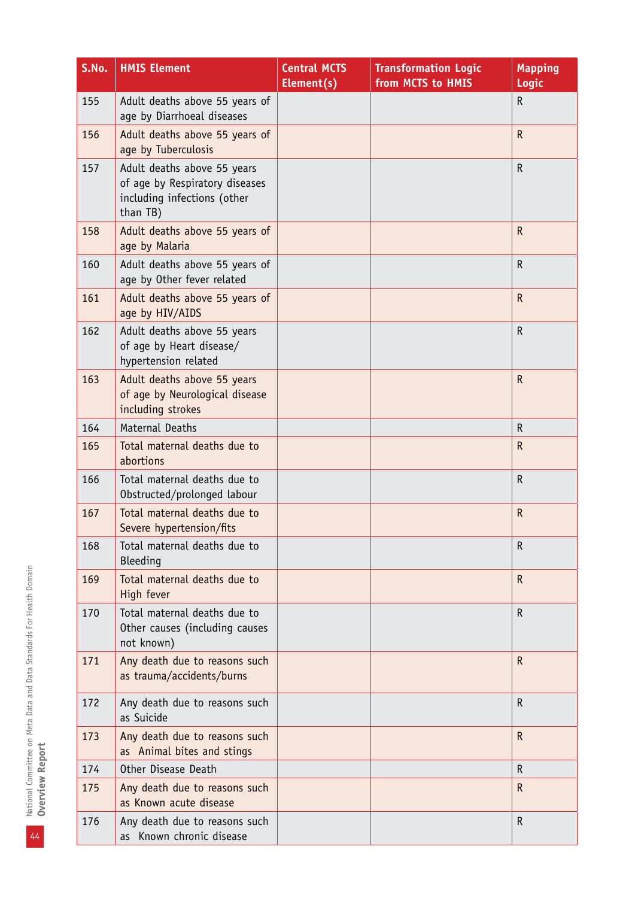| S.No. | HMIS Element | Central MCTS Element(s) | Transformation Logic from MCTS to HMIS | Mapping Logic |
|---|---|---|---|---|
| 155 | Adult deaths above 55 years of age by Diarrhoeal diseases | | | R |
| 156 | Adult deaths above 55 years of age by Tuberculosis | | | R |
| 157 | Adult deaths above 55 years of age by Respiratory diseases including infections (other than TB) | | | R |
| 158 | Adult deaths above 55 years of age by Malaria | | | R |
| 160 | Adult deaths above 55 years of age by Other fever related | | | R |
| 161 | Adult deaths above 55 years of age by HIV/AIDS | | | R |
| 162 | Adult deaths above 55 years of age by Heart disease/ hypertension related | | | R |
| 163 | Adult deaths above 55 years of age by Neurological disease including strokes | | | R |
| 164 | Maternal Deaths | | | R |
| 165 | Total maternal deaths due to abortions | | | R |
| 166 | Total maternal deaths due to Obstructed/prolonged labour | | | R |
| 167 | Total maternal deaths due to Severe hypertension/fits | | | R |
| 168 | Total maternal deaths due to Bleeding | | | R |
| 169 | Total maternal deaths due to High fever | | | R |
| 170 | Total maternal deaths due to Other causes (including causes not known) | | | R |
| 171 | Any death due to reasons such as trauma/accidents/burns | | | R |
| 172 | Any death due to reasons such as Suicide | | | R |
| 173 | Any death due to reasons such as Animal bites and stings | | | R |
| 174 | Other Disease Death | | | R |
| 175 | Any death due to reasons such as Known acute disease | | | R |
| 176 | Any death due to reasons such as Known chronic disease | | | R |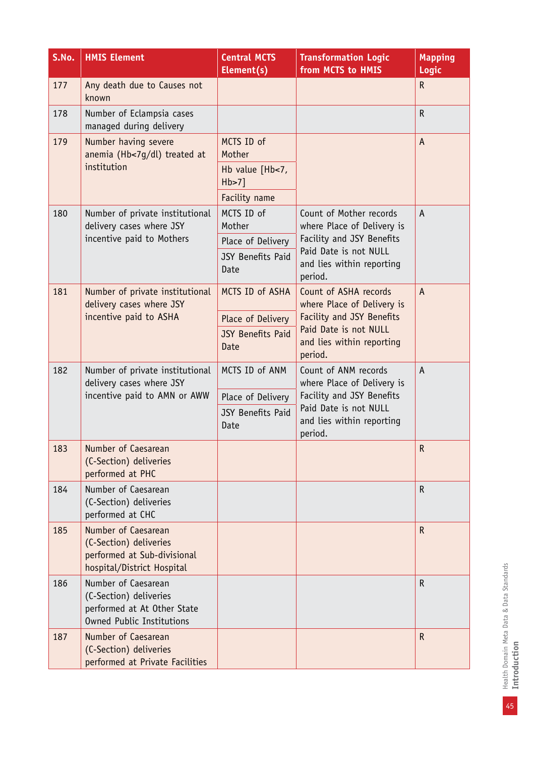| S.No. | HMIS Element | Central MCTS Element(s) | Transformation Logic from MCTS to HMIS | Mapping Logic |
|---|---|---|---|---|
| 177 | Any death due to Causes not known | | | R |
| 178 | Number of Eclampsia cases managed during delivery | | | R |
| 179 | Number having severe anemia (Hb<7g/dl) treated at institution | MCTS ID of Mother | | A |
| | | Hb value [Hb<7, Hb>7] | | |
| | | Facility name | | |
| 180 | Number of private institutional delivery cases where JSY incentive paid to Mothers | MCTS ID of Mother | Count of Mother records where Place of Delivery is Facility and JSY Benefits Paid Date is not NULL and lies within reporting period. | A |
| | | Place of Delivery | | |
| | | JSY Benefits Paid Date | | |
| 181 | Number of private institutional delivery cases where JSY incentive paid to ASHA | MCTS ID of ASHA | Count of ASHA records where Place of Delivery is Facility and JSY Benefits Paid Date is not NULL and lies within reporting period. | A |
| | | Place of Delivery | | |
| | | JSY Benefits Paid Date | | |
| 182 | Number of private institutional delivery cases where JSY incentive paid to AMN or AWW | MCTS ID of ANM | Count of ANM records where Place of Delivery is Facility and JSY Benefits Paid Date is not NULL and lies within reporting period. | A |
| | | Place of Delivery | | |
| | | JSY Benefits Paid Date | | |
| 183 | Number of Caesarean (C-Section) deliveries performed at PHC | | | R |
| 184 | Number of Caesarean (C-Section) deliveries performed at CHC | | | R |
| 185 | Number of Caesarean (C-Section) deliveries performed at Sub-divisional hospital/District Hospital | | | R |
| 186 | Number of Caesarean (C-Section) deliveries performed at At Other State Owned Public Institutions | | | R |
| 187 | Number of Caesarean (C-Section) deliveries performed at Private Facilities | | | R |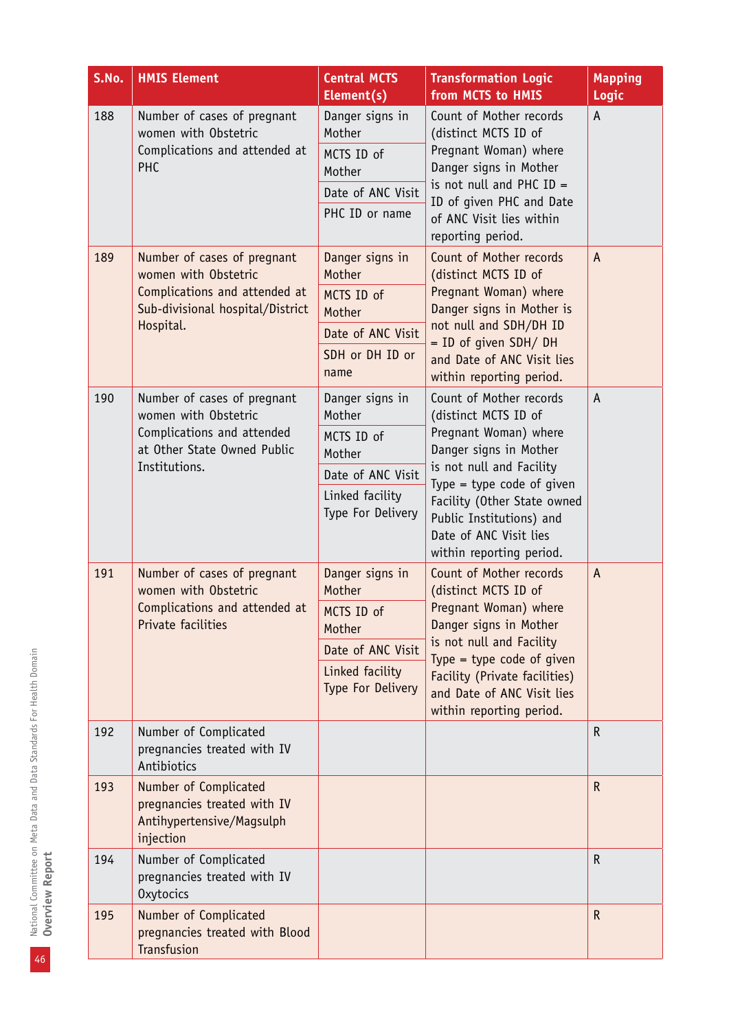| S.No. | HMIS Element | Central MCTS Element(s) | Transformation Logic from MCTS to HMIS | Mapping Logic |
|---|---|---|---|---|
| 188 | Number of cases of pregnant women with Obstetric Complications and attended at PHC | Danger signs in Mother<br>MCTS ID of Mother<br>Date of ANC Visit<br>PHC ID or name | Count of Mother records (distinct MCTS ID of Pregnant Woman) where Danger signs in Mother is not null and PHC ID = ID of given PHC and Date of ANC Visit lies within reporting period. | A |
| 189 | Number of cases of pregnant women with Obstetric Complications and attended at Sub-divisional hospital/District Hospital. | Danger signs in Mother<br>MCTS ID of Mother<br>Date of ANC Visit<br>SDH or DH ID or name | Count of Mother records (distinct MCTS ID of Pregnant Woman) where Danger signs in Mother is not null and SDH/DH ID = ID of given SDH/ DH and Date of ANC Visit lies within reporting period. | A |
| 190 | Number of cases of pregnant women with Obstetric Complications and attended at Other State Owned Public Institutions. | Danger signs in Mother<br>MCTS ID of Mother<br>Date of ANC Visit<br>Linked facility Type For Delivery | Count of Mother records (distinct MCTS ID of Pregnant Woman) where Danger signs in Mother is not null and Facility Type = type code of given Facility (Other State owned Public Institutions) and Date of ANC Visit lies within reporting period. | A |
| 191 | Number of cases of pregnant women with Obstetric Complications and attended at Private facilities | Danger signs in Mother<br>MCTS ID of Mother<br>Date of ANC Visit<br>Linked facility Type For Delivery | Count of Mother records (distinct MCTS ID of Pregnant Woman) where Danger signs in Mother is not null and Facility Type = type code of given Facility (Private facilities) and Date of ANC Visit lies within reporting period. | A |
| 192 | Number of Complicated pregnancies treated with IV Antibiotics | | | R |
| 193 | Number of Complicated pregnancies treated with IV Antihypertensive/Magsulph injection | | | R |
| 194 | Number of Complicated pregnancies treated with IV Oxytocics | | | R |
| 195 | Number of Complicated pregnancies treated with Blood Transfusion | | | R |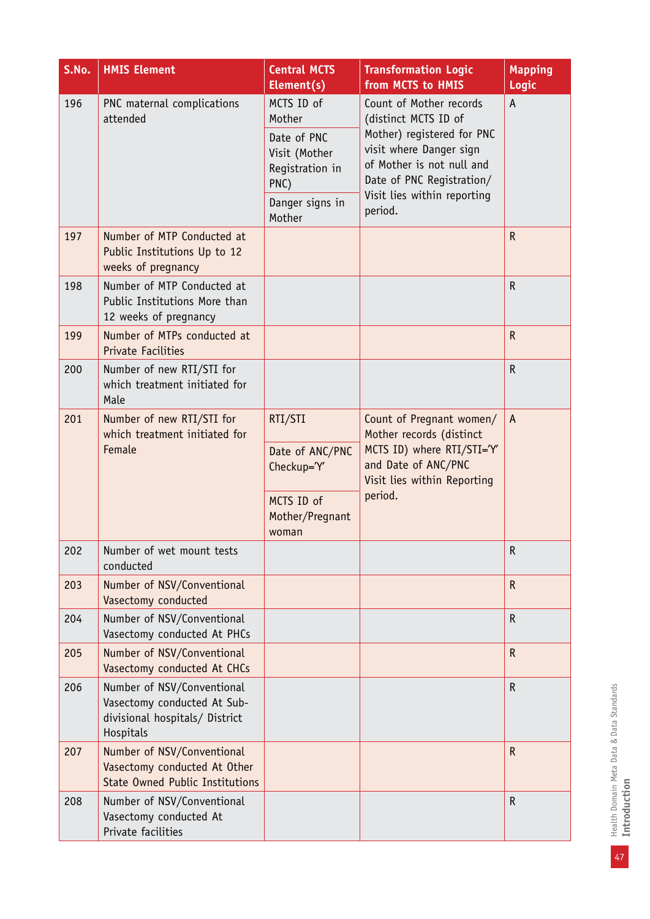| S.No. | HMIS Element | Central MCTS Element(s) | Transformation Logic from MCTS to HMIS | Mapping Logic |
|---|---|---|---|---|
| 196 | PNC maternal complications attended | MCTS ID of Mother<br>Date of PNC Visit (Mother Registration in PNC)<br>Danger signs in Mother | Count of Mother records (distinct MCTS ID of Mother) registered for PNC visit where Danger sign of Mother is not null and Date of PNC Registration/ Visit lies within reporting period. | A |
| 197 | Number of MTP Conducted at Public Institutions Up to 12 weeks of pregnancy | | | R |
| 198 | Number of MTP Conducted at Public Institutions More than 12 weeks of pregnancy | | | R |
| 199 | Number of MTPs conducted at Private Facilities | | | R |
| 200 | Number of new RTI/STI for which treatment initiated for Male | | | R |
| 201 | Number of new RTI/STI for which treatment initiated for Female | RTI/STI<br>Date of ANC/PNC Checkup='Y'<br>MCTS ID of Mother/Pregnant woman | Count of Pregnant women/ Mother records (distinct MCTS ID) where RTI/STI='Y' and Date of ANC/PNC Visit lies within Reporting period. | A |
| 202 | Number of wet mount tests conducted | | | R |
| 203 | Number of NSV/Conventional Vasectomy conducted | | | R |
| 204 | Number of NSV/Conventional Vasectomy conducted At PHCs | | | R |
| 205 | Number of NSV/Conventional Vasectomy conducted At CHCs | | | R |
| 206 | Number of NSV/Conventional Vasectomy conducted At Sub-divisional hospitals/ District Hospitals | | | R |
| 207 | Number of NSV/Conventional Vasectomy conducted At Other State Owned Public Institutions | | | R |
| 208 | Number of NSV/Conventional Vasectomy conducted At Private facilities | | | R |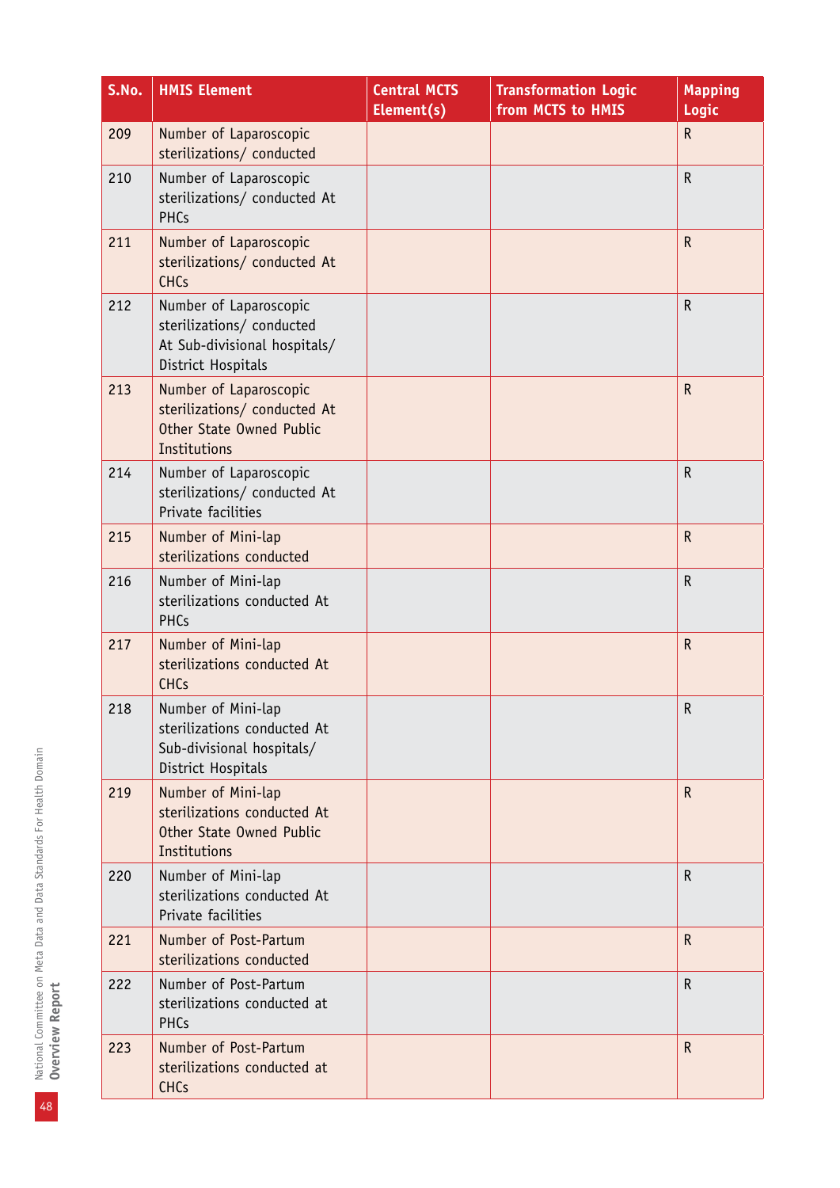| S.No. | HMIS Element | Central MCTS Element(s) | Transformation Logic from MCTS to HMIS | Mapping Logic |
|---|---|---|---|---|
| 209 | Number of Laparoscopic sterilizations/ conducted | | | R |
| 210 | Number of Laparoscopic sterilizations/ conducted At PHCs | | | R |
| 211 | Number of Laparoscopic sterilizations/ conducted At CHCs | | | R |
| 212 | Number of Laparoscopic sterilizations/ conducted At Sub-divisional hospitals/ District Hospitals | | | R |
| 213 | Number of Laparoscopic sterilizations/ conducted At Other State Owned Public Institutions | | | R |
| 214 | Number of Laparoscopic sterilizations/ conducted At Private facilities | | | R |
| 215 | Number of Mini-lap sterilizations conducted | | | R |
| 216 | Number of Mini-lap sterilizations conducted At PHCs | | | R |
| 217 | Number of Mini-lap sterilizations conducted At CHCs | | | R |
| 218 | Number of Mini-lap sterilizations conducted At Sub-divisional hospitals/ District Hospitals | | | R |
| 219 | Number of Mini-lap sterilizations conducted At Other State Owned Public Institutions | | | R |
| 220 | Number of Mini-lap sterilizations conducted At Private facilities | | | R |
| 221 | Number of Post-Partum sterilizations conducted | | | R |
| 222 | Number of Post-Partum sterilizations conducted at PHCs | | | R |
| 223 | Number of Post-Partum sterilizations conducted at CHCs | | | R |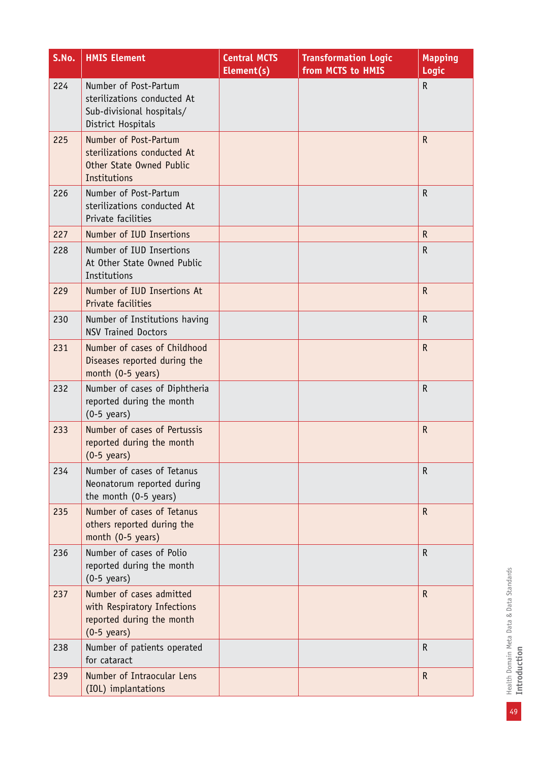| S.No. | HMIS Element | Central MCTS Element(s) | Transformation Logic from MCTS to HMIS | Mapping Logic |
|---|---|---|---|---|
| 224 | Number of Post-Partum sterilizations conducted At Sub-divisional hospitals/ District Hospitals | | | R |
| 225 | Number of Post-Partum sterilizations conducted At Other State Owned Public Institutions | | | R |
| 226 | Number of Post-Partum sterilizations conducted At Private facilities | | | R |
| 227 | Number of IUD Insertions | | | R |
| 228 | Number of IUD Insertions At Other State Owned Public Institutions | | | R |
| 229 | Number of IUD Insertions At Private facilities | | | R |
| 230 | Number of Institutions having NSV Trained Doctors | | | R |
| 231 | Number of cases of Childhood Diseases reported during the month (0-5 years) | | | R |
| 232 | Number of cases of Diphtheria reported during the month (0-5 years) | | | R |
| 233 | Number of cases of Pertussis reported during the month (0-5 years) | | | R |
| 234 | Number of cases of Tetanus Neonatorum reported during the month (0-5 years) | | | R |
| 235 | Number of cases of Tetanus others reported during the month (0-5 years) | | | R |
| 236 | Number of cases of Polio reported during the month (0-5 years) | | | R |
| 237 | Number of cases admitted with Respiratory Infections reported during the month (0-5 years) | | | R |
| 238 | Number of patients operated for cataract | | | R |
| 239 | Number of Intraocular Lens (IOL) implantations | | | R |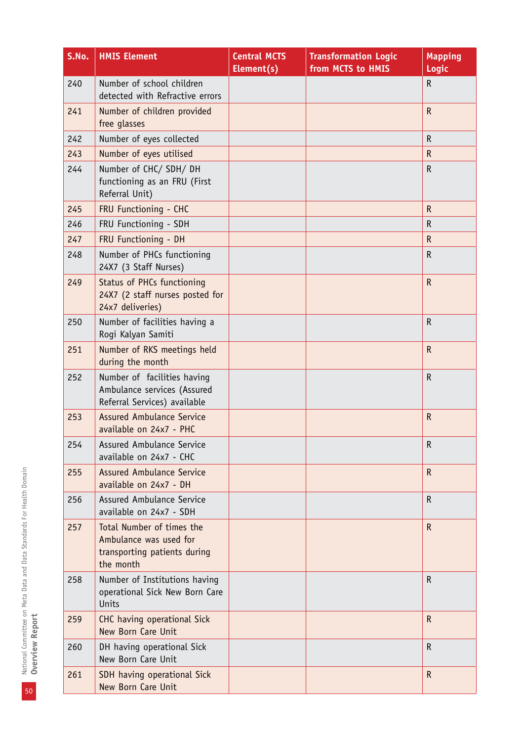| S.No. | HMIS Element | Central MCTS Element(s) | Transformation Logic from MCTS to HMIS | Mapping Logic |
|---|---|---|---|---|
| 240 | Number of school children detected with Refractive errors | | | R |
| 241 | Number of children provided free glasses | | | R |
| 242 | Number of eyes collected | | | R |
| 243 | Number of eyes utilised | | | R |
| 244 | Number of CHC/ SDH/ DH functioning as an FRU (First Referral Unit) | | | R |
| 245 | FRU Functioning - CHC | | | R |
| 246 | FRU Functioning - SDH | | | R |
| 247 | FRU Functioning - DH | | | R |
| 248 | Number of PHCs functioning 24X7 (3 Staff Nurses) | | | R |
| 249 | Status of PHCs functioning 24X7 (2 staff nurses posted for 24x7 deliveries) | | | R |
| 250 | Number of facilities having a Rogi Kalyan Samiti | | | R |
| 251 | Number of RKS meetings held during the month | | | R |
| 252 | Number of facilities having Ambulance services (Assured Referral Services) available | | | R |
| 253 | Assured Ambulance Service available on 24x7 - PHC | | | R |
| 254 | Assured Ambulance Service available on 24x7 - CHC | | | R |
| 255 | Assured Ambulance Service available on 24x7 - DH | | | R |
| 256 | Assured Ambulance Service available on 24x7 - SDH | | | R |
| 257 | Total Number of times the Ambulance was used for transporting patients during the month | | | R |
| 258 | Number of Institutions having operational Sick New Born Care Units | | | R |
| 259 | CHC having operational Sick New Born Care Unit | | | R |
| 260 | DH having operational Sick New Born Care Unit | | | R |
| 261 | SDH having operational Sick New Born Care Unit | | | R |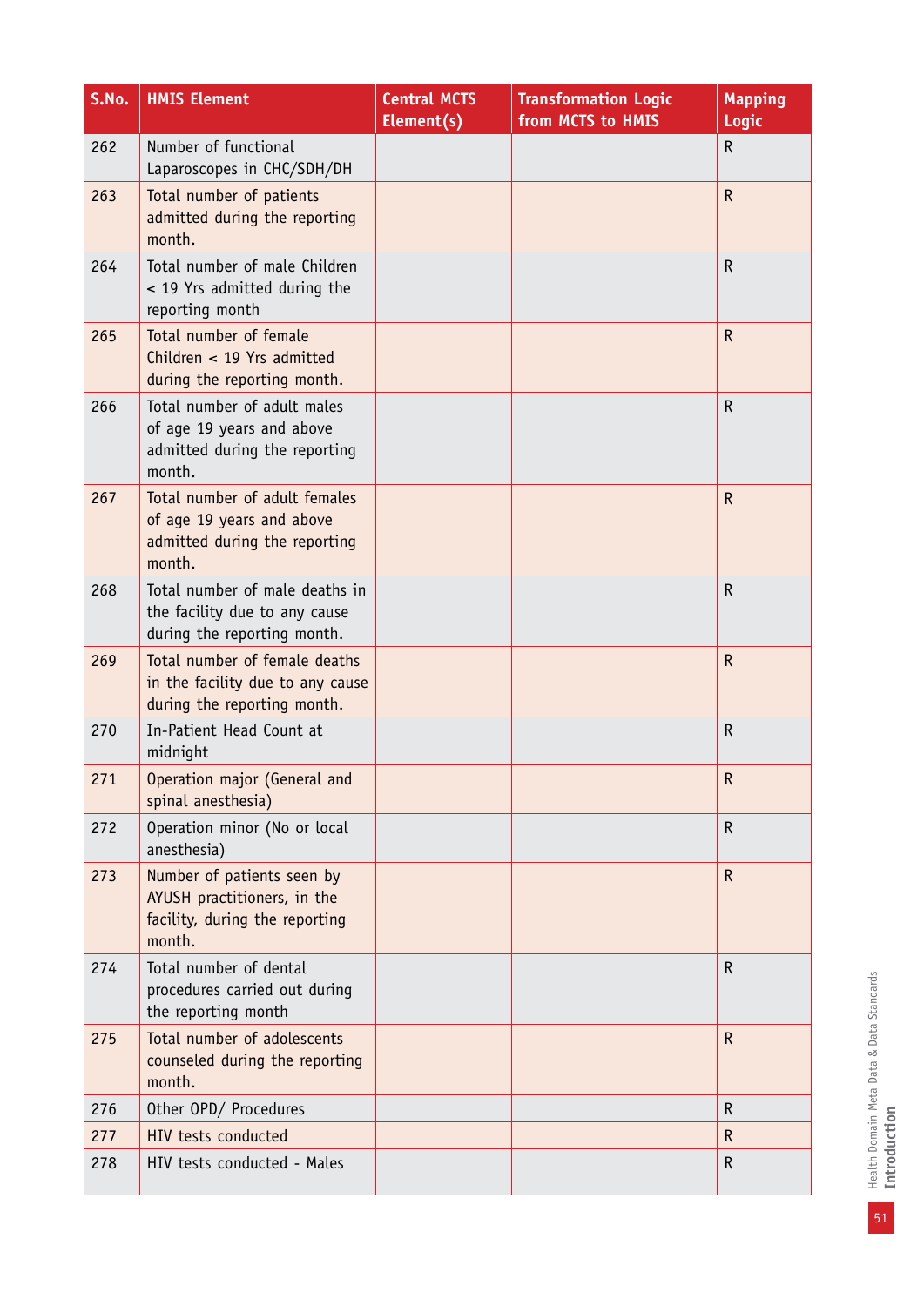| S.No. | HMIS Element | Central MCTS Element(s) | Transformation Logic from MCTS to HMIS | Mapping Logic |
|---|---|---|---|---|
| 262 | Number of functional Laparoscopes in CHC/SDH/DH | | | R |
| 263 | Total number of patients admitted during the reporting month. | | | R |
| 264 | Total number of male Children < 19 Yrs admitted during the reporting month | | | R |
| 265 | Total number of female Children < 19 Yrs admitted during the reporting month. | | | R |
| 266 | Total number of adult males of age 19 years and above admitted during the reporting month. | | | R |
| 267 | Total number of adult females of age 19 years and above admitted during the reporting month. | | | R |
| 268 | Total number of male deaths in the facility due to any cause during the reporting month. | | | R |
| 269 | Total number of female deaths in the facility due to any cause during the reporting month. | | | R |
| 270 | In-Patient Head Count at midnight | | | R |
| 271 | Operation major (General and spinal anesthesia) | | | R |
| 272 | Operation minor (No or local anesthesia) | | | R |
| 273 | Number of patients seen by AYUSH practitioners, in the facility, during the reporting month. | | | R |
| 274 | Total number of dental procedures carried out during the reporting month | | | R |
| 275 | Total number of adolescents counseled during the reporting month. | | | R |
| 276 | Other OPD/ Procedures | | | R |
| 277 | HIV tests conducted | | | R |
| 278 | HIV tests conducted - Males | | | R |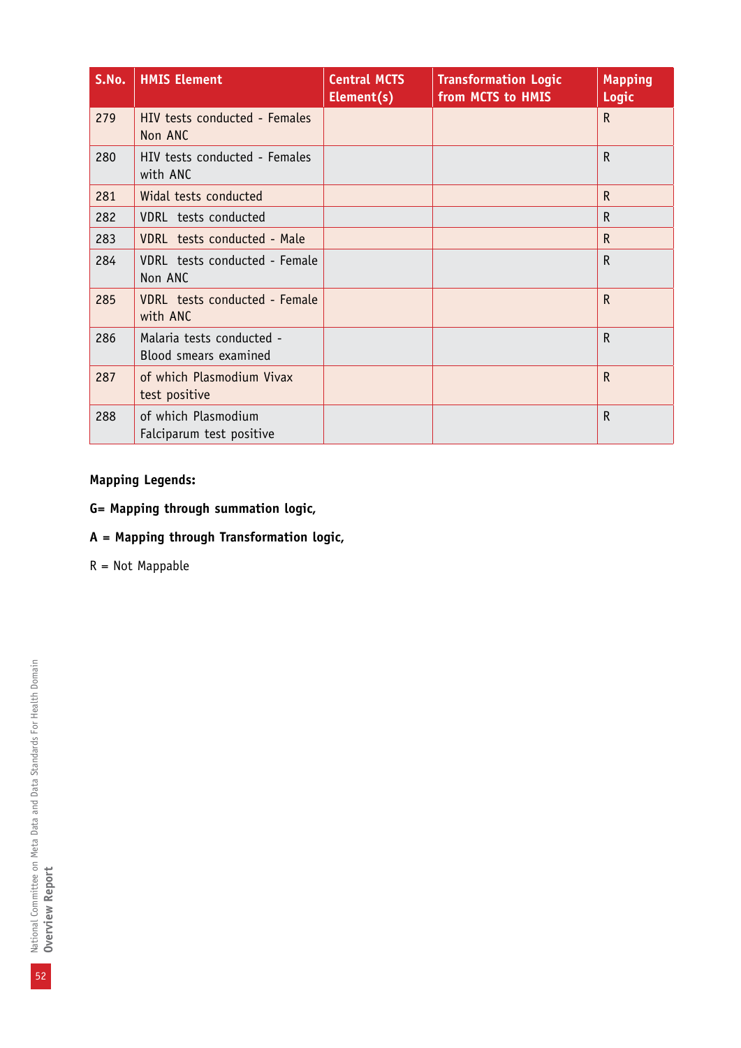| S.No. | HMIS Element | Central MCTS Element(s) | Transformation Logic from MCTS to HMIS | Mapping Logic |
|---|---|---|---|---|
| 279 | HIV tests conducted - Females Non ANC | | | R |
| 280 | HIV tests conducted - Females with ANC | | | R |
| 281 | Widal tests conducted | | | R |
| 282 | VDRL tests conducted | | | R |
| 283 | VDRL tests conducted - Male | | | R |
| 284 | VDRL tests conducted - Female Non ANC | | | R |
| 285 | VDRL tests conducted - Female with ANC | | | R |
| 286 | Malaria tests conducted - Blood smears examined | | | R |
| 287 | of which Plasmodium Vivax test positive | | | R |
| 288 | of which Plasmodium Falciparum test positive | | | R |

**Mapping Legends:**

**G= Mapping through summation logic,**

**A = Mapping through Transformation logic,**

R = Not Mappable